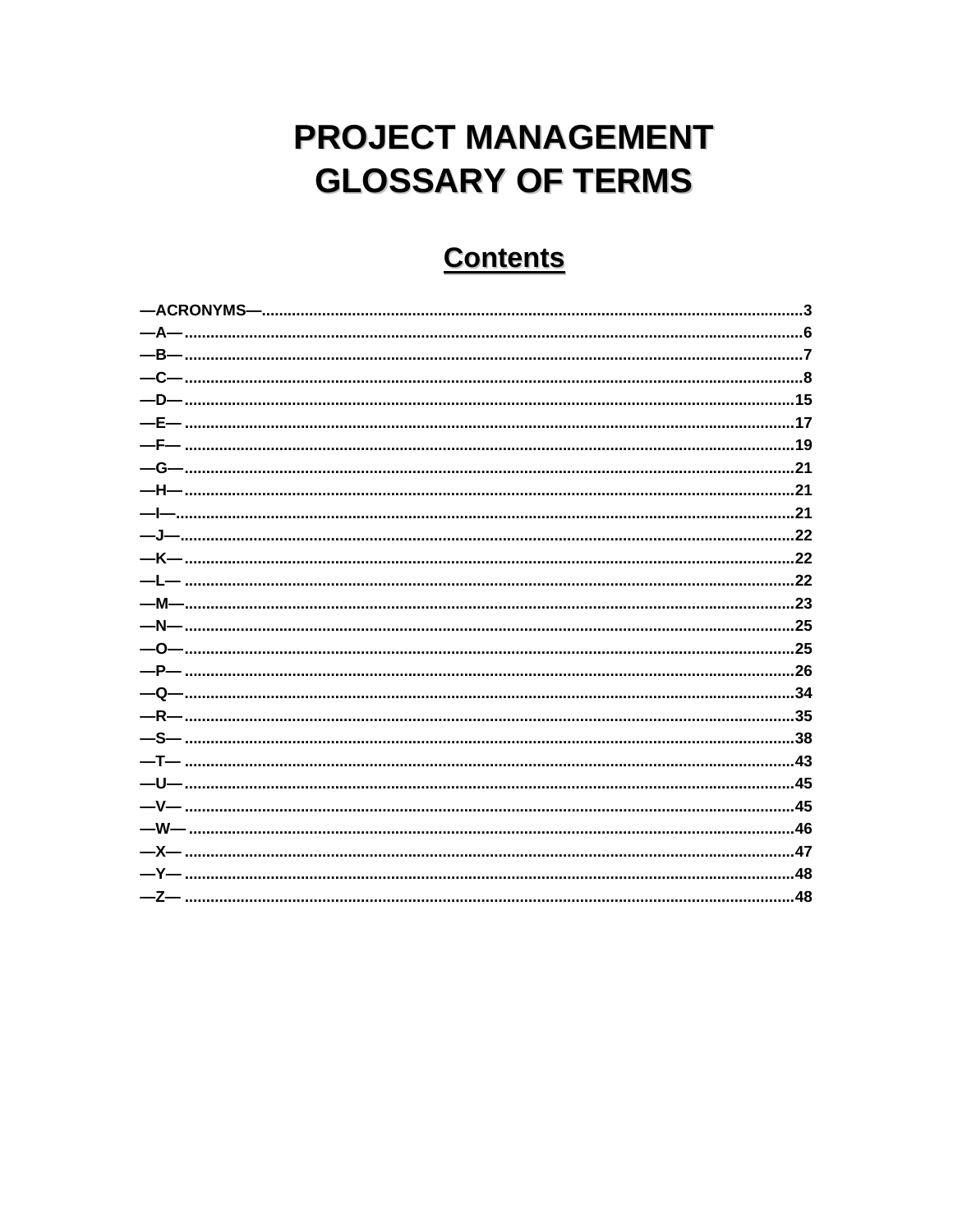# PROJECT MANAGEMENT GLOSSARY OF TERMS

## Contents

—ACRONYMS—.....3
—A—.....6
—B—.....7
—C—.....8
—D—.....15
—E—.....17
—F—.....19
—G—.....21
—H—.....21
—I—.....21
—J—.....22
—K—.....22
—L—.....22
—M—.....23
—N—.....25
—O—.....25
—P—.....26
—Q—.....34
—R—.....35
—S—.....38
—T—.....43
—U—.....45
—V—.....45
—W—.....46
—X—.....47
—Y—.....48
—Z—.....48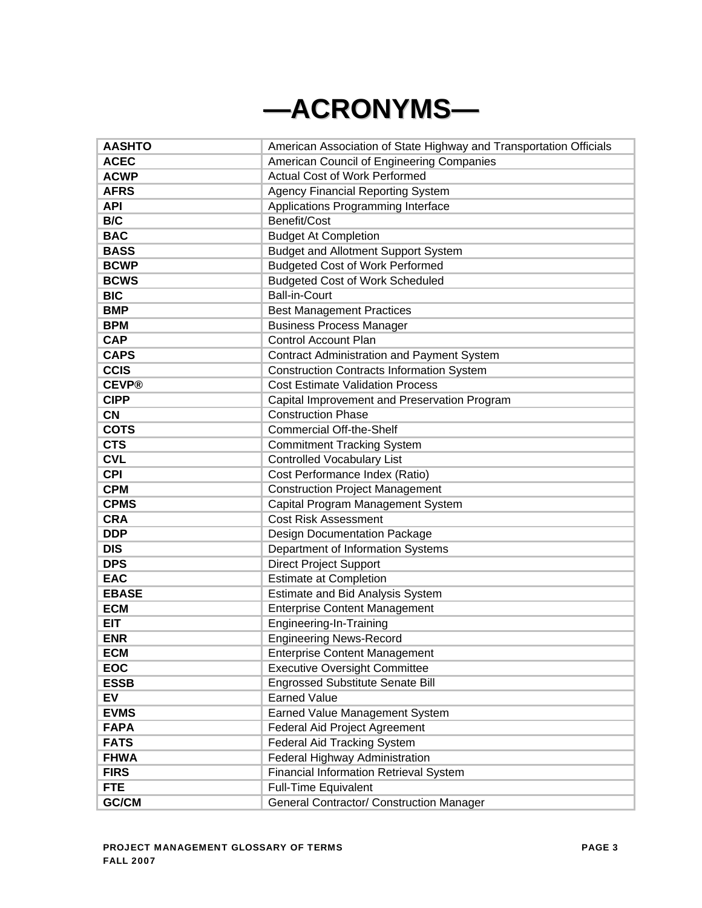# —ACRONYMS—

| | |
|---|---|
| **AASHTO** | American Association of State Highway and Transportation Officials |
| **ACEC** | American Council of Engineering Companies |
| **ACWP** | Actual Cost of Work Performed |
| **AFRS** | Agency Financial Reporting System |
| **API** | Applications Programming Interface |
| **B/C** | Benefit/Cost |
| **BAC** | Budget At Completion |
| **BASS** | Budget and Allotment Support System |
| **BCWP** | Budgeted Cost of Work Performed |
| **BCWS** | Budgeted Cost of Work Scheduled |
| **BIC** | Ball-in-Court |
| **BMP** | Best Management Practices |
| **BPM** | Business Process Manager |
| **CAP** | Control Account Plan |
| **CAPS** | Contract Administration and Payment System |
| **CCIS** | Construction Contracts Information System |
| **CEVP®** | Cost Estimate Validation Process |
| **CIPP** | Capital Improvement and Preservation Program |
| **CN** | Construction Phase |
| **COTS** | Commercial Off-the-Shelf |
| **CTS** | Commitment Tracking System |
| **CVL** | Controlled Vocabulary List |
| **CPI** | Cost Performance Index (Ratio) |
| **CPM** | Construction Project Management |
| **CPMS** | Capital Program Management System |
| **CRA** | Cost Risk Assessment |
| **DDP** | Design Documentation Package |
| **DIS** | Department of Information Systems |
| **DPS** | Direct Project Support |
| **EAC** | Estimate at Completion |
| **EBASE** | Estimate and Bid Analysis System |
| **ECM** | Enterprise Content Management |
| **EIT** | Engineering-In-Training |
| **ENR** | Engineering News-Record |
| **ECM** | Enterprise Content Management |
| **EOC** | Executive Oversight Committee |
| **ESSB** | Engrossed Substitute Senate Bill |
| **EV** | Earned Value |
| **EVMS** | Earned Value Management System |
| **FAPA** | Federal Aid Project Agreement |
| **FATS** | Federal Aid Tracking System |
| **FHWA** | Federal Highway Administration |
| **FIRS** | Financial Information Retrieval System |
| **FTE** | Full-Time Equivalent |
| **GC/CM** | General Contractor/ Construction Manager |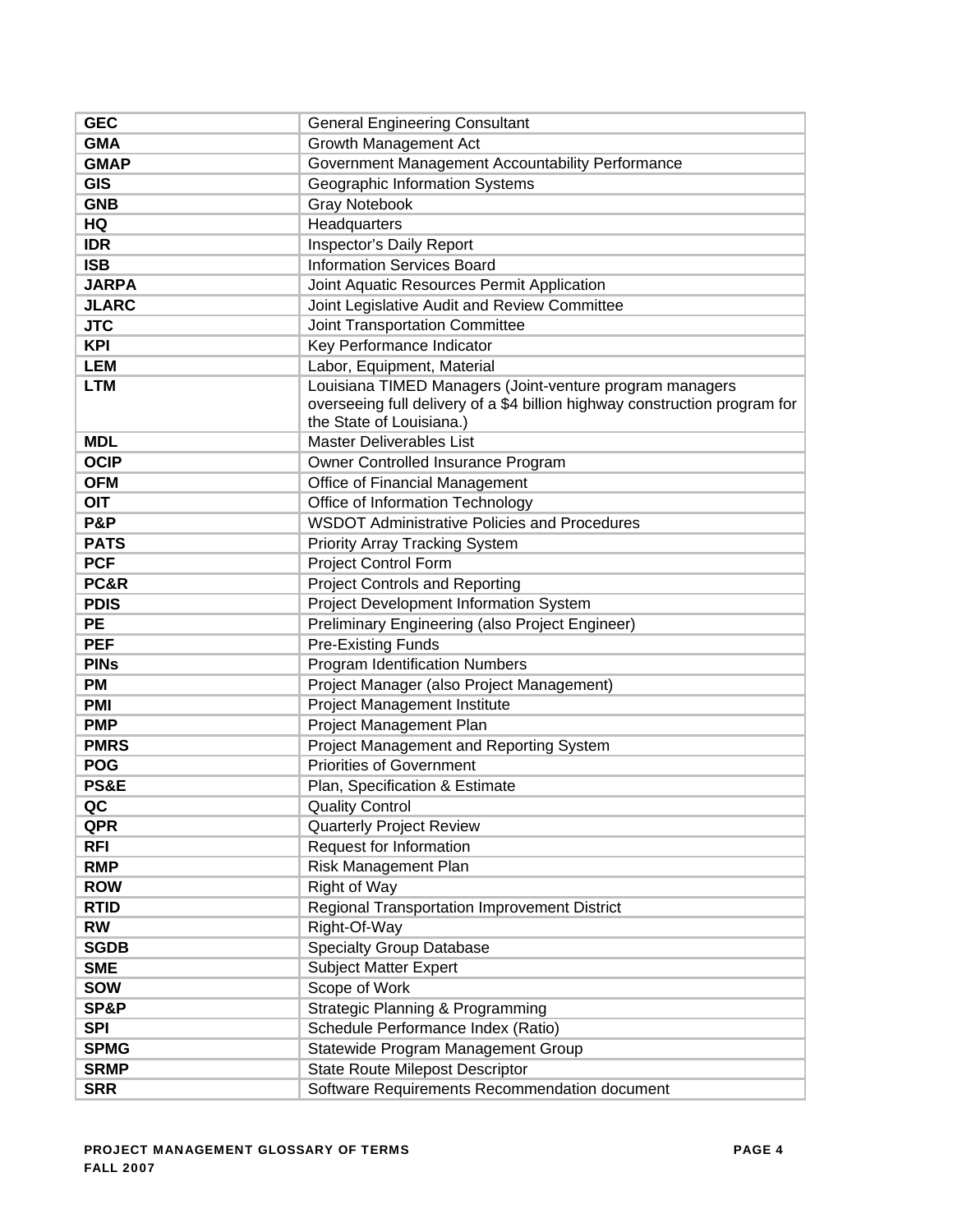| | |
|---|---|
| **GEC** | General Engineering Consultant |
| **GMA** | Growth Management Act |
| **GMAP** | Government Management Accountability Performance |
| **GIS** | Geographic Information Systems |
| **GNB** | Gray Notebook |
| **HQ** | Headquarters |
| **IDR** | Inspector's Daily Report |
| **ISB** | Information Services Board |
| **JARPA** | Joint Aquatic Resources Permit Application |
| **JLARC** | Joint Legislative Audit and Review Committee |
| **JTC** | Joint Transportation Committee |
| **KPI** | Key Performance Indicator |
| **LEM** | Labor, Equipment, Material |
| **LTM** | Louisiana TIMED Managers (Joint-venture program managers overseeing full delivery of a $4 billion highway construction program for the State of Louisiana.) |
| **MDL** | Master Deliverables List |
| **OCIP** | Owner Controlled Insurance Program |
| **OFM** | Office of Financial Management |
| **OIT** | Office of Information Technology |
| **P&P** | WSDOT Administrative Policies and Procedures |
| **PATS** | Priority Array Tracking System |
| **PCF** | Project Control Form |
| **PC&R** | Project Controls and Reporting |
| **PDIS** | Project Development Information System |
| **PE** | Preliminary Engineering (also Project Engineer) |
| **PEF** | Pre-Existing Funds |
| **PINs** | Program Identification Numbers |
| **PM** | Project Manager (also Project Management) |
| **PMI** | Project Management Institute |
| **PMP** | Project Management Plan |
| **PMRS** | Project Management and Reporting System |
| **POG** | Priorities of Government |
| **PS&E** | Plan, Specification & Estimate |
| **QC** | Quality Control |
| **QPR** | Quarterly Project Review |
| **RFI** | Request for Information |
| **RMP** | Risk Management Plan |
| **ROW** | Right of Way |
| **RTID** | Regional Transportation Improvement District |
| **RW** | Right-Of-Way |
| **SGDB** | Specialty Group Database |
| **SME** | Subject Matter Expert |
| **SOW** | Scope of Work |
| **SP&P** | Strategic Planning & Programming |
| **SPI** | Schedule Performance Index (Ratio) |
| **SPMG** | Statewide Program Management Group |
| **SRMP** | State Route Milepost Descriptor |
| **SRR** | Software Requirements Recommendation document |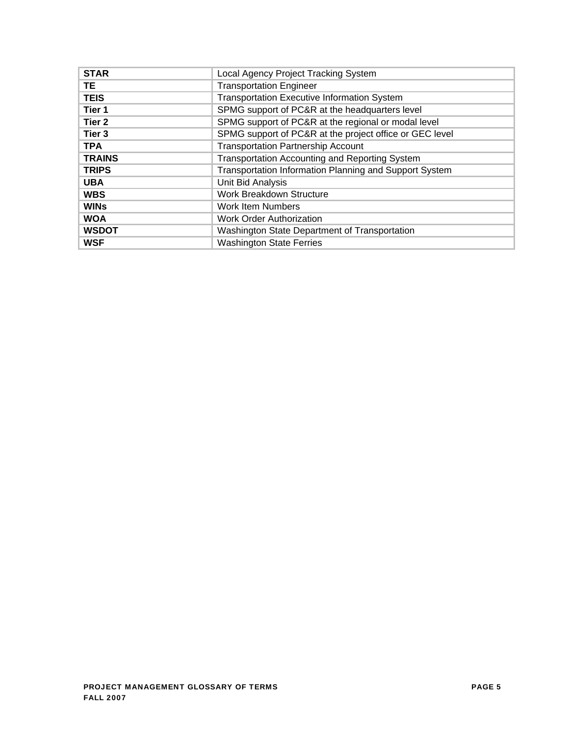| **STAR** | Local Agency Project Tracking System |
|---|---|
| **TE** | Transportation Engineer |
| **TEIS** | Transportation Executive Information System |
| **Tier 1** | SPMG support of PC&R at the headquarters level |
| **Tier 2** | SPMG support of PC&R at the regional or modal level |
| **Tier 3** | SPMG support of PC&R at the project office or GEC level |
| **TPA** | Transportation Partnership Account |
| **TRAINS** | Transportation Accounting and Reporting System |
| **TRIPS** | Transportation Information Planning and Support System |
| **UBA** | Unit Bid Analysis |
| **WBS** | Work Breakdown Structure |
| **WINs** | Work Item Numbers |
| **WOA** | Work Order Authorization |
| **WSDOT** | Washington State Department of Transportation |
| **WSF** | Washington State Ferries |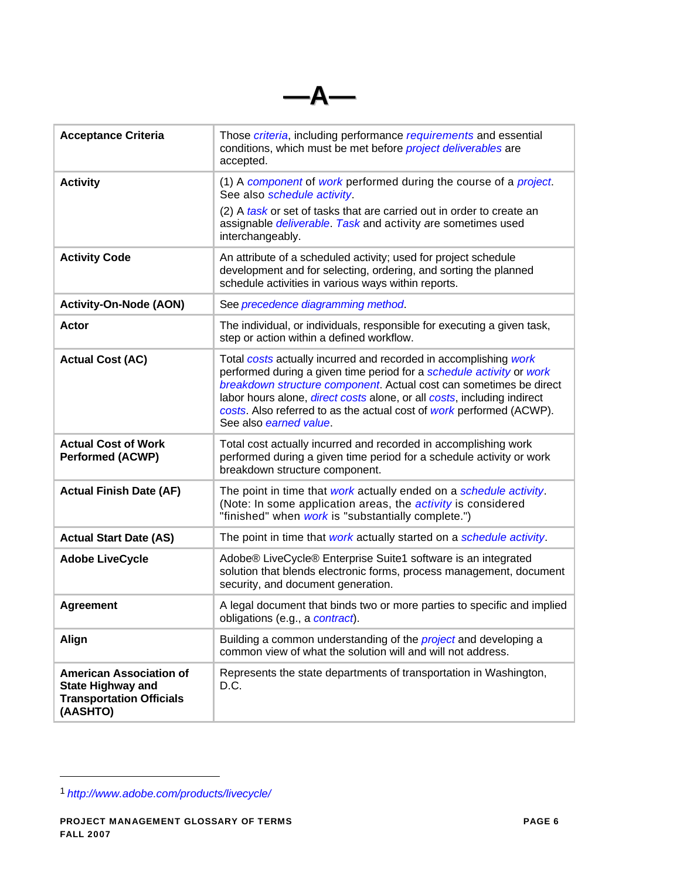# —A—

| | |
|---|---|
| **Acceptance Criteria** | Those *criteria*, including performance *requirements* and essential conditions, which must be met before *project deliverables* are accepted. |
| **Activity** | (1) A *component* of *work* performed during the course of a *project*. See also *schedule activity*.<br>(2) A *task* or set of tasks that are carried out in order to create an assignable *deliverable*. *Task* and activity are sometimes used interchangeably. |
| **Activity Code** | An attribute of a scheduled activity; used for project schedule development and for selecting, ordering, and sorting the planned schedule activities in various ways within reports. |
| **Activity-On-Node (AON)** | See *precedence diagramming method*. |
| **Actor** | The individual, or individuals, responsible for executing a given task, step or action within a defined workflow. |
| **Actual Cost (AC)** | Total *costs* actually incurred and recorded in accomplishing *work* performed during a given time period for a *schedule activity* or *work breakdown structure component*. Actual cost can sometimes be direct labor hours alone, *direct costs* alone, or all *costs*, including indirect *costs*. Also referred to as the actual cost of *work* performed (ACWP). See also *earned value*. |
| **Actual Cost of Work Performed (ACWP)** | Total cost actually incurred and recorded in accomplishing work performed during a given time period for a schedule activity or work breakdown structure component. |
| **Actual Finish Date (AF)** | The point in time that *work* actually ended on a *schedule activity*. (Note: In some application areas, the *activity* is considered "finished" when *work* is "substantially complete.") |
| **Actual Start Date (AS)** | The point in time that *work* actually started on a *schedule activity*. |
| **Adobe LiveCycle** | Adobe® LiveCycle® Enterprise Suite1 software is an integrated solution that blends electronic forms, process management, document security, and document generation. |
| **Agreement** | A legal document that binds two or more parties to specific and implied obligations (e.g., a *contract*). |
| **Align** | Building a common understanding of the *project* and developing a common view of what the solution will and will not address. |
| **American Association of State Highway and Transportation Officials (AASHTO)** | Represents the state departments of transportation in Washington, D.C. |

---

[1] *http://www.adobe.com/products/livecycle/*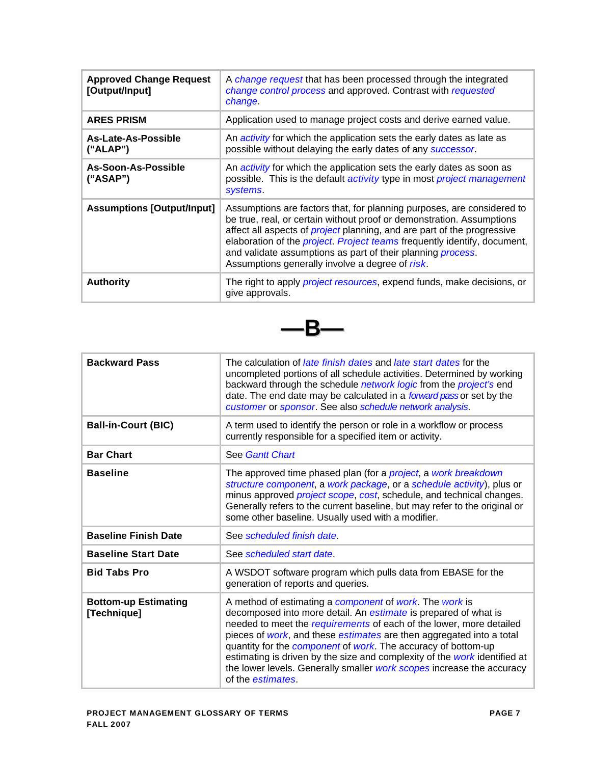| | |
|---|---|
| **Approved Change Request [Output/Input]** | A *change request* that has been processed through the integrated *change control process* and approved. Contrast with *requested change*. |
| **ARES PRISM** | Application used to manage project costs and derive earned value. |
| **As-Late-As-Possible ("ALAP")** | An *activity* for which the application sets the early dates as late as possible without delaying the early dates of any *successor*. |
| **As-Soon-As-Possible ("ASAP")** | An *activity* for which the application sets the early dates as soon as possible. This is the default *activity* type in most *project management systems*. |
| **Assumptions [Output/Input]** | Assumptions are factors that, for planning purposes, are considered to be true, real, or certain without proof or demonstration. Assumptions affect all aspects of *project* planning, and are part of the progressive elaboration of the *project*. *Project teams* frequently identify, document, and validate assumptions as part of their planning *process*. Assumptions generally involve a degree of *risk*. |
| **Authority** | The right to apply *project resources*, expend funds, make decisions, or give approvals. |

# —B—

| | |
|---|---|
| **Backward Pass** | The calculation of *late finish dates* and *late start dates* for the uncompleted portions of all schedule activities. Determined by working backward through the schedule *network logic* from the *project's* end date. The end date may be calculated in a *forward pass* or set by the *customer* or *sponsor*. See also *schedule network analysis*. |
| **Ball-in-Court (BIC)** | A term used to identify the person or role in a workflow or process currently responsible for a specified item or activity. |
| **Bar Chart** | See *Gantt Chart* |
| **Baseline** | The approved time phased plan (for a *project*, a *work breakdown structure component*, a *work package*, or a *schedule activity*), plus or minus approved *project scope*, *cost*, schedule, and technical changes. Generally refers to the current baseline, but may refer to the original or some other baseline. Usually used with a modifier. |
| **Baseline Finish Date** | See *scheduled finish date*. |
| **Baseline Start Date** | See *scheduled start date*. |
| **Bid Tabs Pro** | A WSDOT software program which pulls data from EBASE for the generation of reports and queries. |
| **Bottom-up Estimating [Technique]** | A method of estimating a *component* of *work*. The *work* is decomposed into more detail. An *estimate* is prepared of what is needed to meet the *requirements* of each of the lower, more detailed pieces of *work*, and these *estimates* are then aggregated into a total quantity for the *component* of *work*. The accuracy of bottom-up estimating is driven by the size and complexity of the *work* identified at the lower levels. Generally smaller *work scopes* increase the accuracy of the *estimates*. |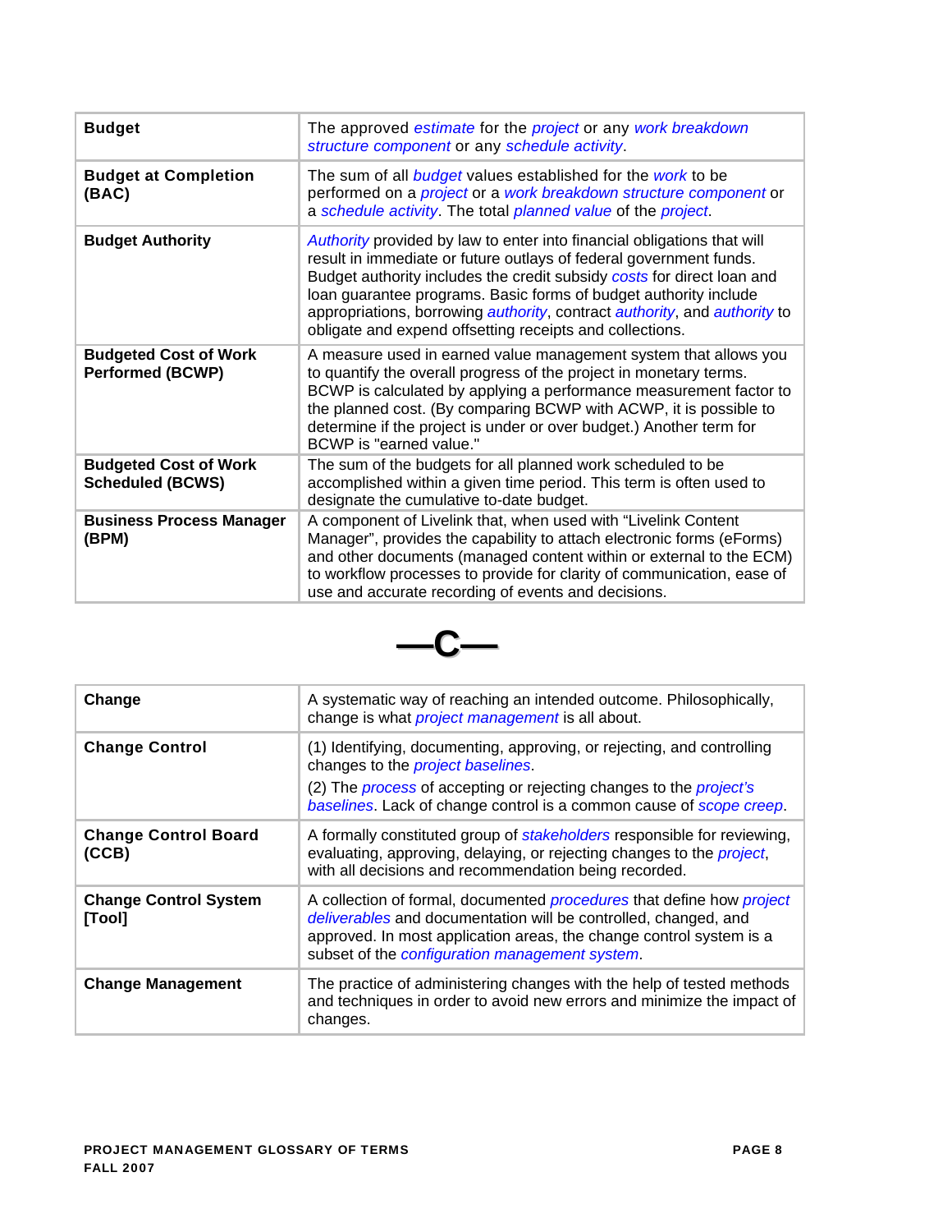| | |
|---|---|
| **Budget** | The approved *estimate* for the *project* or any *work breakdown structure component* or any *schedule activity*. |
| **Budget at Completion (BAC)** | The sum of all *budget* values established for the *work* to be performed on a *project* or a *work breakdown structure component* or a *schedule activity*. The total *planned value* of the *project*. |
| **Budget Authority** | *Authority* provided by law to enter into financial obligations that will result in immediate or future outlays of federal government funds. Budget authority includes the credit subsidy *costs* for direct loan and loan guarantee programs. Basic forms of budget authority include appropriations, borrowing *authority*, contract *authority*, and *authority* to obligate and expend offsetting receipts and collections. |
| **Budgeted Cost of Work Performed (BCWP)** | A measure used in earned value management system that allows you to quantify the overall progress of the project in monetary terms. BCWP is calculated by applying a performance measurement factor to the planned cost. (By comparing BCWP with ACWP, it is possible to determine if the project is under or over budget.) Another term for BCWP is "earned value." |
| **Budgeted Cost of Work Scheduled (BCWS)** | The sum of the budgets for all planned work scheduled to be accomplished within a given time period. This term is often used to designate the cumulative to-date budget. |
| **Business Process Manager (BPM)** | A component of Livelink that, when used with "Livelink Content Manager", provides the capability to attach electronic forms (eForms) and other documents (managed content within or external to the ECM) to workflow processes to provide for clarity of communication, ease of use and accurate recording of events and decisions. |

## —C—

| | |
|---|---|
| **Change** | A systematic way of reaching an intended outcome. Philosophically, change is what *project management* is all about. |
| **Change Control** | (1) Identifying, documenting, approving, or rejecting, and controlling changes to the *project baselines*.<br>(2) The *process* of accepting or rejecting changes to the *project's baselines*. Lack of change control is a common cause of *scope creep*. |
| **Change Control Board (CCB)** | A formally constituted group of *stakeholders* responsible for reviewing, evaluating, approving, delaying, or rejecting changes to the *project*, with all decisions and recommendation being recorded. |
| **Change Control System [Tool]** | A collection of formal, documented *procedures* that define how *project deliverables* and documentation will be controlled, changed, and approved. In most application areas, the change control system is a subset of the *configuration management system*. |
| **Change Management** | The practice of administering changes with the help of tested methods and techniques in order to avoid new errors and minimize the impact of changes. |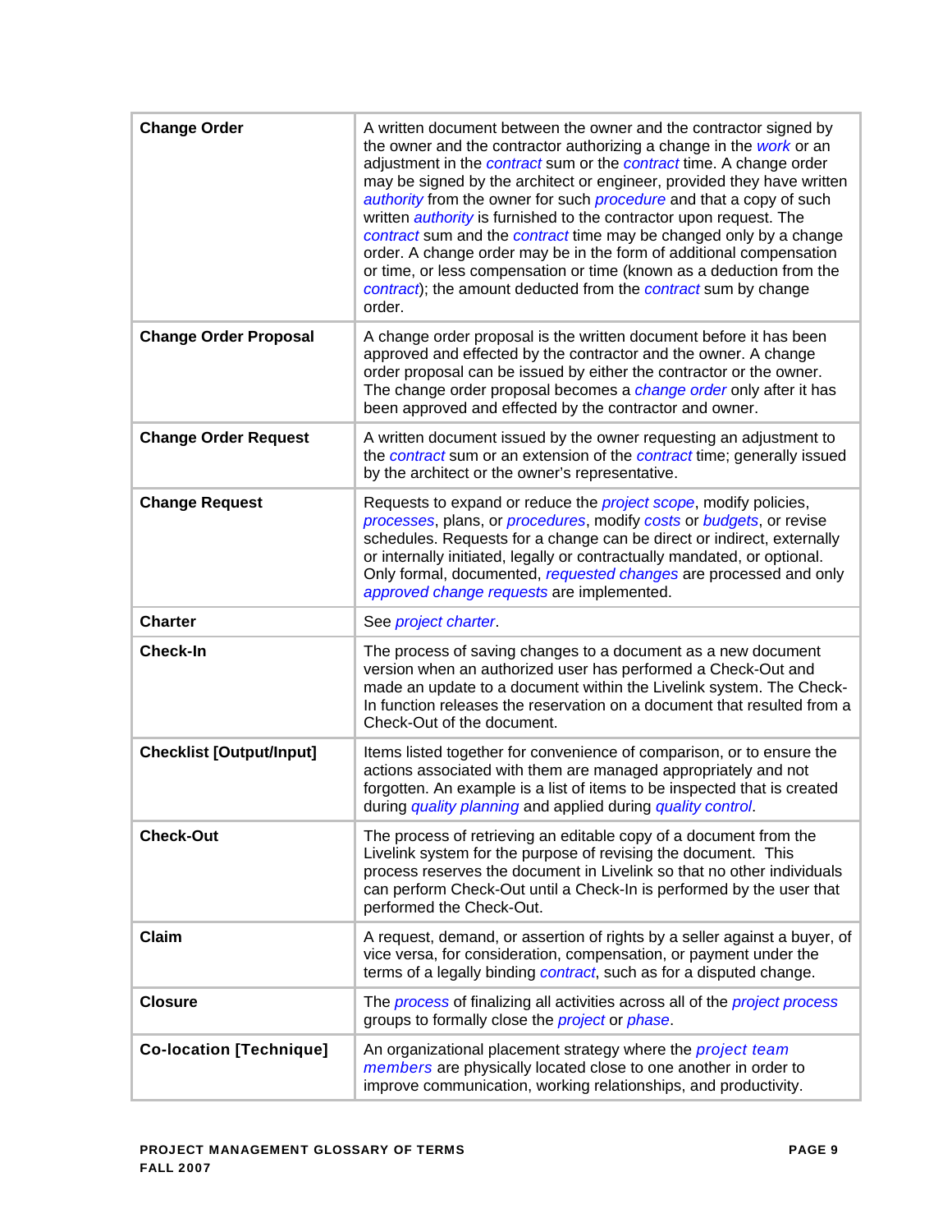| | |
|---|---|
| **Change Order** | A written document between the owner and the contractor signed by the owner and the contractor authorizing a change in the *work* or an adjustment in the *contract* sum or the *contract* time. A change order may be signed by the architect or engineer, provided they have written *authority* from the owner for such *procedure* and that a copy of such written *authority* is furnished to the contractor upon request. The *contract* sum and the *contract* time may be changed only by a change order. A change order may be in the form of additional compensation or time, or less compensation or time (known as a deduction from the *contract*); the amount deducted from the *contract* sum by change order. |
| **Change Order Proposal** | A change order proposal is the written document before it has been approved and effected by the contractor and the owner. A change order proposal can be issued by either the contractor or the owner. The change order proposal becomes a *change order* only after it has been approved and effected by the contractor and owner. |
| **Change Order Request** | A written document issued by the owner requesting an adjustment to the *contract* sum or an extension of the *contract* time; generally issued by the architect or the owner's representative. |
| **Change Request** | Requests to expand or reduce the *project scope*, modify policies, *processes*, plans, or *procedures*, modify *costs* or *budgets*, or revise schedules. Requests for a change can be direct or indirect, externally or internally initiated, legally or contractually mandated, or optional. Only formal, documented, *requested changes* are processed and only *approved change requests* are implemented. |
| **Charter** | See *project charter*. |
| **Check-In** | The process of saving changes to a document as a new document version when an authorized user has performed a Check-Out and made an update to a document within the Livelink system. The Check-In function releases the reservation on a document that resulted from a Check-Out of the document. |
| **Checklist [Output/Input]** | Items listed together for convenience of comparison, or to ensure the actions associated with them are managed appropriately and not forgotten. An example is a list of items to be inspected that is created during *quality planning* and applied during *quality control*. |
| **Check-Out** | The process of retrieving an editable copy of a document from the Livelink system for the purpose of revising the document. This process reserves the document in Livelink so that no other individuals can perform Check-Out until a Check-In is performed by the user that performed the Check-Out. |
| **Claim** | A request, demand, or assertion of rights by a seller against a buyer, of vice versa, for consideration, compensation, or payment under the terms of a legally binding *contract*, such as for a disputed change. |
| **Closure** | The *process* of finalizing all activities across all of the *project process* groups to formally close the *project* or *phase*. |
| **Co-location [Technique]** | An organizational placement strategy where the *project team members* are physically located close to one another in order to improve communication, working relationships, and productivity. |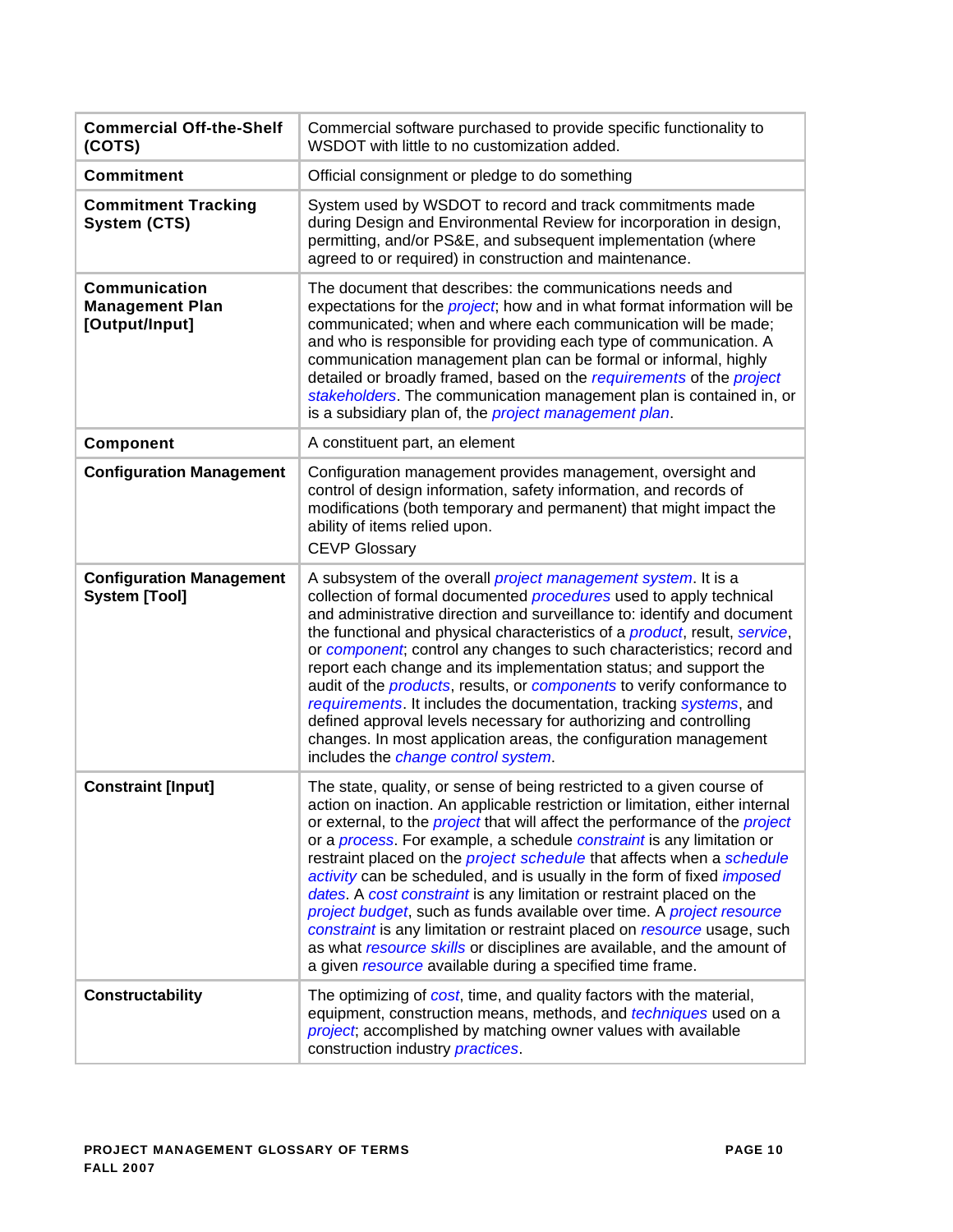| | |
|---|---|
| **Commercial Off-the-Shelf (COTS)** | Commercial software purchased to provide specific functionality to WSDOT with little to no customization added. |
| **Commitment** | Official consignment or pledge to do something |
| **Commitment Tracking System (CTS)** | System used by WSDOT to record and track commitments made during Design and Environmental Review for incorporation in design, permitting, and/or PS&E, and subsequent implementation (where agreed to or required) in construction and maintenance. |
| **Communication Management Plan [Output/Input]** | The document that describes: the communications needs and expectations for the *project*; how and in what format information will be communicated; when and where each communication will be made; and who is responsible for providing each type of communication. A communication management plan can be formal or informal, highly detailed or broadly framed, based on the *requirements* of the *project stakeholders*. The communication management plan is contained in, or is a subsidiary plan of, the *project management plan*. |
| **Component** | A constituent part, an element |
| **Configuration Management** | Configuration management provides management, oversight and control of design information, safety information, and records of modifications (both temporary and permanent) that might impact the ability of items relied upon.<br>CEVP Glossary |
| **Configuration Management System [Tool]** | A subsystem of the overall *project management system*. It is a collection of formal documented *procedures* used to apply technical and administrative direction and surveillance to: identify and document the functional and physical characteristics of a *product*, result, *service*, or *component*; control any changes to such characteristics; record and report each change and its implementation status; and support the audit of the *products*, results, or *components* to verify conformance to *requirements*. It includes the documentation, tracking *systems*, and defined approval levels necessary for authorizing and controlling changes. In most application areas, the configuration management includes the *change control system*. |
| **Constraint [Input]** | The state, quality, or sense of being restricted to a given course of action on inaction. An applicable restriction or limitation, either internal or external, to the *project* that will affect the performance of the *project* or a *process*. For example, a schedule *constraint* is any limitation or restraint placed on the *project schedule* that affects when a *schedule activity* can be scheduled, and is usually in the form of fixed *imposed dates*. A *cost constraint* is any limitation or restraint placed on the *project budget*, such as funds available over time. A *project resource constraint* is any limitation or restraint placed on *resource* usage, such as what *resource skills* or disciplines are available, and the amount of a given *resource* available during a specified time frame. |
| **Constructability** | The optimizing of *cost*, time, and quality factors with the material, equipment, construction means, methods, and *techniques* used on a *project*; accomplished by matching owner values with available construction industry *practices*. |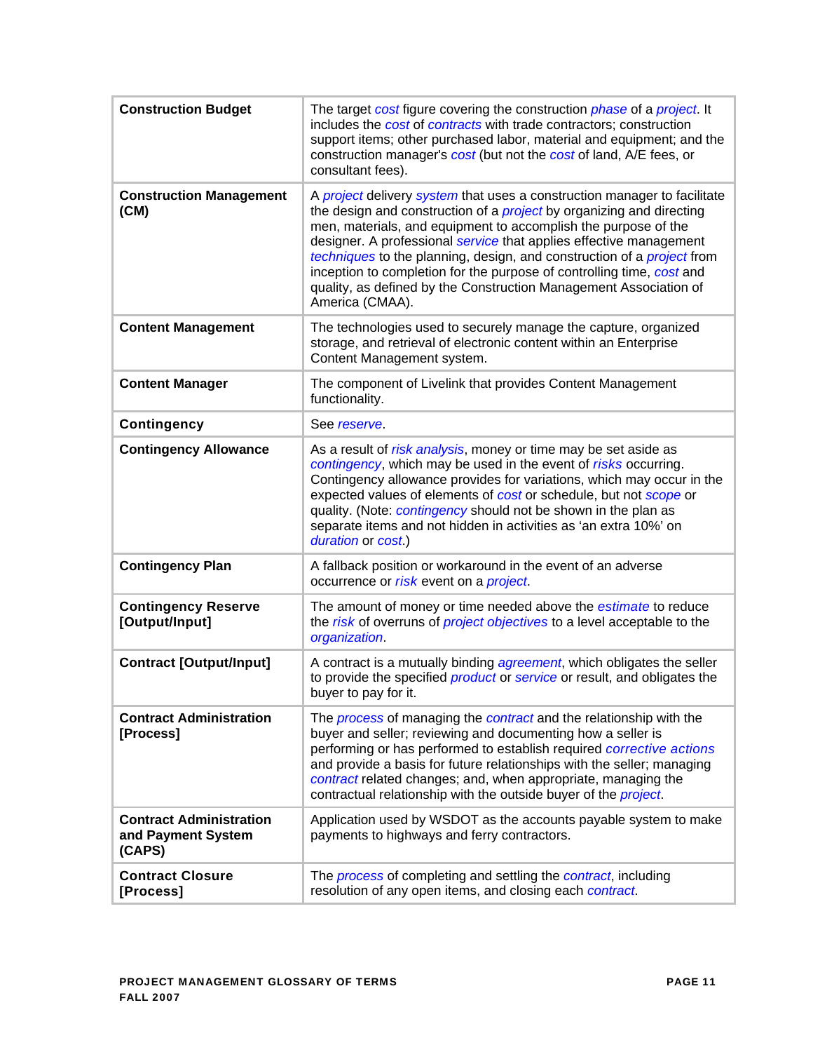| | |
|---|---|
| **Construction Budget** | The target *cost* figure covering the construction *phase* of a *project*. It includes the *cost* of *contracts* with trade contractors; construction support items; other purchased labor, material and equipment; and the construction manager's *cost* (but not the *cost* of land, A/E fees, or consultant fees). |
| **Construction Management (CM)** | A *project* delivery *system* that uses a construction manager to facilitate the design and construction of a *project* by organizing and directing men, materials, and equipment to accomplish the purpose of the designer. A professional *service* that applies effective management *techniques* to the planning, design, and construction of a *project* from inception to completion for the purpose of controlling time, *cost* and quality, as defined by the Construction Management Association of America (CMAA). |
| **Content Management** | The technologies used to securely manage the capture, organized storage, and retrieval of electronic content within an Enterprise Content Management system. |
| **Content Manager** | The component of Livelink that provides Content Management functionality. |
| **Contingency** | See *reserve*. |
| **Contingency Allowance** | As a result of *risk analysis*, money or time may be set aside as *contingency*, which may be used in the event of *risks* occurring. Contingency allowance provides for variations, which may occur in the expected values of elements of *cost* or schedule, but not *scope* or quality. (Note: *contingency* should not be shown in the plan as separate items and not hidden in activities as 'an extra 10%' on *duration* or *cost*.) |
| **Contingency Plan** | A fallback position or workaround in the event of an adverse occurrence or *risk* event on a *project*. |
| **Contingency Reserve [Output/Input]** | The amount of money or time needed above the *estimate* to reduce the *risk* of overruns of *project objectives* to a level acceptable to the *organization*. |
| **Contract [Output/Input]** | A contract is a mutually binding *agreement*, which obligates the seller to provide the specified *product* or *service* or result, and obligates the buyer to pay for it. |
| **Contract Administration [Process]** | The *process* of managing the *contract* and the relationship with the buyer and seller; reviewing and documenting how a seller is performing or has performed to establish required *corrective actions* and provide a basis for future relationships with the seller; managing *contract* related changes; and, when appropriate, managing the contractual relationship with the outside buyer of the *project*. |
| **Contract Administration and Payment System (CAPS)** | Application used by WSDOT as the accounts payable system to make payments to highways and ferry contractors. |
| **Contract Closure [Process]** | The *process* of completing and settling the *contract*, including resolution of any open items, and closing each *contract*. |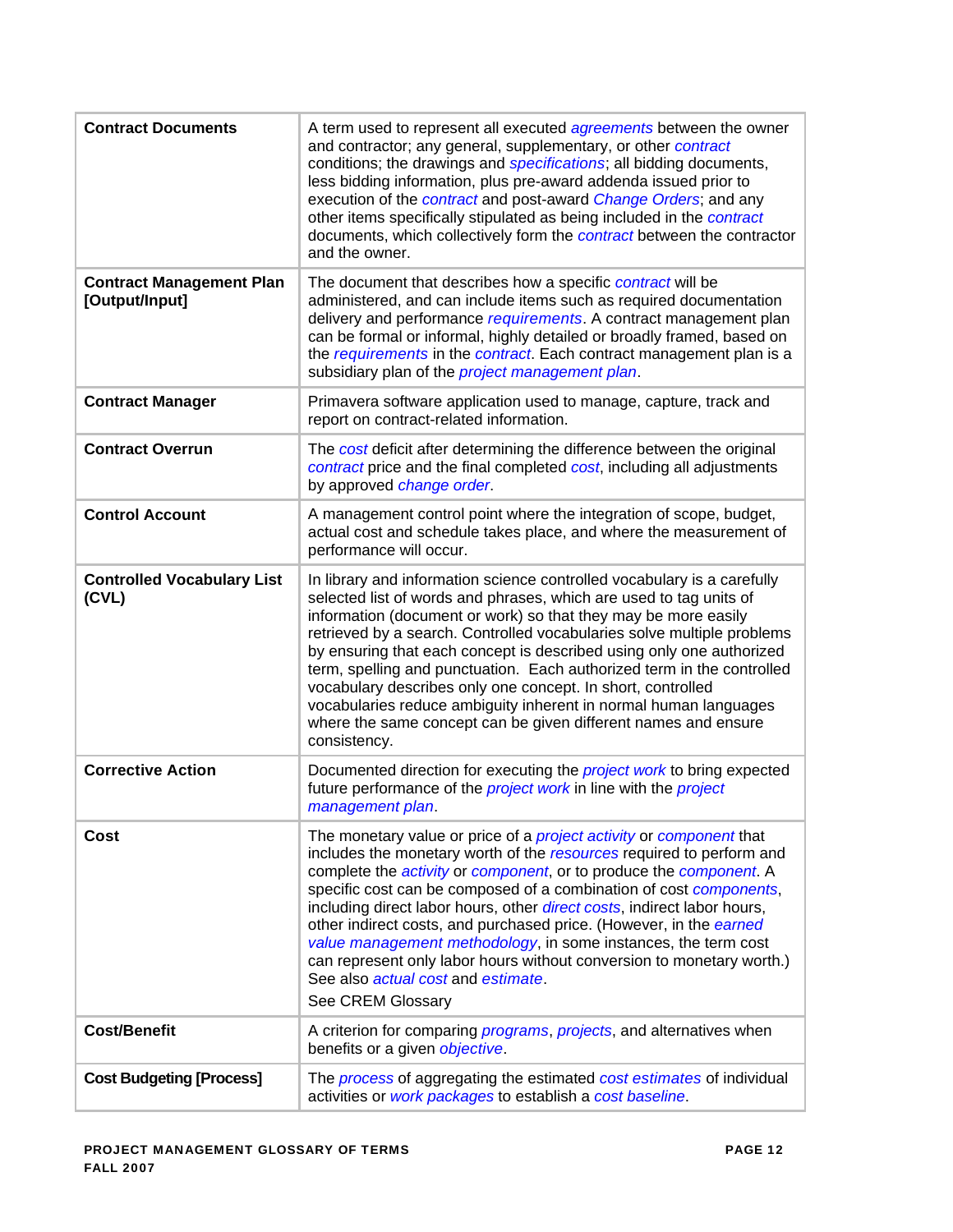| | |
|---|---|
| **Contract Documents** | A term used to represent all executed *agreements* between the owner and contractor; any general, supplementary, or other *contract* conditions; the drawings and *specifications*; all bidding documents, less bidding information, plus pre-award addenda issued prior to execution of the *contract* and post-award *Change Orders*; and any other items specifically stipulated as being included in the *contract* documents, which collectively form the *contract* between the contractor and the owner. |
| **Contract Management Plan [Output/Input]** | The document that describes how a specific *contract* will be administered, and can include items such as required documentation delivery and performance *requirements*. A contract management plan can be formal or informal, highly detailed or broadly framed, based on the *requirements* in the *contract*. Each contract management plan is a subsidiary plan of the *project management plan*. |
| **Contract Manager** | Primavera software application used to manage, capture, track and report on contract-related information. |
| **Contract Overrun** | The *cost* deficit after determining the difference between the original *contract* price and the final completed *cost*, including all adjustments by approved *change order*. |
| **Control Account** | A management control point where the integration of scope, budget, actual cost and schedule takes place, and where the measurement of performance will occur. |
| **Controlled Vocabulary List (CVL)** | In library and information science controlled vocabulary is a carefully selected list of words and phrases, which are used to tag units of information (document or work) so that they may be more easily retrieved by a search. Controlled vocabularies solve multiple problems by ensuring that each concept is described using only one authorized term, spelling and punctuation. Each authorized term in the controlled vocabulary describes only one concept. In short, controlled vocabularies reduce ambiguity inherent in normal human languages where the same concept can be given different names and ensure consistency. |
| **Corrective Action** | Documented direction for executing the *project work* to bring expected future performance of the *project work* in line with the *project management plan*. |
| **Cost** | The monetary value or price of a *project activity* or *component* that includes the monetary worth of the *resources* required to perform and complete the *activity* or *component*, or to produce the *component*. A specific cost can be composed of a combination of cost *components*, including direct labor hours, other *direct costs*, indirect labor hours, other indirect costs, and purchased price. (However, in the *earned value management methodology*, in some instances, the term cost can represent only labor hours without conversion to monetary worth.) See also *actual cost* and *estimate*.<br><br>See CREM Glossary |
| **Cost/Benefit** | A criterion for comparing *programs*, *projects*, and alternatives when benefits or a given *objective*. |
| **Cost Budgeting [Process]** | The *process* of aggregating the estimated *cost estimates* of individual activities or *work packages* to establish a *cost baseline*. |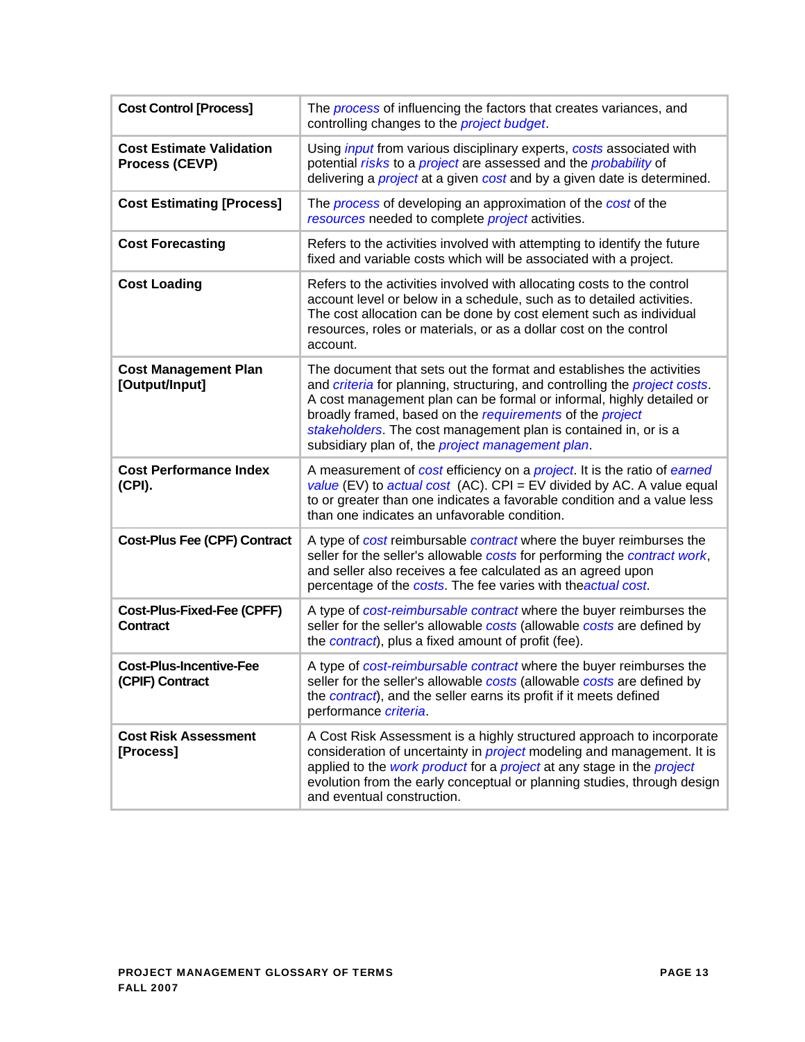| | |
|---|---|
| **Cost Control [Process]** | The *process* of influencing the factors that creates variances, and controlling changes to the *project budget*. |
| **Cost Estimate Validation Process (CEVP)** | Using *input* from various disciplinary experts, *costs* associated with potential *risks* to a *project* are assessed and the *probability* of delivering a *project* at a given *cost* and by a given date is determined. |
| **Cost Estimating [Process]** | The *process* of developing an approximation of the *cost* of the *resources* needed to complete *project* activities. |
| **Cost Forecasting** | Refers to the activities involved with attempting to identify the future fixed and variable costs which will be associated with a project. |
| **Cost Loading** | Refers to the activities involved with allocating costs to the control account level or below in a schedule, such as to detailed activities. The cost allocation can be done by cost element such as individual resources, roles or materials, or as a dollar cost on the control account. |
| **Cost Management Plan [Output/Input]** | The document that sets out the format and establishes the activities and *criteria* for planning, structuring, and controlling the *project costs*. A cost management plan can be formal or informal, highly detailed or broadly framed, based on the *requirements* of the *project stakeholders*. The cost management plan is contained in, or is a subsidiary plan of, the *project management plan*. |
| **Cost Performance Index (CPI).** | A measurement of *cost* efficiency on a *project*. It is the ratio of *earned value* (EV) to *actual cost* (AC). CPI = EV divided by AC. A value equal to or greater than one indicates a favorable condition and a value less than one indicates an unfavorable condition. |
| **Cost-Plus Fee (CPF) Contract** | A type of *cost* reimbursable *contract* where the buyer reimburses the seller for the seller's allowable *costs* for performing the *contract work*, and seller also receives a fee calculated as an agreed upon percentage of the *costs*. The fee varies with the*actual cost*. |
| **Cost-Plus-Fixed-Fee (CPFF) Contract** | A type of *cost-reimbursable contract* where the buyer reimburses the seller for the seller's allowable *costs* (allowable *costs* are defined by the *contract*), plus a fixed amount of profit (fee). |
| **Cost-Plus-Incentive-Fee (CPIF) Contract** | A type of *cost-reimbursable contract* where the buyer reimburses the seller for the seller's allowable *costs* (allowable *costs* are defined by the *contract*), and the seller earns its profit if it meets defined performance *criteria*. |
| **Cost Risk Assessment [Process]** | A Cost Risk Assessment is a highly structured approach to incorporate consideration of uncertainty in *project* modeling and management. It is applied to the *work product* for a *project* at any stage in the *project* evolution from the early conceptual or planning studies, through design and eventual construction. |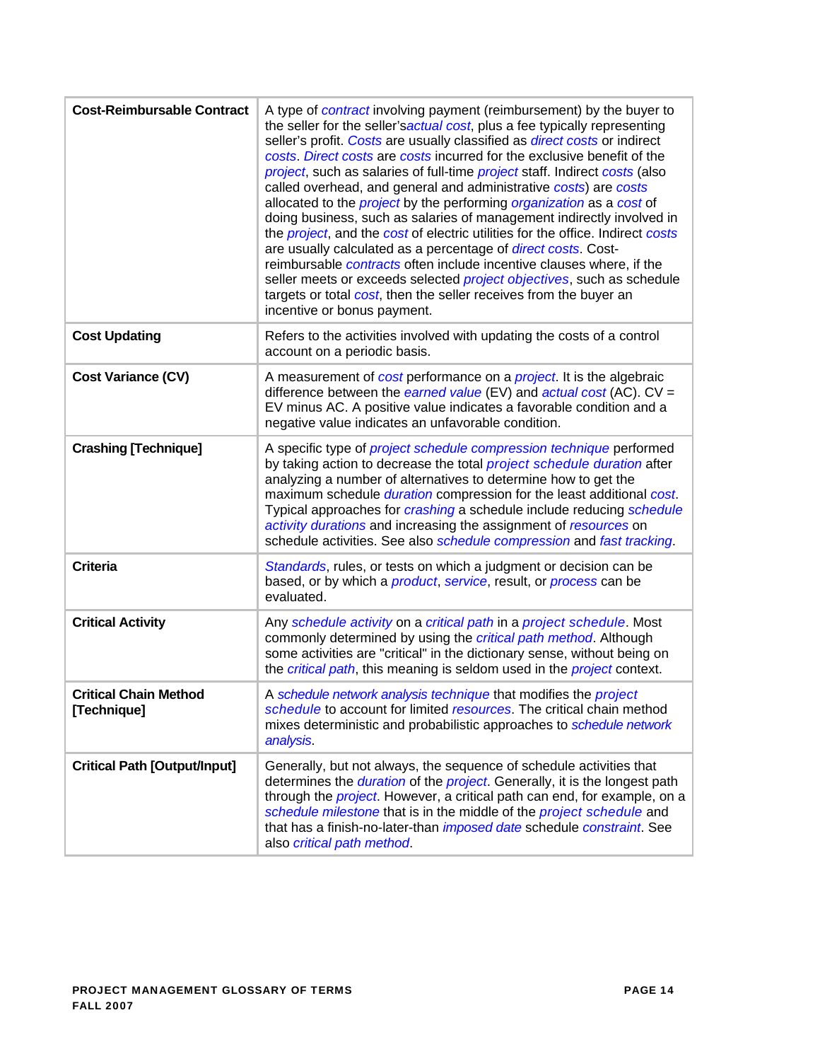| | |
|---|---|
| **Cost-Reimbursable Contract** | A type of *contract* involving payment (reimbursement) by the buyer to the seller for the seller's*actual cost*, plus a fee typically representing seller's profit. *Costs* are usually classified as *direct costs* or indirect *costs*. *Direct costs* are *costs* incurred for the exclusive benefit of the *project*, such as salaries of full-time *project* staff. Indirect *costs* (also called overhead, and general and administrative *costs*) are *costs* allocated to the *project* by the performing *organization* as a *cost* of doing business, such as salaries of management indirectly involved in the *project*, and the *cost* of electric utilities for the office. Indirect *costs* are usually calculated as a percentage of *direct costs*. Cost-reimbursable *contracts* often include incentive clauses where, if the seller meets or exceeds selected *project objectives*, such as schedule targets or total *cost*, then the seller receives from the buyer an incentive or bonus payment. |
| **Cost Updating** | Refers to the activities involved with updating the costs of a control account on a periodic basis. |
| **Cost Variance (CV)** | A measurement of *cost* performance on a *project*. It is the algebraic difference between the *earned value* (EV) and *actual cost* (AC). CV = EV minus AC. A positive value indicates a favorable condition and a negative value indicates an unfavorable condition. |
| **Crashing [Technique]** | A specific type of *project schedule compression technique* performed by taking action to decrease the total *project schedule duration* after analyzing a number of alternatives to determine how to get the maximum schedule *duration* compression for the least additional *cost*. Typical approaches for *crashing* a schedule include reducing *schedule activity durations* and increasing the assignment of *resources* on schedule activities. See also *schedule compression* and *fast tracking*. |
| **Criteria** | *Standards*, rules, or tests on which a judgment or decision can be based, or by which a *product*, *service*, result, or *process* can be evaluated. |
| **Critical Activity** | Any *schedule activity* on a *critical path* in a *project schedule*. Most commonly determined by using the *critical path method*. Although some activities are "critical" in the dictionary sense, without being on the *critical path*, this meaning is seldom used in the *project* context. |
| **Critical Chain Method [Technique]** | A *schedule network analysis technique* that modifies the *project schedule* to account for limited *resources*. The critical chain method mixes deterministic and probabilistic approaches to *schedule network analysis*. |
| **Critical Path [Output/Input]** | Generally, but not always, the sequence of schedule activities that determines the *duration* of the *project*. Generally, it is the longest path through the *project*. However, a critical path can end, for example, on a *schedule milestone* that is in the middle of the *project schedule* and that has a finish-no-later-than *imposed date* schedule *constraint*. See also *critical path method*. |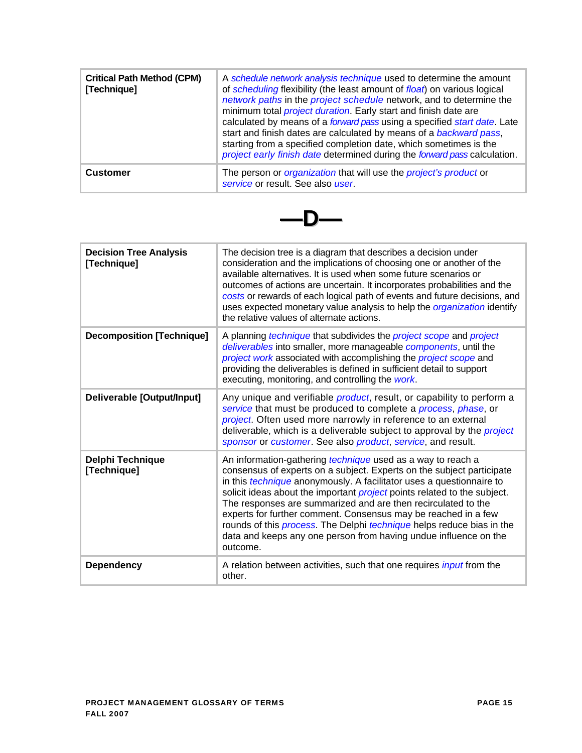| | |
|---|---|
| **Critical Path Method (CPM) [Technique]** | A *schedule network analysis technique* used to determine the amount of *scheduling* flexibility (the least amount of *float*) on various logical *network paths* in the *project schedule* network, and to determine the minimum total *project duration*. Early start and finish date are calculated by means of a *forward pass* using a specified *start date*. Late start and finish dates are calculated by means of a *backward pass*, starting from a specified completion date, which sometimes is the *project early finish date* determined during the *forward pass* calculation. |
| **Customer** | The person or *organization* that will use the *project's product* or *service* or result. See also *user*. |

# —D—

| | |
|---|---|
| **Decision Tree Analysis [Technique]** | The decision tree is a diagram that describes a decision under consideration and the implications of choosing one or another of the available alternatives. It is used when some future scenarios or outcomes of actions are uncertain. It incorporates probabilities and the *costs* or rewards of each logical path of events and future decisions, and uses expected monetary value analysis to help the *organization* identify the relative values of alternate actions. |
| **Decomposition [Technique]** | A planning *technique* that subdivides the *project scope* and *project deliverables* into smaller, more manageable *components*, until the *project work* associated with accomplishing the *project scope* and providing the deliverables is defined in sufficient detail to support executing, monitoring, and controlling the *work*. |
| **Deliverable [Output/Input]** | Any unique and verifiable *product*, result, or capability to perform a *service* that must be produced to complete a *process*, *phase*, or *project*. Often used more narrowly in reference to an external deliverable, which is a deliverable subject to approval by the *project sponsor* or *customer*. See also *product*, *service*, and result. |
| **Delphi Technique [Technique]** | An information-gathering *technique* used as a way to reach a consensus of experts on a subject. Experts on the subject participate in this *technique* anonymously. A facilitator uses a questionnaire to solicit ideas about the important *project* points related to the subject. The responses are summarized and are then recirculated to the experts for further comment. Consensus may be reached in a few rounds of this *process*. The Delphi *technique* helps reduce bias in the data and keeps any one person from having undue influence on the outcome. |
| **Dependency** | A relation between activities, such that one requires *input* from the other. |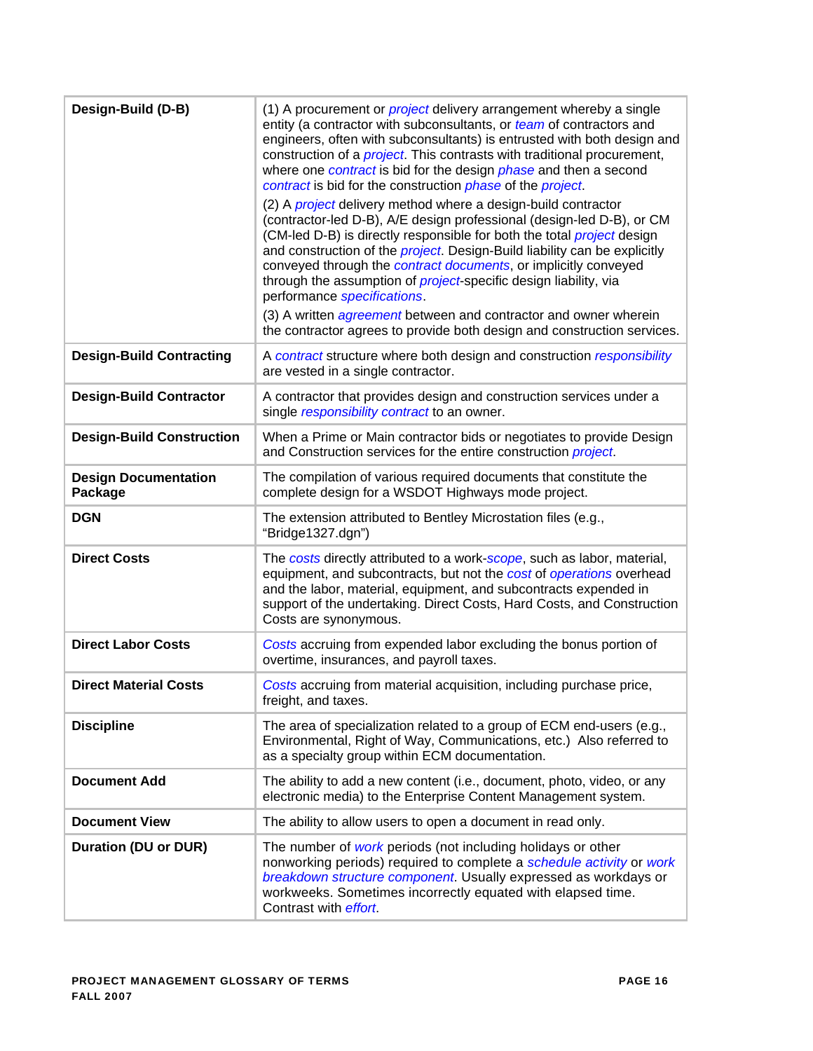| Design-Build (D-B) | (1) A procurement or *project* delivery arrangement whereby a single entity (a contractor with subconsultants, or *team* of contractors and engineers, often with subconsultants) is entrusted with both design and construction of a *project*. This contrasts with traditional procurement, where one *contract* is bid for the design *phase* and then a second *contract* is bid for the construction *phase* of the *project*.<br>(2) A *project* delivery method where a design-build contractor (contractor-led D-B), A/E design professional (design-led D-B), or CM (CM-led D-B) is directly responsible for both the total *project* design and construction of the *project*. Design-Build liability can be explicitly conveyed through the *contract documents*, or implicitly conveyed through the assumption of *project*-specific design liability, via performance *specifications*.<br>(3) A written *agreement* between and contractor and owner wherein the contractor agrees to provide both design and construction services. |
|---|---|
| **Design-Build Contracting** | A *contract* structure where both design and construction *responsibility* are vested in a single contractor. |
| **Design-Build Contractor** | A contractor that provides design and construction services under a single *responsibility contract* to an owner. |
| **Design-Build Construction** | When a Prime or Main contractor bids or negotiates to provide Design and Construction services for the entire construction *project*. |
| **Design Documentation Package** | The compilation of various required documents that constitute the complete design for a WSDOT Highways mode project. |
| **DGN** | The extension attributed to Bentley Microstation files (e.g., "Bridge1327.dgn") |
| **Direct Costs** | The *costs* directly attributed to a work-*scope*, such as labor, material, equipment, and subcontracts, but not the *cost* of *operations* overhead and the labor, material, equipment, and subcontracts expended in support of the undertaking. Direct Costs, Hard Costs, and Construction Costs are synonymous. |
| **Direct Labor Costs** | *Costs* accruing from expended labor excluding the bonus portion of overtime, insurances, and payroll taxes. |
| **Direct Material Costs** | *Costs* accruing from material acquisition, including purchase price, freight, and taxes. |
| **Discipline** | The area of specialization related to a group of ECM end-users (e.g., Environmental, Right of Way, Communications, etc.) Also referred to as a specialty group within ECM documentation. |
| **Document Add** | The ability to add a new content (i.e., document, photo, video, or any electronic media) to the Enterprise Content Management system. |
| **Document View** | The ability to allow users to open a document in read only. |
| **Duration (DU or DUR)** | The number of *work* periods (not including holidays or other nonworking periods) required to complete a *schedule activity* or *work breakdown structure component*. Usually expressed as workdays or workweeks. Sometimes incorrectly equated with elapsed time. Contrast with *effort*. |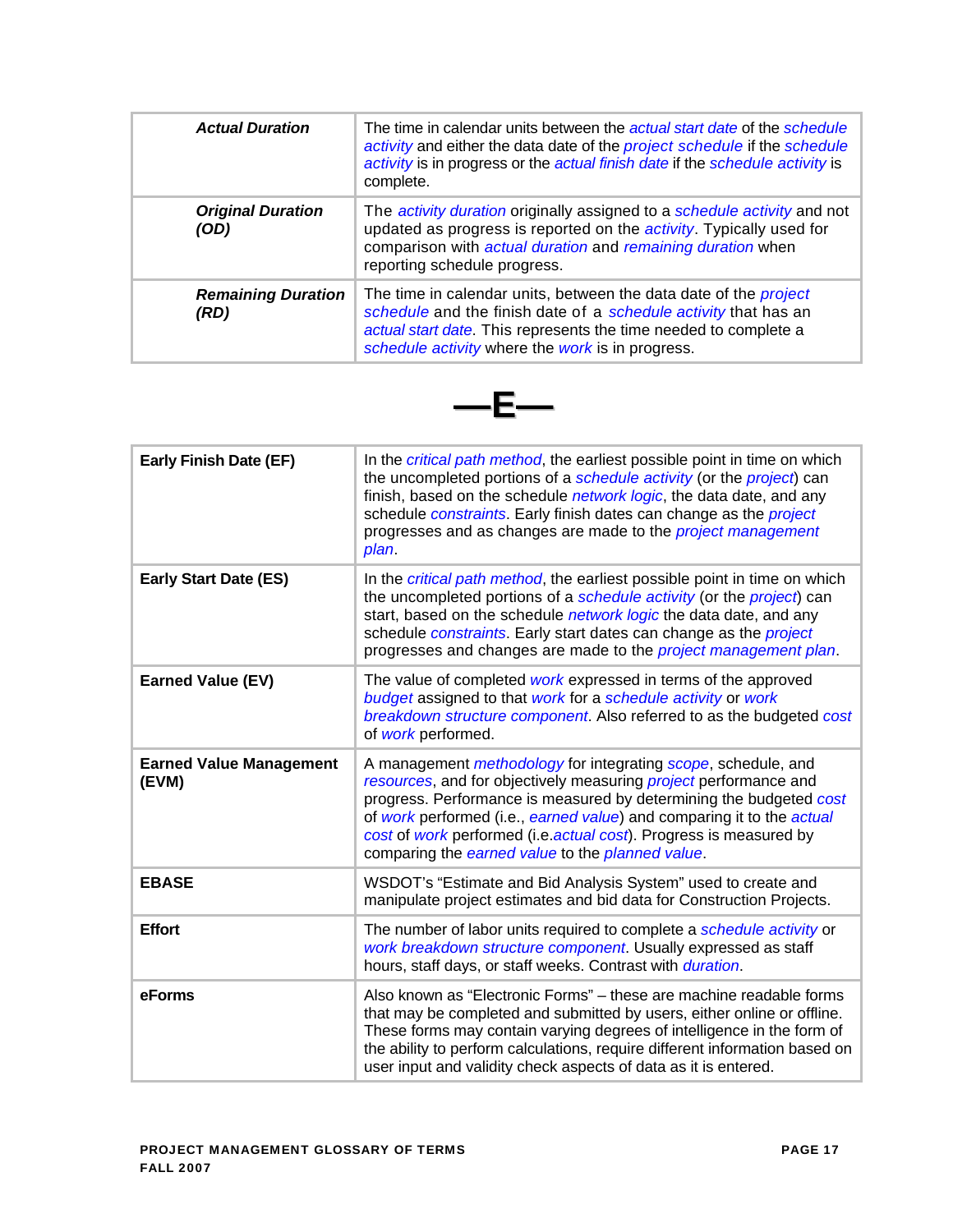| | |
|---|---|
| ***Actual Duration*** | The time in calendar units between the *actual start date* of the *schedule activity* and either the data date of the *project schedule* if the *schedule activity* is in progress or the *actual finish date* if the *schedule activity* is complete. |
| ***Original Duration (OD)*** | The *activity duration* originally assigned to a *schedule activity* and not updated as progress is reported on the *activity*. Typically used for comparison with *actual duration* and *remaining duration* when reporting schedule progress. |
| ***Remaining Duration (RD)*** | The time in calendar units, between the data date of the *project schedule* and the finish date of a *schedule activity* that has an *actual start date*. This represents the time needed to complete a *schedule activity* where the *work* is in progress. |

## —E—

| | |
|---|---|
| **Early Finish Date (EF)** | In the *critical path method*, the earliest possible point in time on which the uncompleted portions of a *schedule activity* (or the *project*) can finish, based on the schedule *network logic*, the data date, and any schedule *constraints*. Early finish dates can change as the *project* progresses and as changes are made to the *project management plan*. |
| **Early Start Date (ES)** | In the *critical path method*, the earliest possible point in time on which the uncompleted portions of a *schedule activity* (or the *project*) can start, based on the schedule *network logic* the data date, and any schedule *constraints*. Early start dates can change as the *project* progresses and changes are made to the *project management plan*. |
| **Earned Value (EV)** | The value of completed *work* expressed in terms of the approved *budget* assigned to that *work* for a *schedule activity* or *work breakdown structure component*. Also referred to as the budgeted *cost* of *work* performed. |
| **Earned Value Management (EVM)** | A management *methodology* for integrating *scope*, schedule, and *resources*, and for objectively measuring *project* performance and progress. Performance is measured by determining the budgeted *cost* of *work* performed (i.e., *earned value*) and comparing it to the *actual cost* of *work* performed (i.e.*actual cost*). Progress is measured by comparing the *earned value* to the *planned value*. |
| **EBASE** | WSDOT's "Estimate and Bid Analysis System" used to create and manipulate project estimates and bid data for Construction Projects. |
| **Effort** | The number of labor units required to complete a *schedule activity* or *work breakdown structure component*. Usually expressed as staff hours, staff days, or staff weeks. Contrast with *duration*. |
| **eForms** | Also known as "Electronic Forms" – these are machine readable forms that may be completed and submitted by users, either online or offline. These forms may contain varying degrees of intelligence in the form of the ability to perform calculations, require different information based on user input and validity check aspects of data as it is entered. |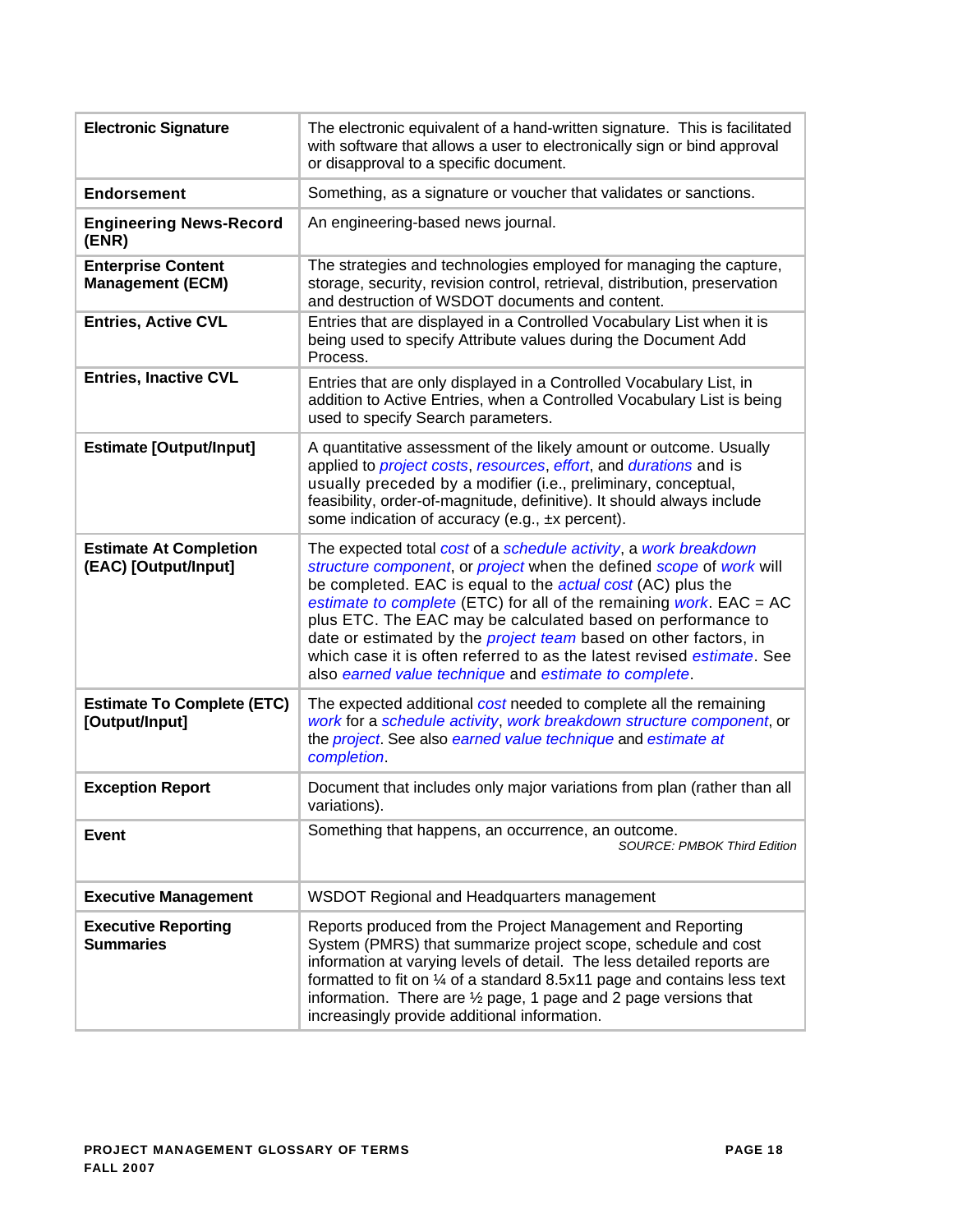| Term | Definition |
|---|---|
| **Electronic Signature** | The electronic equivalent of a hand-written signature. This is facilitated with software that allows a user to electronically sign or bind approval or disapproval to a specific document. |
| **Endorsement** | Something, as a signature or voucher that validates or sanctions. |
| **Engineering News-Record (ENR)** | An engineering-based news journal. |
| **Enterprise Content Management (ECM)** | The strategies and technologies employed for managing the capture, storage, security, revision control, retrieval, distribution, preservation and destruction of WSDOT documents and content. |
| **Entries, Active CVL** | Entries that are displayed in a Controlled Vocabulary List when it is being used to specify Attribute values during the Document Add Process. |
| **Entries, Inactive CVL** | Entries that are only displayed in a Controlled Vocabulary List, in addition to Active Entries, when a Controlled Vocabulary List is being used to specify Search parameters. |
| **Estimate [Output/Input]** | A quantitative assessment of the likely amount or outcome. Usually applied to *project costs*, *resources*, *effort*, and *durations* and is usually preceded by a modifier (i.e., preliminary, conceptual, feasibility, order-of-magnitude, definitive). It should always include some indication of accuracy (e.g., ±x percent). |
| **Estimate At Completion (EAC) [Output/Input]** | The expected total *cost* of a *schedule activity*, a *work breakdown structure component*, or *project* when the defined *scope* of *work* will be completed. EAC is equal to the *actual cost* (AC) plus the *estimate to complete* (ETC) for all of the remaining *work*. EAC = AC plus ETC. The EAC may be calculated based on performance to date or estimated by the *project team* based on other factors, in which case it is often referred to as the latest revised *estimate*. See also *earned value technique* and *estimate to complete*. |
| **Estimate To Complete (ETC) [Output/Input]** | The expected additional *cost* needed to complete all the remaining *work* for a *schedule activity*, *work breakdown structure component*, or the *project*. See also *earned value technique* and *estimate at completion*. |
| **Exception Report** | Document that includes only major variations from plan (rather than all variations). |
| **Event** | Something that happens, an occurrence, an outcome. *SOURCE: PMBOK Third Edition* |
| **Executive Management** | WSDOT Regional and Headquarters management |
| **Executive Reporting Summaries** | Reports produced from the Project Management and Reporting System (PMRS) that summarize project scope, schedule and cost information at varying levels of detail. The less detailed reports are formatted to fit on ¼ of a standard 8.5x11 page and contains less text information. There are ½ page, 1 page and 2 page versions that increasingly provide additional information. |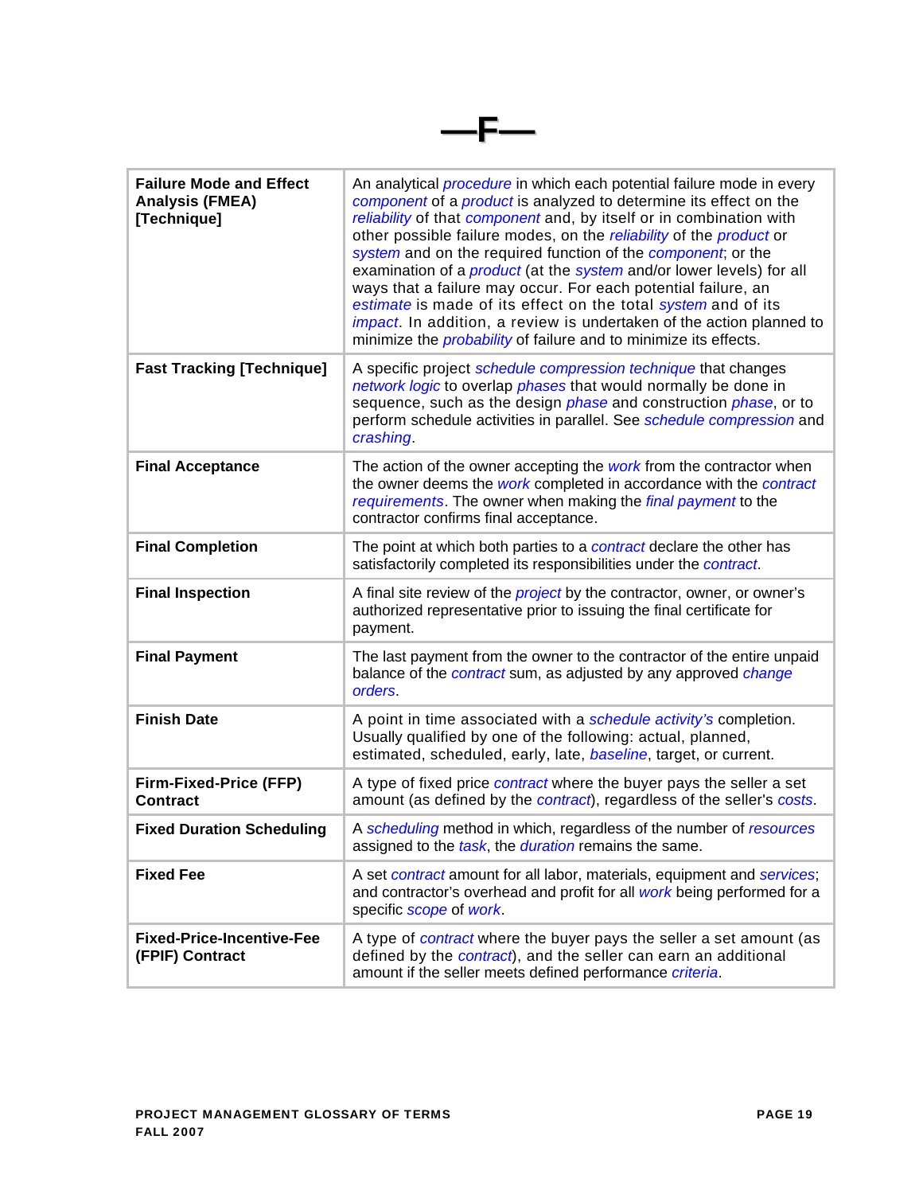# —F—

| | |
|---|---|
| **Failure Mode and Effect Analysis (FMEA) [Technique]** | An analytical *procedure* in which each potential failure mode in every *component* of a *product* is analyzed to determine its effect on the *reliability* of that *component* and, by itself or in combination with other possible failure modes, on the *reliability* of the *product* or *system* and on the required function of the *component*; or the examination of a *product* (at the *system* and/or lower levels) for all ways that a failure may occur. For each potential failure, an *estimate* is made of its effect on the total *system* and of its *impact*. In addition, a review is undertaken of the action planned to minimize the *probability* of failure and to minimize its effects. |
| **Fast Tracking [Technique]** | A specific project *schedule compression technique* that changes *network logic* to overlap *phases* that would normally be done in sequence, such as the design *phase* and construction *phase*, or to perform schedule activities in parallel. See *schedule compression* and *crashing*. |
| **Final Acceptance** | The action of the owner accepting the *work* from the contractor when the owner deems the *work* completed in accordance with the *contract requirements*. The owner when making the *final payment* to the contractor confirms final acceptance. |
| **Final Completion** | The point at which both parties to a *contract* declare the other has satisfactorily completed its responsibilities under the *contract*. |
| **Final Inspection** | A final site review of the *project* by the contractor, owner, or owner's authorized representative prior to issuing the final certificate for payment. |
| **Final Payment** | The last payment from the owner to the contractor of the entire unpaid balance of the *contract* sum, as adjusted by any approved *change orders*. |
| **Finish Date** | A point in time associated with a *schedule activity's* completion. Usually qualified by one of the following: actual, planned, estimated, scheduled, early, late, *baseline*, target, or current. |
| **Firm-Fixed-Price (FFP) Contract** | A type of fixed price *contract* where the buyer pays the seller a set amount (as defined by the *contract*), regardless of the seller's *costs*. |
| **Fixed Duration Scheduling** | A *scheduling* method in which, regardless of the number of *resources* assigned to the *task*, the *duration* remains the same. |
| **Fixed Fee** | A set *contract* amount for all labor, materials, equipment and *services*; and contractor's overhead and profit for all *work* being performed for a specific *scope* of *work*. |
| **Fixed-Price-Incentive-Fee (FPIF) Contract** | A type of *contract* where the buyer pays the seller a set amount (as defined by the *contract*), and the seller can earn an additional amount if the seller meets defined performance *criteria*. |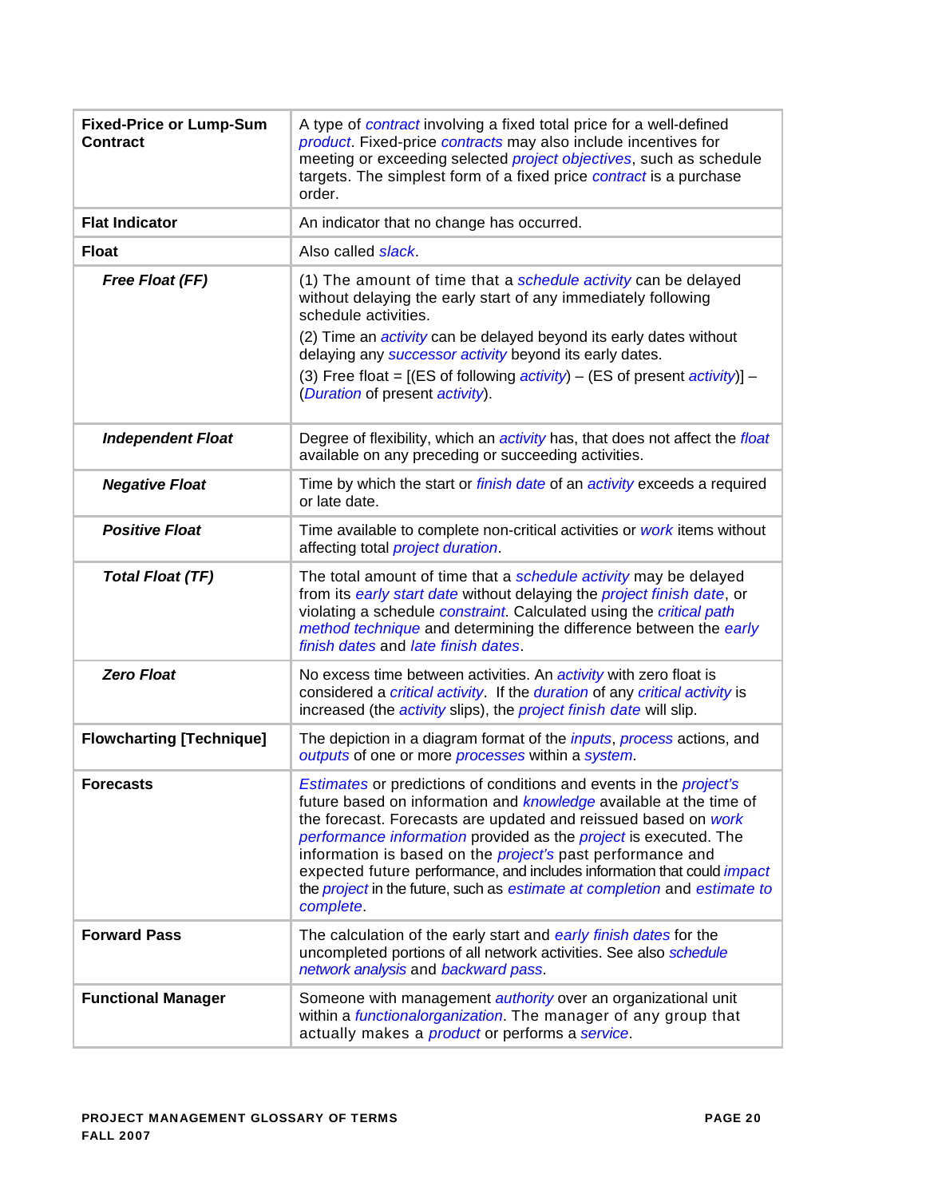| | |
|---|---|
| **Fixed-Price or Lump-Sum Contract** | A type of *contract* involving a fixed total price for a well-defined *product*. Fixed-price *contracts* may also include incentives for meeting or exceeding selected *project objectives*, such as schedule targets. The simplest form of a fixed price *contract* is a purchase order. |
| **Flat Indicator** | An indicator that no change has occurred. |
| **Float** | Also called *slack*. |
| ***Free Float (FF)*** | (1) The amount of time that a *schedule activity* can be delayed without delaying the early start of any immediately following schedule activities.<br>(2) Time an *activity* can be delayed beyond its early dates without delaying any *successor activity* beyond its early dates.<br>(3) Free float = [(ES of following *activity*) – (ES of present *activity*)] – (*Duration* of present *activity*). |
| ***Independent Float*** | Degree of flexibility, which an *activity* has, that does not affect the *float* available on any preceding or succeeding activities. |
| ***Negative Float*** | Time by which the start or *finish date* of an *activity* exceeds a required or late date. |
| ***Positive Float*** | Time available to complete non-critical activities or *work* items without affecting total *project duration*. |
| ***Total Float (TF)*** | The total amount of time that a *schedule activity* may be delayed from its *early start date* without delaying the *project finish date*, or violating a schedule *constraint*. Calculated using the *critical path method technique* and determining the difference between the *early finish dates* and *late finish dates*. |
| ***Zero Float*** | No excess time between activities. An *activity* with zero float is considered a *critical activity*. If the *duration* of any *critical activity* is increased (the *activity* slips), the *project finish date* will slip. |
| **Flowcharting [Technique]** | The depiction in a diagram format of the *inputs*, *process* actions, and *outputs* of one or more *processes* within a *system*. |
| **Forecasts** | *Estimates* or predictions of conditions and events in the *project's* future based on information and *knowledge* available at the time of the forecast. Forecasts are updated and reissued based on *work performance information* provided as the *project* is executed. The information is based on the *project's* past performance and expected future performance, and includes information that could *impact* the *project* in the future, such as *estimate at completion* and *estimate to complete*. |
| **Forward Pass** | The calculation of the early start and *early finish dates* for the uncompleted portions of all network activities. See also *schedule network analysis* and *backward pass*. |
| **Functional Manager** | Someone with management *authority* over an organizational unit within a *functionalorganization*. The manager of any group that actually makes a *product* or performs a *service*. |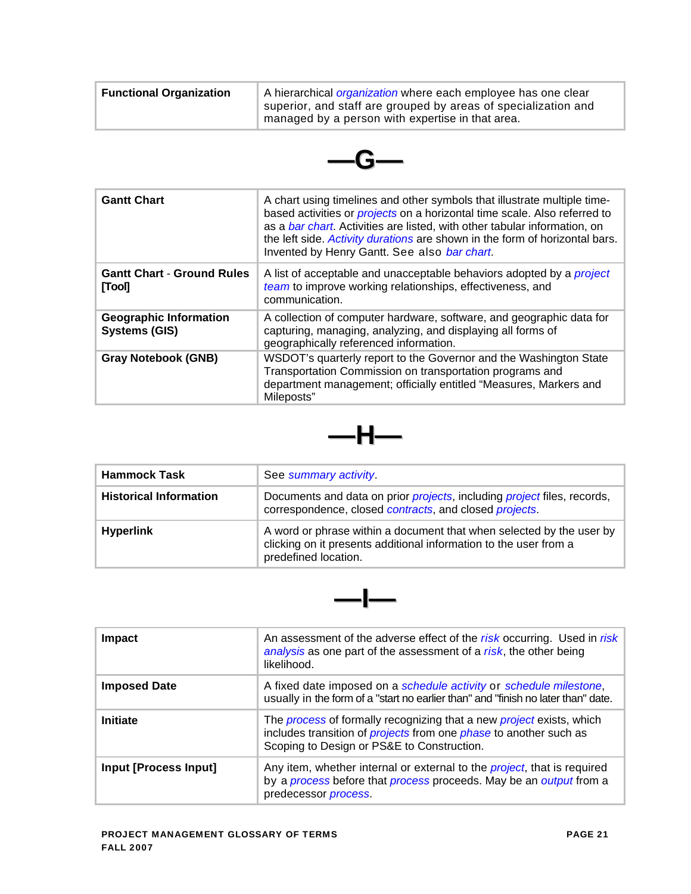| Functional Organization | A hierarchical *organization* where each employee has one clear superior, and staff are grouped by areas of specialization and managed by a person with expertise in that area. |
|---|---|

## —G—

| Gantt Chart | A chart using timelines and other symbols that illustrate multiple time-based activities or *projects* on a horizontal time scale. Also referred to as a *bar chart*. Activities are listed, with other tabular information, on the left side. *Activity durations* are shown in the form of horizontal bars. Invented by Henry Gantt. See also *bar chart*. |
|---|---|
| **Gantt Chart - Ground Rules [Tool]** | A list of acceptable and unacceptable behaviors adopted by a *project team* to improve working relationships, effectiveness, and communication. |
| **Geographic Information Systems (GIS)** | A collection of computer hardware, software, and geographic data for capturing, managing, analyzing, and displaying all forms of geographically referenced information. |
| **Gray Notebook (GNB)** | WSDOT's quarterly report to the Governor and the Washington State Transportation Commission on transportation programs and department management; officially entitled "Measures, Markers and Mileposts" |

## —H—

| Hammock Task | See *summary activity*. |
|---|---|
| **Historical Information** | Documents and data on prior *projects*, including *project* files, records, correspondence, closed *contracts*, and closed *projects*. |
| **Hyperlink** | A word or phrase within a document that when selected by the user by clicking on it presents additional information to the user from a predefined location. |

## —I—

| Impact | An assessment of the adverse effect of the *risk* occurring. Used in *risk analysis* as one part of the assessment of a *risk*, the other being likelihood. |
|---|---|
| **Imposed Date** | A fixed date imposed on a *schedule activity* or *schedule milestone*, usually in the form of a "start no earlier than" and "finish no later than" date. |
| **Initiate** | The *process* of formally recognizing that a new *project* exists, which includes transition of *projects* from one *phase* to another such as Scoping to Design or PS&E to Construction. |
| **Input [Process Input]** | Any item, whether internal or external to the *project*, that is required by a *process* before that *process* proceeds. May be an *output* from a predecessor *process*. |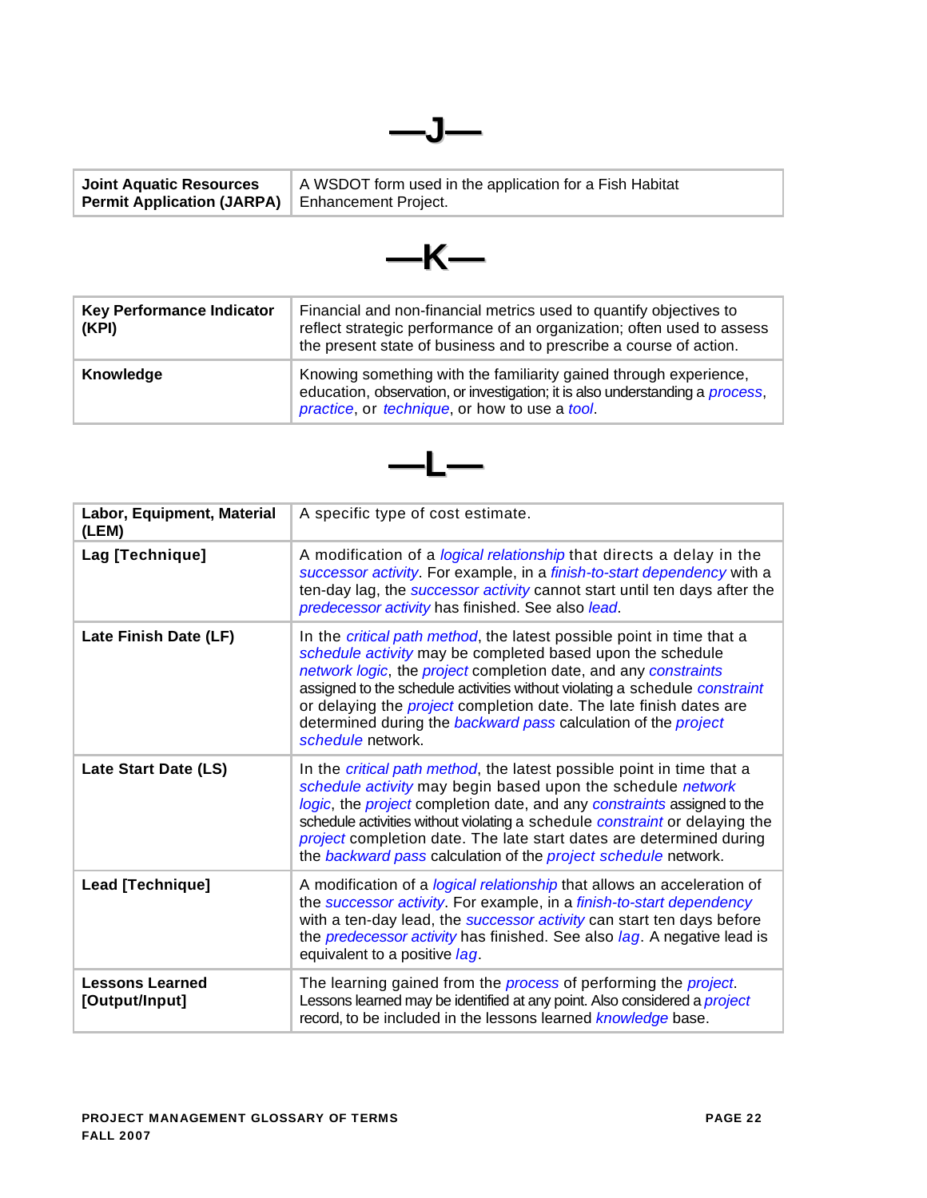# —J—

| | |
|---|---|
| **Joint Aquatic Resources Permit Application (JARPA)** | A WSDOT form used in the application for a Fish Habitat Enhancement Project. |

# —K—

| | |
|---|---|
| **Key Performance Indicator (KPI)** | Financial and non-financial metrics used to quantify objectives to reflect strategic performance of an organization; often used to assess the present state of business and to prescribe a course of action. |
| **Knowledge** | Knowing something with the familiarity gained through experience, education, observation, or investigation; it is also understanding a *process*, *practice*, or *technique*, or how to use a *tool*. |

# —L—

| | |
|---|---|
| **Labor, Equipment, Material (LEM)** | A specific type of cost estimate. |
| **Lag [Technique]** | A modification of a *logical relationship* that directs a delay in the *successor activity*. For example, in a *finish-to-start dependency* with a ten-day lag, the *successor activity* cannot start until ten days after the *predecessor activity* has finished. See also *lead*. |
| **Late Finish Date (LF)** | In the *critical path method*, the latest possible point in time that a *schedule activity* may be completed based upon the schedule *network logic*, the *project* completion date, and any *constraints* assigned to the schedule activities without violating a schedule *constraint* or delaying the *project* completion date. The late finish dates are determined during the *backward pass* calculation of the *project schedule* network. |
| **Late Start Date (LS)** | In the *critical path method*, the latest possible point in time that a *schedule activity* may begin based upon the schedule *network logic*, the *project* completion date, and any *constraints* assigned to the schedule activities without violating a schedule *constraint* or delaying the *project* completion date. The late start dates are determined during the *backward pass* calculation of the *project schedule* network. |
| **Lead [Technique]** | A modification of a *logical relationship* that allows an acceleration of the *successor activity*. For example, in a *finish-to-start dependency* with a ten-day lead, the *successor activity* can start ten days before the *predecessor activity* has finished. See also *lag*. A negative lead is equivalent to a positive *lag*. |
| **Lessons Learned [Output/Input]** | The learning gained from the *process* of performing the *project*. Lessons learned may be identified at any point. Also considered a *project* record, to be included in the lessons learned *knowledge* base. |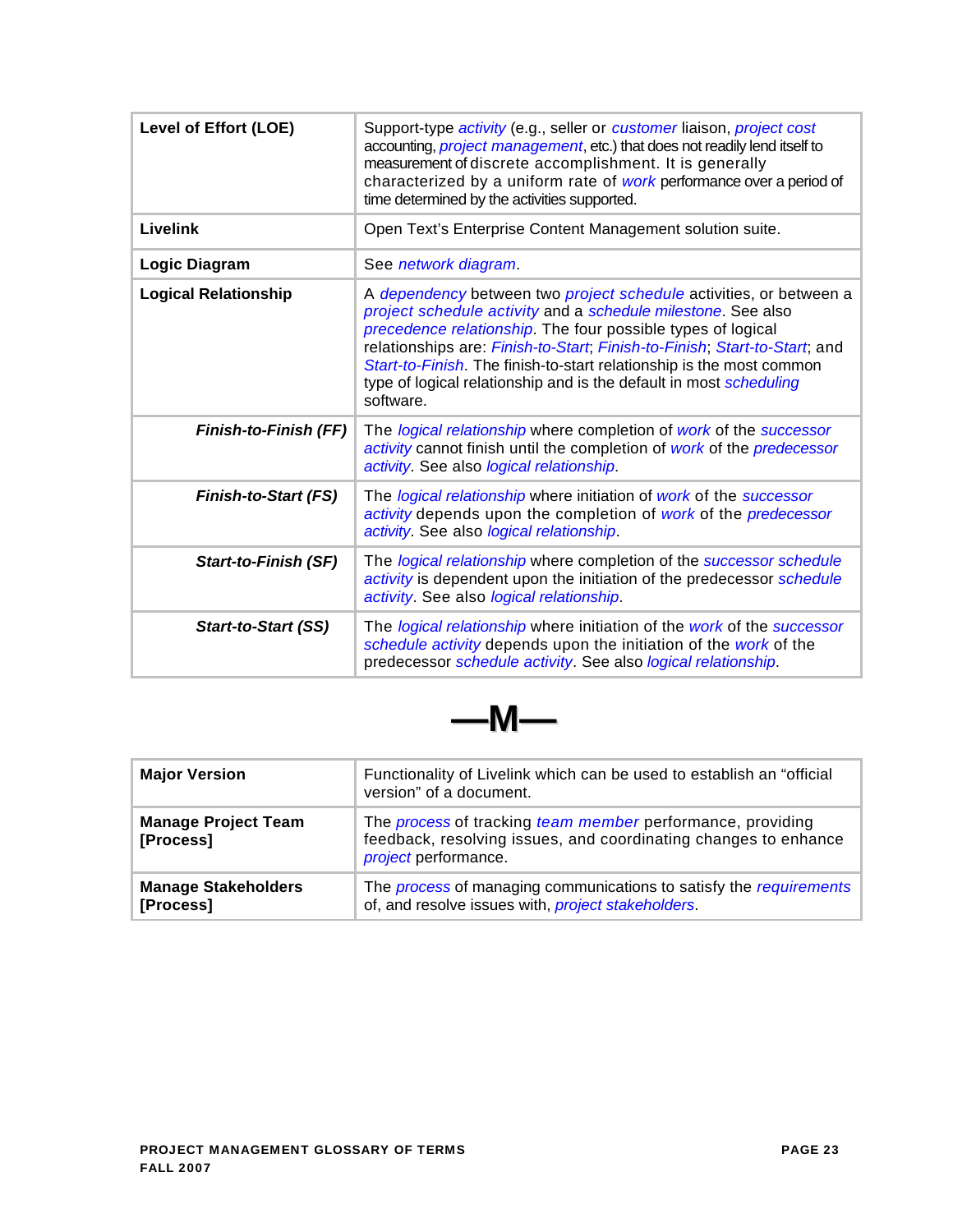| | |
|---|---|
| **Level of Effort (LOE)** | Support-type *activity* (e.g., seller or *customer* liaison, *project cost* accounting, *project management*, etc.) that does not readily lend itself to measurement of discrete accomplishment. It is generally characterized by a uniform rate of *work* performance over a period of time determined by the activities supported. |
| **Livelink** | Open Text's Enterprise Content Management solution suite. |
| **Logic Diagram** | See *network diagram*. |
| **Logical Relationship** | A *dependency* between two *project schedule* activities, or between a *project schedule activity* and a *schedule milestone*. See also *precedence relationship*. The four possible types of logical relationships are: *Finish-to-Start*; *Finish-to-Finish*; *Start-to-Start*; and *Start-to-Finish*. The finish-to-start relationship is the most common type of logical relationship and is the default in most *scheduling* software. |
| ***Finish-to-Finish (FF)*** | The *logical relationship* where completion of *work* of the *successor activity* cannot finish until the completion of *work* of the *predecessor activity*. See also *logical relationship*. |
| ***Finish-to-Start (FS)*** | The *logical relationship* where initiation of *work* of the *successor activity* depends upon the completion of *work* of the *predecessor activity*. See also *logical relationship*. |
| ***Start-to-Finish (SF)*** | The *logical relationship* where completion of the *successor schedule activity* is dependent upon the initiation of the predecessor *schedule activity*. See also *logical relationship*. |
| ***Start-to-Start (SS)*** | The *logical relationship* where initiation of the *work* of the *successor schedule activity* depends upon the initiation of the *work* of the predecessor *schedule activity*. See also *logical relationship*. |

# —M—

| | |
|---|---|
| **Major Version** | Functionality of Livelink which can be used to establish an "official version" of a document. |
| **Manage Project Team [Process]** | The *process* of tracking *team member* performance, providing feedback, resolving issues, and coordinating changes to enhance *project* performance. |
| **Manage Stakeholders [Process]** | The *process* of managing communications to satisfy the *requirements* of, and resolve issues with, *project stakeholders*. |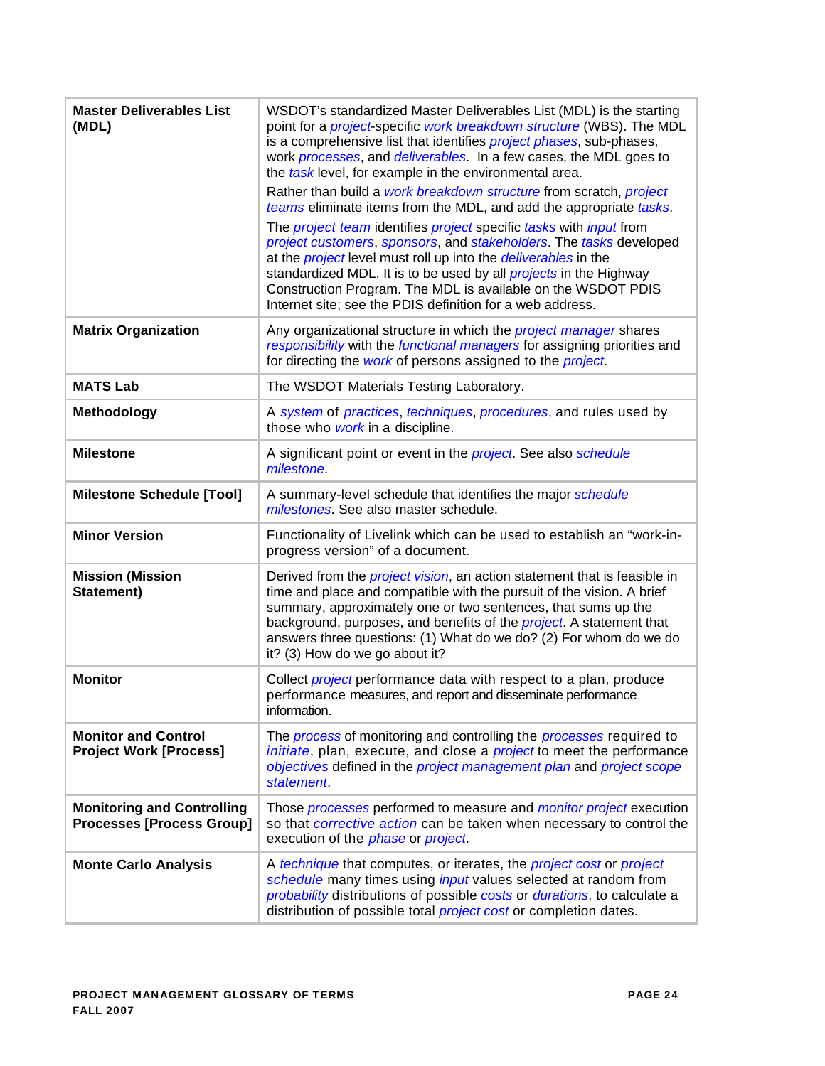| | |
|---|---|
| **Master Deliverables List (MDL)** | WSDOT's standardized Master Deliverables List (MDL) is the starting point for a *project*-specific *work breakdown structure* (WBS). The MDL is a comprehensive list that identifies *project phases*, sub-phases, work *processes*, and *deliverables*. In a few cases, the MDL goes to the *task* level, for example in the environmental area.<br>Rather than build a *work breakdown structure* from scratch, *project teams* eliminate items from the MDL, and add the appropriate *tasks*.<br>The *project team* identifies *project* specific *tasks* with *input* from *project customers*, *sponsors*, and *stakeholders*. The *tasks* developed at the *project* level must roll up into the *deliverables* in the standardized MDL. It is to be used by all *projects* in the Highway Construction Program. The MDL is available on the WSDOT PDIS Internet site; see the PDIS definition for a web address. |
| **Matrix Organization** | Any organizational structure in which the *project manager* shares *responsibility* with the *functional managers* for assigning priorities and for directing the *work* of persons assigned to the *project*. |
| **MATS Lab** | The WSDOT Materials Testing Laboratory. |
| **Methodology** | A *system* of *practices*, *techniques*, *procedures*, and rules used by those who *work* in a discipline. |
| **Milestone** | A significant point or event in the *project*. See also *schedule milestone*. |
| **Milestone Schedule [Tool]** | A summary-level schedule that identifies the major *schedule milestones*. See also master schedule. |
| **Minor Version** | Functionality of Livelink which can be used to establish an "work-in-progress version" of a document. |
| **Mission (Mission Statement)** | Derived from the *project vision*, an action statement that is feasible in time and place and compatible with the pursuit of the vision. A brief summary, approximately one or two sentences, that sums up the background, purposes, and benefits of the *project*. A statement that answers three questions: (1) What do we do? (2) For whom do we do it? (3) How do we go about it? |
| **Monitor** | Collect *project* performance data with respect to a plan, produce performance measures, and report and disseminate performance information. |
| **Monitor and Control Project Work [Process]** | The *process* of monitoring and controlling the *processes* required to *initiate*, plan, execute, and close a *project* to meet the performance *objectives* defined in the *project management plan* and *project scope statement*. |
| **Monitoring and Controlling Processes [Process Group]** | Those *processes* performed to measure and *monitor project* execution so that *corrective action* can be taken when necessary to control the execution of the *phase* or *project*. |
| **Monte Carlo Analysis** | A *technique* that computes, or iterates, the *project cost* or *project schedule* many times using *input* values selected at random from *probability* distributions of possible *costs* or *durations*, to calculate a distribution of possible total *project cost* or completion dates. |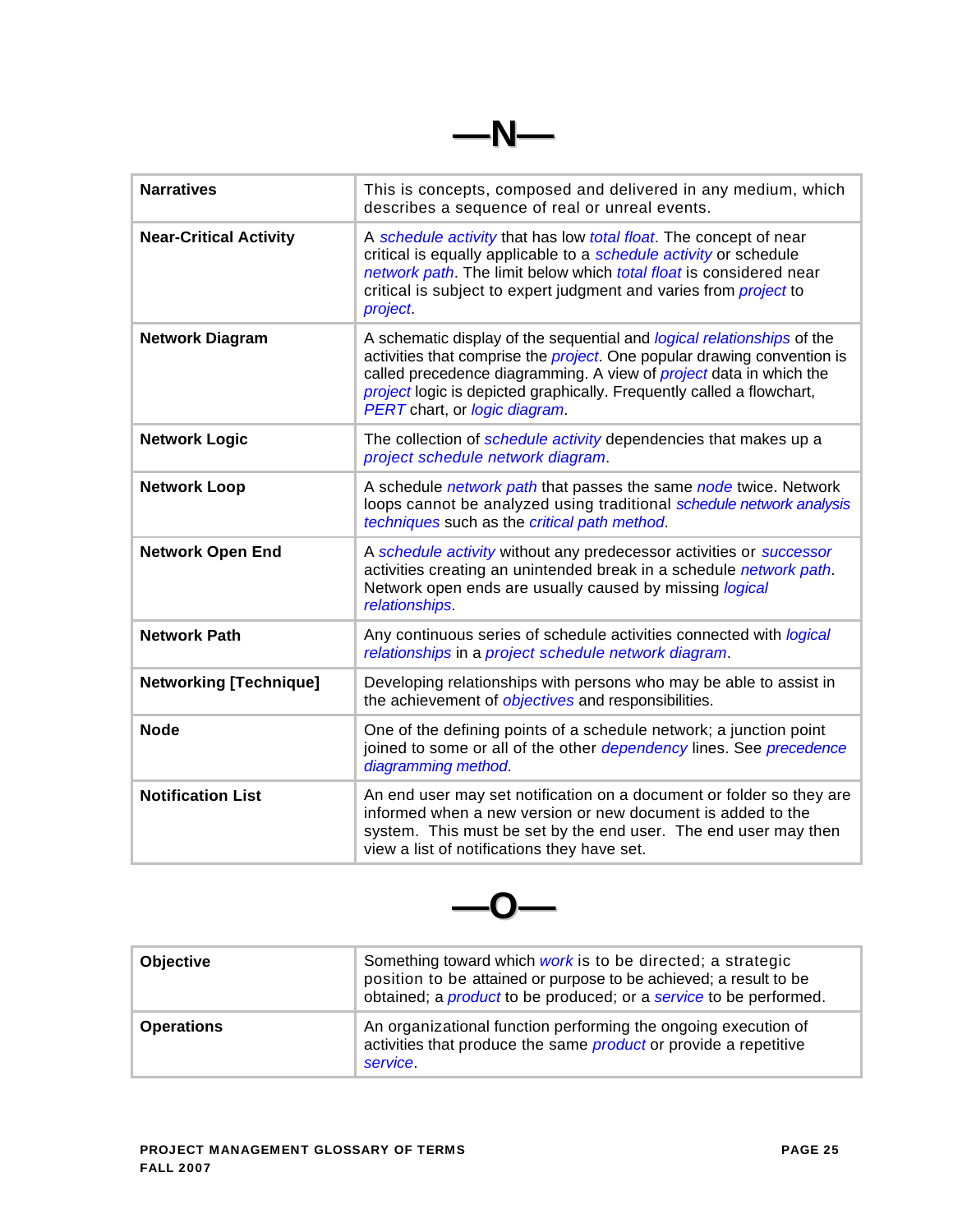# —N—

| Narratives | This is concepts, composed and delivered in any medium, which describes a sequence of real or unreal events. |
|---|---|
| **Near-Critical Activity** | A *schedule activity* that has low *total float*. The concept of near critical is equally applicable to a *schedule activity* or schedule *network path*. The limit below which *total float* is considered near critical is subject to expert judgment and varies from *project* to *project*. |
| **Network Diagram** | A schematic display of the sequential and *logical relationships* of the activities that comprise the *project*. One popular drawing convention is called precedence diagramming. A view of *project* data in which the *project* logic is depicted graphically. Frequently called a flowchart, *PERT* chart, or *logic diagram*. |
| **Network Logic** | The collection of *schedule activity* dependencies that makes up a *project schedule network diagram*. |
| **Network Loop** | A schedule *network path* that passes the same *node* twice. Network loops cannot be analyzed using traditional *schedule network analysis techniques* such as the *critical path method*. |
| **Network Open End** | A *schedule activity* without any predecessor activities or *successor* activities creating an unintended break in a schedule *network path*. Network open ends are usually caused by missing *logical relationships*. |
| **Network Path** | Any continuous series of schedule activities connected with *logical relationships* in a *project schedule network diagram*. |
| **Networking [Technique]** | Developing relationships with persons who may be able to assist in the achievement of *objectives* and responsibilities. |
| **Node** | One of the defining points of a schedule network; a junction point joined to some or all of the other *dependency* lines. See *precedence diagramming method*. |
| **Notification List** | An end user may set notification on a document or folder so they are informed when a new version or new document is added to the system. This must be set by the end user. The end user may then view a list of notifications they have set. |

# —O—

| Objective | Something toward which *work* is to be directed; a strategic position to be attained or purpose to be achieved; a result to be obtained; a *product* to be produced; or a *service* to be performed. |
|---|---|
| **Operations** | An organizational function performing the ongoing execution of activities that produce the same *product* or provide a repetitive *service*. |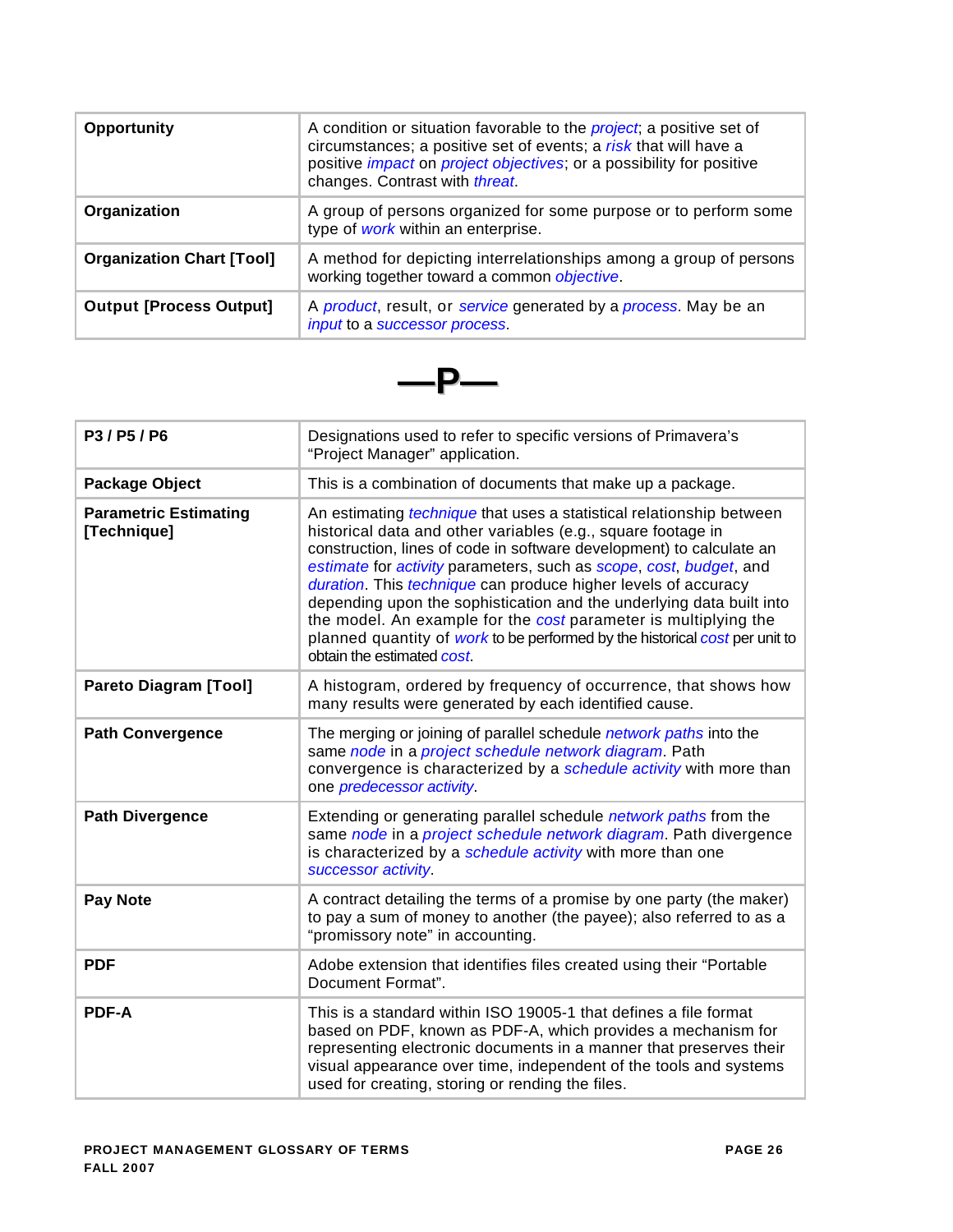| | |
|---|---|
| **Opportunity** | A condition or situation favorable to the *project*; a positive set of circumstances; a positive set of events; a *risk* that will have a positive *impact* on *project objectives*; or a possibility for positive changes. Contrast with *threat*. |
| **Organization** | A group of persons organized for some purpose or to perform some type of *work* within an enterprise. |
| **Organization Chart [Tool]** | A method for depicting interrelationships among a group of persons working together toward a common *objective*. |
| **Output [Process Output]** | A *product*, result, or *service* generated by a *process*. May be an *input* to a *successor process*. |

# —P—

| | |
|---|---|
| **P3 / P5 / P6** | Designations used to refer to specific versions of Primavera's "Project Manager" application. |
| **Package Object** | This is a combination of documents that make up a package. |
| **Parametric Estimating [Technique]** | An estimating *technique* that uses a statistical relationship between historical data and other variables (e.g., square footage in construction, lines of code in software development) to calculate an *estimate* for *activity* parameters, such as *scope*, *cost*, *budget*, and *duration*. This *technique* can produce higher levels of accuracy depending upon the sophistication and the underlying data built into the model. An example for the *cost* parameter is multiplying the planned quantity of *work* to be performed by the historical *cost* per unit to obtain the estimated *cost*. |
| **Pareto Diagram [Tool]** | A histogram, ordered by frequency of occurrence, that shows how many results were generated by each identified cause. |
| **Path Convergence** | The merging or joining of parallel schedule *network paths* into the same *node* in a *project schedule network diagram*. Path convergence is characterized by a *schedule activity* with more than one *predecessor activity*. |
| **Path Divergence** | Extending or generating parallel schedule *network paths* from the same *node* in a *project schedule network diagram*. Path divergence is characterized by a *schedule activity* with more than one *successor activity*. |
| **Pay Note** | A contract detailing the terms of a promise by one party (the maker) to pay a sum of money to another (the payee); also referred to as a "promissory note" in accounting. |
| **PDF** | Adobe extension that identifies files created using their "Portable Document Format". |
| **PDF-A** | This is a standard within ISO 19005-1 that defines a file format based on PDF, known as PDF-A, which provides a mechanism for representing electronic documents in a manner that preserves their visual appearance over time, independent of the tools and systems used for creating, storing or rending the files. |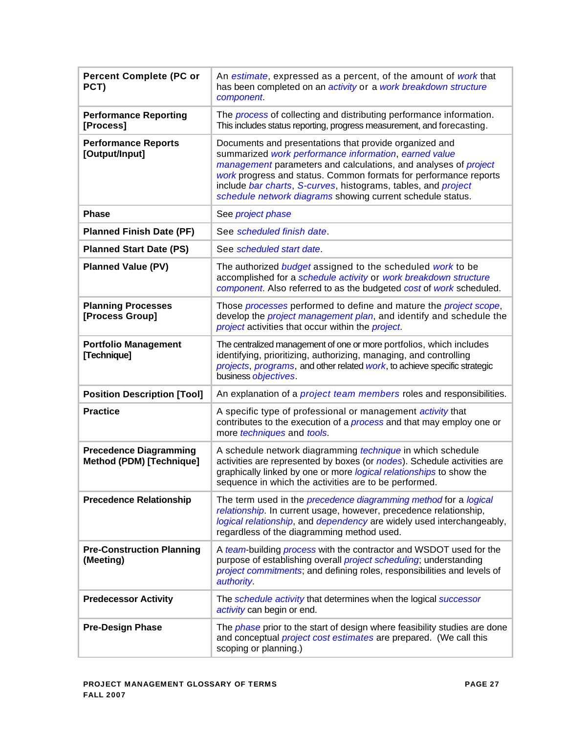| **Percent Complete (PC or PCT)** | An *estimate*, expressed as a percent, of the amount of *work* that has been completed on an *activity* or a *work breakdown structure component*. |
|---|---|
| **Performance Reporting [Process]** | The *process* of collecting and distributing performance information. This includes status reporting, progress measurement, and forecasting. |
| **Performance Reports [Output/Input]** | Documents and presentations that provide organized and summarized *work performance information*, *earned value management* parameters and calculations, and analyses of *project work* progress and status. Common formats for performance reports include *bar charts*, *S-curves*, histograms, tables, and *project schedule network diagrams* showing current schedule status. |
| **Phase** | See *project phase* |
| **Planned Finish Date (PF)** | See *scheduled finish date*. |
| **Planned Start Date (PS)** | See *scheduled start date*. |
| **Planned Value (PV)** | The authorized *budget* assigned to the scheduled *work* to be accomplished for a *schedule activity* or *work breakdown structure component*. Also referred to as the budgeted *cost* of *work* scheduled. |
| **Planning Processes [Process Group]** | Those *processes* performed to define and mature the *project scope*, develop the *project management plan*, and identify and schedule the *project* activities that occur within the *project*. |
| **Portfolio Management [Technique]** | The centralized management of one or more portfolios, which includes identifying, prioritizing, authorizing, managing, and controlling *projects*, *programs*, and other related *work*, to achieve specific strategic business *objectives*. |
| **Position Description [Tool]** | An explanation of a *project team members* roles and responsibilities. |
| **Practice** | A specific type of professional or management *activity* that contributes to the execution of a *process* and that may employ one or more *techniques* and *tools*. |
| **Precedence Diagramming Method (PDM) [Technique]** | A schedule network diagramming *technique* in which schedule activities are represented by boxes (or *nodes*). Schedule activities are graphically linked by one or more *logical relationships* to show the sequence in which the activities are to be performed. |
| **Precedence Relationship** | The term used in the *precedence diagramming method* for a *logical relationship*. In current usage, however, precedence relationship, *logical relationship*, and *dependency* are widely used interchangeably, regardless of the diagramming method used. |
| **Pre-Construction Planning (Meeting)** | A *team*-building *process* with the contractor and WSDOT used for the purpose of establishing overall *project scheduling*; understanding *project commitments*; and defining roles, responsibilities and levels of *authority*. |
| **Predecessor Activity** | The *schedule activity* that determines when the logical *successor activity* can begin or end. |
| **Pre-Design Phase** | The *phase* prior to the start of design where feasibility studies are done and conceptual *project cost estimates* are prepared. (We call this scoping or planning.) |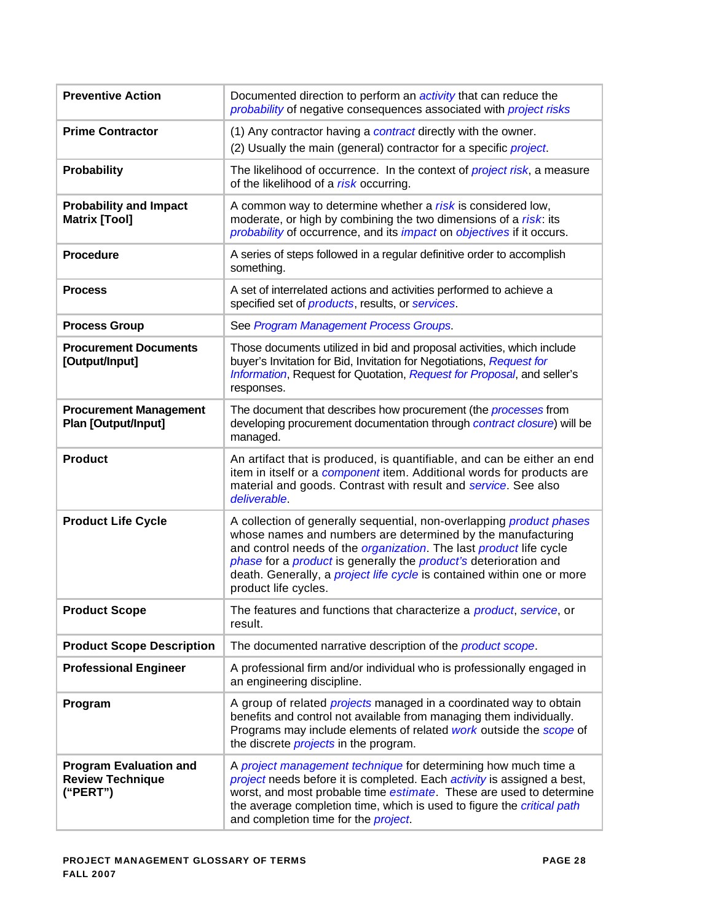| | |
|---|---|
| **Preventive Action** | Documented direction to perform an *activity* that can reduce the *probability* of negative consequences associated with *project risks* |
| **Prime Contractor** | (1) Any contractor having a *contract* directly with the owner.<br>(2) Usually the main (general) contractor for a specific *project*. |
| **Probability** | The likelihood of occurrence. In the context of *project risk*, a measure of the likelihood of a *risk* occurring. |
| **Probability and Impact Matrix [Tool]** | A common way to determine whether a *risk* is considered low, moderate, or high by combining the two dimensions of a *risk*: its *probability* of occurrence, and its *impact* on *objectives* if it occurs. |
| **Procedure** | A series of steps followed in a regular definitive order to accomplish something. |
| **Process** | A set of interrelated actions and activities performed to achieve a specified set of *products*, results, or *services*. |
| **Process Group** | See *Program Management Process Groups*. |
| **Procurement Documents [Output/Input]** | Those documents utilized in bid and proposal activities, which include buyer's Invitation for Bid, Invitation for Negotiations, *Request for Information*, Request for Quotation, *Request for Proposal*, and seller's responses. |
| **Procurement Management Plan [Output/Input]** | The document that describes how procurement (the *processes* from developing procurement documentation through *contract closure*) will be managed. |
| **Product** | An artifact that is produced, is quantifiable, and can be either an end item in itself or a *component* item. Additional words for products are material and goods. Contrast with result and *service*. See also *deliverable*. |
| **Product Life Cycle** | A collection of generally sequential, non-overlapping *product phases* whose names and numbers are determined by the manufacturing and control needs of the *organization*. The last *product* life cycle *phase* for a *product* is generally the *product's* deterioration and death. Generally, a *project life cycle* is contained within one or more product life cycles. |
| **Product Scope** | The features and functions that characterize a *product*, *service*, or result. |
| **Product Scope Description** | The documented narrative description of the *product scope*. |
| **Professional Engineer** | A professional firm and/or individual who is professionally engaged in an engineering discipline. |
| **Program** | A group of related *projects* managed in a coordinated way to obtain benefits and control not available from managing them individually. Programs may include elements of related *work* outside the *scope* of the discrete *projects* in the program. |
| **Program Evaluation and Review Technique ("PERT")** | A *project management technique* for determining how much time a *project* needs before it is completed. Each *activity* is assigned a best, worst, and most probable time *estimate*. These are used to determine the average completion time, which is used to figure the *critical path* and completion time for the *project*. |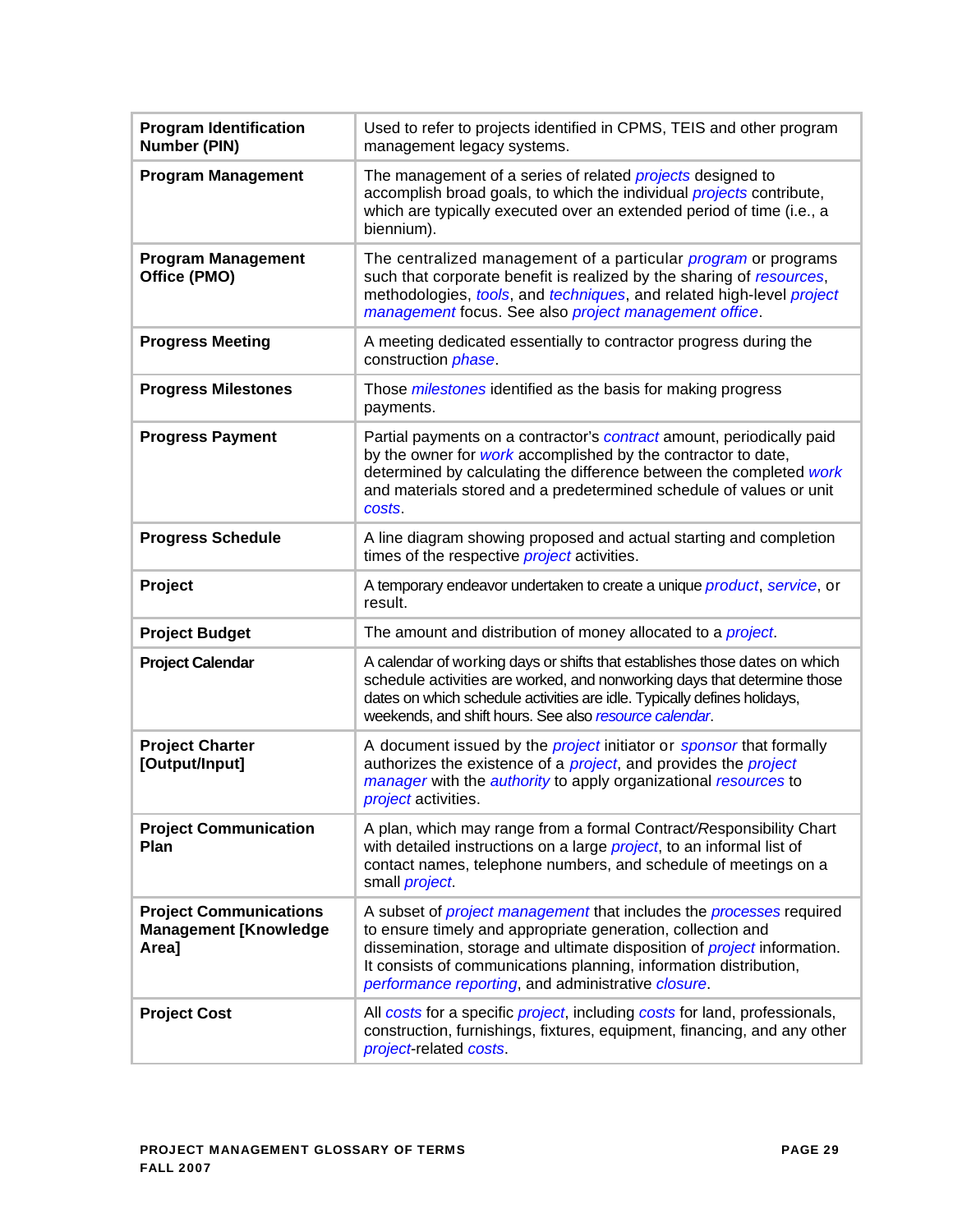| Program Identification Number (PIN) | Used to refer to projects identified in CPMS, TEIS and other program management legacy systems. |
|---|---|
| **Program Management** | The management of a series of related *projects* designed to accomplish broad goals, to which the individual *projects* contribute, which are typically executed over an extended period of time (i.e., a biennium). |
| **Program Management Office (PMO)** | The centralized management of a particular *program* or programs such that corporate benefit is realized by the sharing of *resources*, methodologies, *tools*, and *techniques*, and related high-level *project management* focus. See also *project management office*. |
| **Progress Meeting** | A meeting dedicated essentially to contractor progress during the construction *phase*. |
| **Progress Milestones** | Those *milestones* identified as the basis for making progress payments. |
| **Progress Payment** | Partial payments on a contractor's *contract* amount, periodically paid by the owner for *work* accomplished by the contractor to date, determined by calculating the difference between the completed *work* and materials stored and a predetermined schedule of values or unit *costs*. |
| **Progress Schedule** | A line diagram showing proposed and actual starting and completion times of the respective *project* activities. |
| **Project** | A temporary endeavor undertaken to create a unique *product*, *service*, or result. |
| **Project Budget** | The amount and distribution of money allocated to a *project*. |
| **Project Calendar** | A calendar of working days or shifts that establishes those dates on which schedule activities are worked, and nonworking days that determine those dates on which schedule activities are idle. Typically defines holidays, weekends, and shift hours. See also *resource calendar*. |
| **Project Charter [Output/Input]** | A document issued by the *project* initiator or *sponsor* that formally authorizes the existence of a *project*, and provides the *project manager* with the *authority* to apply organizational *resources* to *project* activities. |
| **Project Communication Plan** | A plan, which may range from a formal Contract/Responsibility Chart with detailed instructions on a large *project*, to an informal list of contact names, telephone numbers, and schedule of meetings on a small *project*. |
| **Project Communications Management [Knowledge Area]** | A subset of *project management* that includes the *processes* required to ensure timely and appropriate generation, collection and dissemination, storage and ultimate disposition of *project* information. It consists of communications planning, information distribution, *performance reporting*, and administrative *closure*. |
| **Project Cost** | All *costs* for a specific *project*, including *costs* for land, professionals, construction, furnishings, fixtures, equipment, financing, and any other *project*-related *costs*. |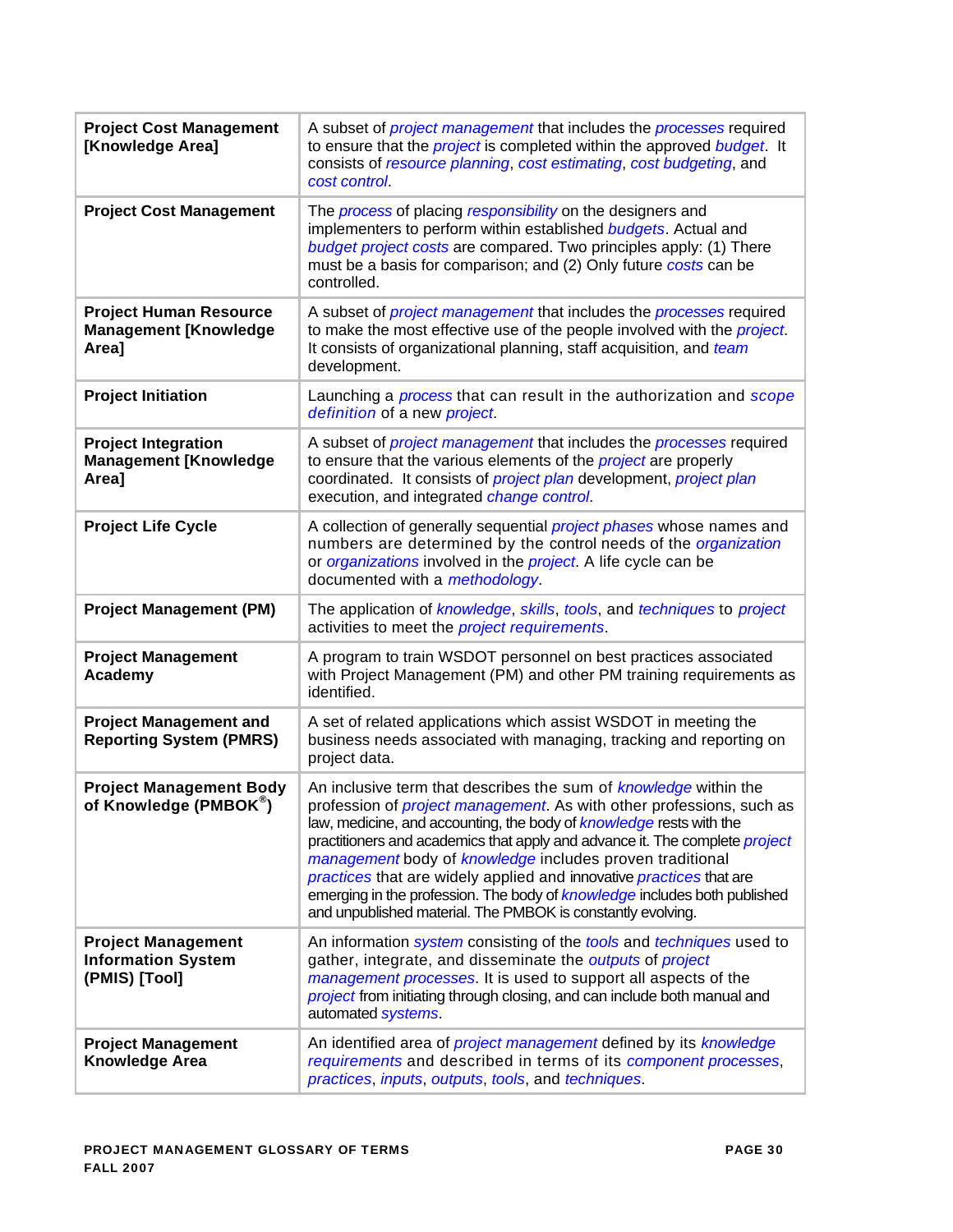| | |
|---|---|
| **Project Cost Management [Knowledge Area]** | A subset of *project management* that includes the *processes* required to ensure that the *project* is completed within the approved *budget*. It consists of *resource planning*, *cost estimating*, *cost budgeting*, and *cost control*. |
| **Project Cost Management** | The *process* of placing *responsibility* on the designers and implementers to perform within established *budgets*. Actual and *budget project costs* are compared. Two principles apply: (1) There must be a basis for comparison; and (2) Only future *costs* can be controlled. |
| **Project Human Resource Management [Knowledge Area]** | A subset of *project management* that includes the *processes* required to make the most effective use of the people involved with the *project*. It consists of organizational planning, staff acquisition, and *team* development. |
| **Project Initiation** | Launching a *process* that can result in the authorization and *scope definition* of a new *project*. |
| **Project Integration Management [Knowledge Area]** | A subset of *project management* that includes the *processes* required to ensure that the various elements of the *project* are properly coordinated. It consists of *project plan* development, *project plan* execution, and integrated *change control*. |
| **Project Life Cycle** | A collection of generally sequential *project phases* whose names and numbers are determined by the control needs of the *organization* or *organizations* involved in the *project*. A life cycle can be documented with a *methodology*. |
| **Project Management (PM)** | The application of *knowledge*, *skills*, *tools*, and *techniques* to *project* activities to meet the *project requirements*. |
| **Project Management Academy** | A program to train WSDOT personnel on best practices associated with Project Management (PM) and other PM training requirements as identified. |
| **Project Management and Reporting System (PMRS)** | A set of related applications which assist WSDOT in meeting the business needs associated with managing, tracking and reporting on project data. |
| **Project Management Body of Knowledge (PMBOK®)** | An inclusive term that describes the sum of *knowledge* within the profession of *project management*. As with other professions, such as law, medicine, and accounting, the body of *knowledge* rests with the practitioners and academics that apply and advance it. The complete *project management* body of *knowledge* includes proven traditional *practices* that are widely applied and innovative *practices* that are emerging in the profession. The body of *knowledge* includes both published and unpublished material. The PMBOK is constantly evolving. |
| **Project Management Information System (PMIS) [Tool]** | An information *system* consisting of the *tools* and *techniques* used to gather, integrate, and disseminate the *outputs* of *project management processes*. It is used to support all aspects of the *project* from initiating through closing, and can include both manual and automated *systems*. |
| **Project Management Knowledge Area** | An identified area of *project management* defined by its *knowledge requirements* and described in terms of its *component processes*, *practices*, *inputs*, *outputs*, *tools*, and *techniques*. |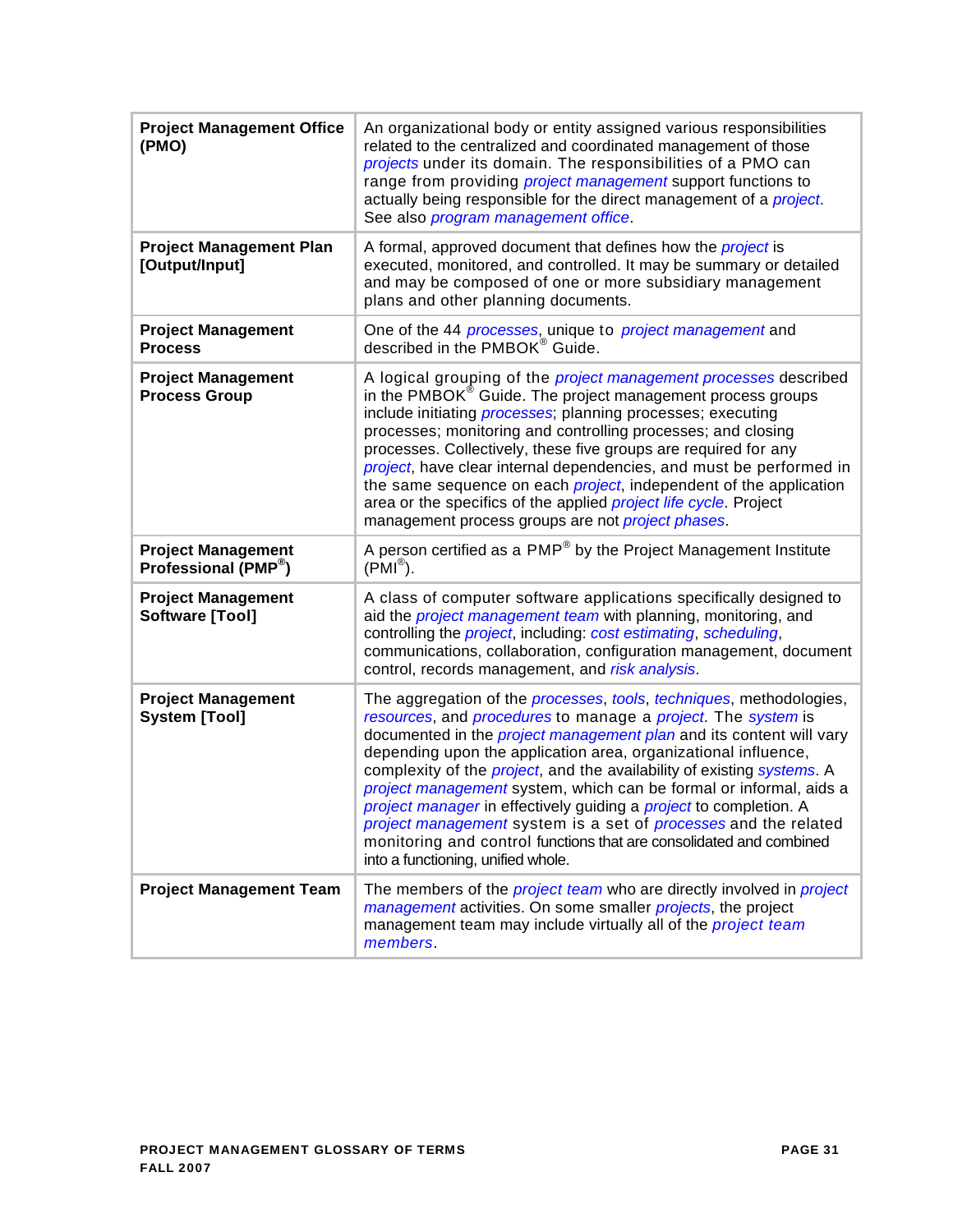| | |
|---|---|
| **Project Management Office (PMO)** | An organizational body or entity assigned various responsibilities related to the centralized and coordinated management of those *projects* under its domain. The responsibilities of a PMO can range from providing *project management* support functions to actually being responsible for the direct management of a *project*. See also *program management office*. |
| **Project Management Plan [Output/Input]** | A formal, approved document that defines how the *project* is executed, monitored, and controlled. It may be summary or detailed and may be composed of one or more subsidiary management plans and other planning documents. |
| **Project Management Process** | One of the 44 *processes*, unique to *project management* and described in the PMBOK® Guide. |
| **Project Management Process Group** | A logical grouping of the *project management processes* described in the PMBOK® Guide. The project management process groups include initiating *processes*; planning processes; executing processes; monitoring and controlling processes; and closing processes. Collectively, these five groups are required for any *project*, have clear internal dependencies, and must be performed in the same sequence on each *project*, independent of the application area or the specifics of the applied *project life cycle*. Project management process groups are not *project phases*. |
| **Project Management Professional (PMP®)** | A person certified as a PMP® by the Project Management Institute (PMI®). |
| **Project Management Software [Tool]** | A class of computer software applications specifically designed to aid the *project management team* with planning, monitoring, and controlling the *project*, including: *cost estimating*, *scheduling*, communications, collaboration, configuration management, document control, records management, and *risk analysis*. |
| **Project Management System [Tool]** | The aggregation of the *processes*, *tools*, *techniques*, methodologies, *resources*, and *procedures* to manage a *project*. The *system* is documented in the *project management plan* and its content will vary depending upon the application area, organizational influence, complexity of the *project*, and the availability of existing *systems*. A *project management* system, which can be formal or informal, aids a *project manager* in effectively guiding a *project* to completion. A *project management* system is a set of *processes* and the related monitoring and control functions that are consolidated and combined into a functioning, unified whole. |
| **Project Management Team** | The members of the *project team* who are directly involved in *project management* activities. On some smaller *projects*, the project management team may include virtually all of the *project team members*. |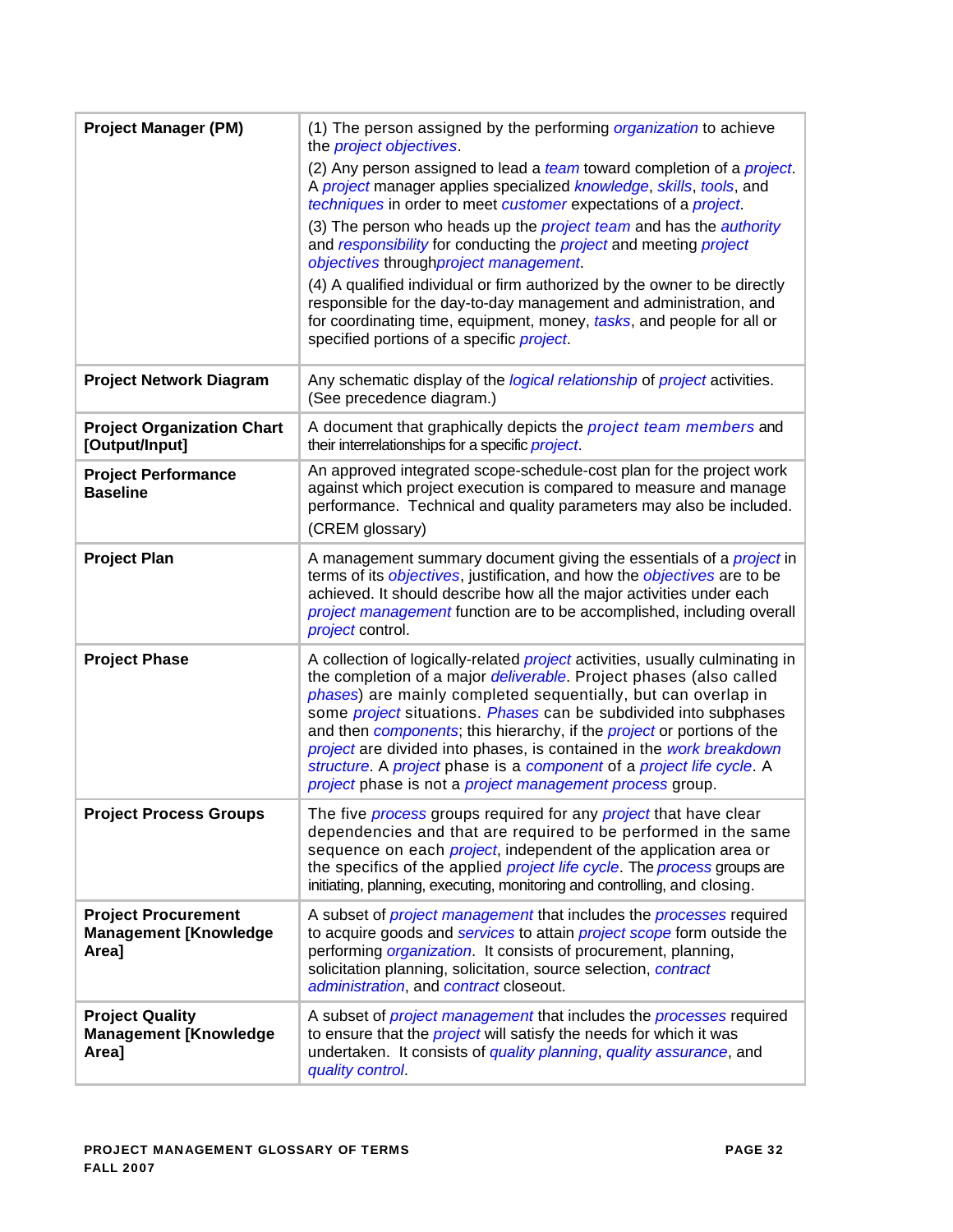| | |
|---|---|
| **Project Manager (PM)** | (1) The person assigned by the performing *organization* to achieve the *project objectives*.<br>(2) Any person assigned to lead a *team* toward completion of a *project*. A *project* manager applies specialized *knowledge*, *skills*, *tools*, and *techniques* in order to meet *customer* expectations of a *project*.<br>(3) The person who heads up the *project team* and has the *authority* and *responsibility* for conducting the *project* and meeting *project objectives* through*project management*.<br>(4) A qualified individual or firm authorized by the owner to be directly responsible for the day-to-day management and administration, and for coordinating time, equipment, money, *tasks*, and people for all or specified portions of a specific *project*. |
| **Project Network Diagram** | Any schematic display of the *logical relationship* of *project* activities. (See precedence diagram.) |
| **Project Organization Chart [Output/Input]** | A document that graphically depicts the *project team members* and their interrelationships for a specific *project*. |
| **Project Performance Baseline** | An approved integrated scope-schedule-cost plan for the project work against which project execution is compared to measure and manage performance. Technical and quality parameters may also be included.<br>(CREM glossary) |
| **Project Plan** | A management summary document giving the essentials of a *project* in terms of its *objectives*, justification, and how the *objectives* are to be achieved. It should describe how all the major activities under each *project management* function are to be accomplished, including overall *project* control. |
| **Project Phase** | A collection of logically-related *project* activities, usually culminating in the completion of a major *deliverable*. Project phases (also called *phases*) are mainly completed sequentially, but can overlap in some *project* situations. *Phases* can be subdivided into subphases and then *components*; this hierarchy, if the *project* or portions of the *project* are divided into phases, is contained in the *work breakdown structure*. A *project* phase is a *component* of a *project life cycle*. A *project* phase is not a *project management process* group. |
| **Project Process Groups** | The five *process* groups required for any *project* that have clear dependencies and that are required to be performed in the same sequence on each *project*, independent of the application area or the specifics of the applied *project life cycle*. The *process* groups are initiating, planning, executing, monitoring and controlling, and closing. |
| **Project Procurement Management [Knowledge Area]** | A subset of *project management* that includes the *processes* required to acquire goods and *services* to attain *project scope* form outside the performing *organization*. It consists of procurement, planning, solicitation planning, solicitation, source selection, *contract administration*, and *contract* closeout. |
| **Project Quality Management [Knowledge Area]** | A subset of *project management* that includes the *processes* required to ensure that the *project* will satisfy the needs for which it was undertaken. It consists of *quality planning*, *quality assurance*, and *quality control*. |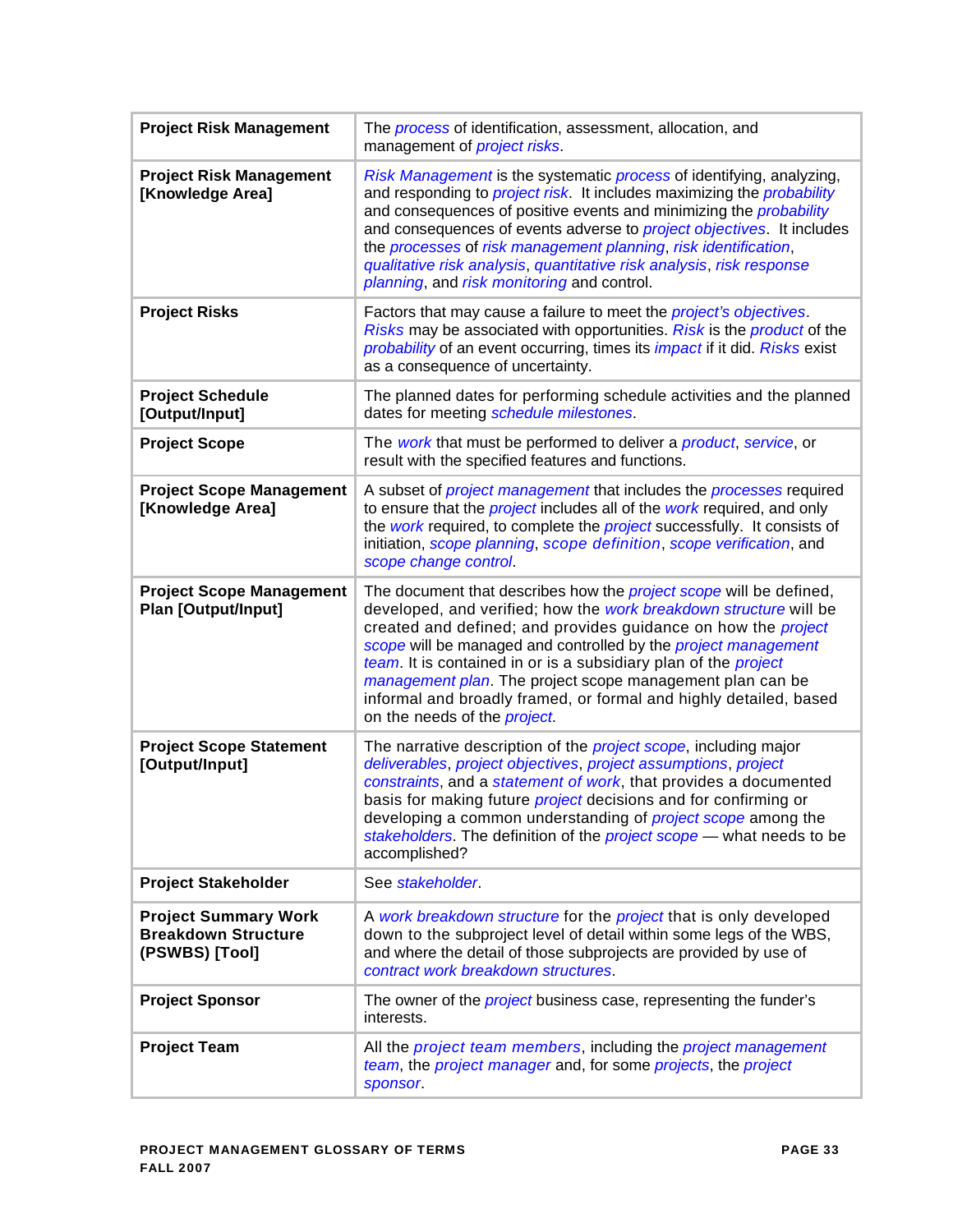| | |
|---|---|
| **Project Risk Management** | The *process* of identification, assessment, allocation, and management of *project risks*. |
| **Project Risk Management [Knowledge Area]** | *Risk Management* is the systematic *process* of identifying, analyzing, and responding to *project risk*. It includes maximizing the *probability* and consequences of positive events and minimizing the *probability* and consequences of events adverse to *project objectives*. It includes the *processes* of *risk management planning*, *risk identification*, *qualitative risk analysis*, *quantitative risk analysis*, *risk response planning*, and *risk monitoring* and control. |
| **Project Risks** | Factors that may cause a failure to meet the *project's objectives*. *Risks* may be associated with opportunities. *Risk* is the *product* of the *probability* of an event occurring, times its *impact* if it did. *Risks* exist as a consequence of uncertainty. |
| **Project Schedule [Output/Input]** | The planned dates for performing schedule activities and the planned dates for meeting *schedule milestones*. |
| **Project Scope** | The *work* that must be performed to deliver a *product*, *service*, or result with the specified features and functions. |
| **Project Scope Management [Knowledge Area]** | A subset of *project management* that includes the *processes* required to ensure that the *project* includes all of the *work* required, and only the *work* required, to complete the *project* successfully. It consists of initiation, *scope planning*, *scope definition*, *scope verification*, and *scope change control*. |
| **Project Scope Management Plan [Output/Input]** | The document that describes how the *project scope* will be defined, developed, and verified; how the *work breakdown structure* will be created and defined; and provides guidance on how the *project scope* will be managed and controlled by the *project management team*. It is contained in or is a subsidiary plan of the *project management plan*. The project scope management plan can be informal and broadly framed, or formal and highly detailed, based on the needs of the *project*. |
| **Project Scope Statement [Output/Input]** | The narrative description of the *project scope*, including major *deliverables*, *project objectives*, *project assumptions*, *project constraints*, and a *statement of work*, that provides a documented basis for making future *project* decisions and for confirming or developing a common understanding of *project scope* among the *stakeholders*. The definition of the *project scope* — what needs to be accomplished? |
| **Project Stakeholder** | See *stakeholder*. |
| **Project Summary Work Breakdown Structure (PSWBS) [Tool]** | A *work breakdown structure* for the *project* that is only developed down to the subproject level of detail within some legs of the WBS, and where the detail of those subprojects are provided by use of *contract work breakdown structures*. |
| **Project Sponsor** | The owner of the *project* business case, representing the funder's interests. |
| **Project Team** | All the *project team members*, including the *project management team*, the *project manager* and, for some *projects*, the *project sponsor*. |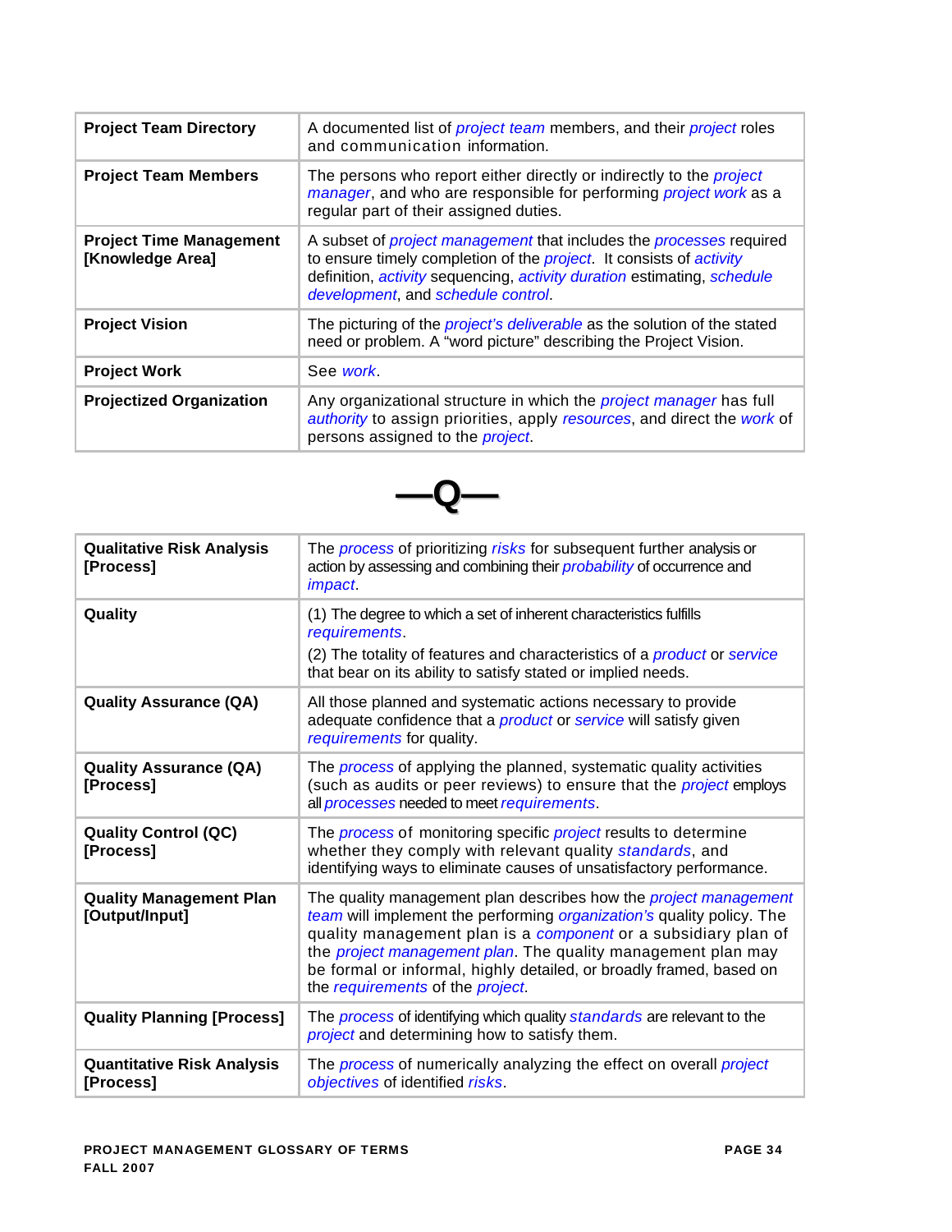| | |
|---|---|
| **Project Team Directory** | A documented list of *project team* members, and their *project* roles and communication information. |
| **Project Team Members** | The persons who report either directly or indirectly to the *project manager*, and who are responsible for performing *project work* as a regular part of their assigned duties. |
| **Project Time Management [Knowledge Area]** | A subset of *project management* that includes the *processes* required to ensure timely completion of the *project*. It consists of *activity* definition, *activity* sequencing, *activity duration* estimating, *schedule development*, and *schedule control*. |
| **Project Vision** | The picturing of the *project's deliverable* as the solution of the stated need or problem. A "word picture" describing the Project Vision. |
| **Project Work** | See *work*. |
| **Projectized Organization** | Any organizational structure in which the *project manager* has full *authority* to assign priorities, apply *resources*, and direct the *work* of persons assigned to the *project*. |

# —Q—

| | |
|---|---|
| **Qualitative Risk Analysis [Process]** | The *process* of prioritizing *risks* for subsequent further analysis or action by assessing and combining their *probability* of occurrence and *impact*. |
| **Quality** | (1) The degree to which a set of inherent characteristics fulfills *requirements*.<br>(2) The totality of features and characteristics of a *product* or *service* that bear on its ability to satisfy stated or implied needs. |
| **Quality Assurance (QA)** | All those planned and systematic actions necessary to provide adequate confidence that a *product* or *service* will satisfy given *requirements* for quality. |
| **Quality Assurance (QA) [Process]** | The *process* of applying the planned, systematic quality activities (such as audits or peer reviews) to ensure that the *project* employs all *processes* needed to meet *requirements*. |
| **Quality Control (QC) [Process]** | The *process* of monitoring specific *project* results to determine whether they comply with relevant quality *standards*, and identifying ways to eliminate causes of unsatisfactory performance. |
| **Quality Management Plan [Output/Input]** | The quality management plan describes how the *project management team* will implement the performing *organization's* quality policy. The quality management plan is a *component* or a subsidiary plan of the *project management plan*. The quality management plan may be formal or informal, highly detailed, or broadly framed, based on the *requirements* of the *project*. |
| **Quality Planning [Process]** | The *process* of identifying which quality *standards* are relevant to the *project* and determining how to satisfy them. |
| **Quantitative Risk Analysis [Process]** | The *process* of numerically analyzing the effect on overall *project objectives* of identified *risks*. |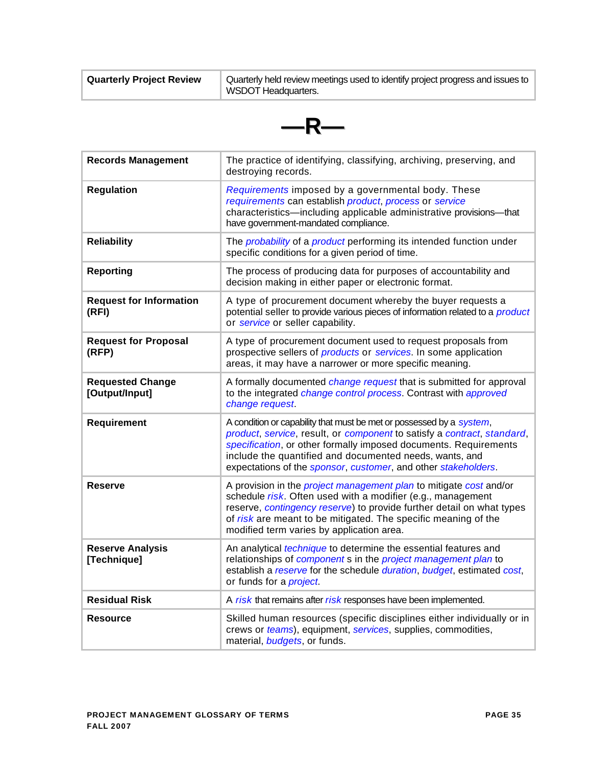| Quarterly Project Review | Quarterly held review meetings used to identify project progress and issues to WSDOT Headquarters. |
|---|---|

# —R—

| Term | Definition |
|---|---|
| **Records Management** | The practice of identifying, classifying, archiving, preserving, and destroying records. |
| **Regulation** | *Requirements* imposed by a governmental body. These *requirements* can establish *product*, *process* or *service* characteristics—including applicable administrative provisions—that have government-mandated compliance. |
| **Reliability** | The *probability* of a *product* performing its intended function under specific conditions for a given period of time. |
| **Reporting** | The process of producing data for purposes of accountability and decision making in either paper or electronic format. |
| **Request for Information (RFI)** | A type of procurement document whereby the buyer requests a potential seller to provide various pieces of information related to a *product* or *service* or seller capability. |
| **Request for Proposal (RFP)** | A type of procurement document used to request proposals from prospective sellers of *products* or *services*. In some application areas, it may have a narrower or more specific meaning. |
| **Requested Change [Output/Input]** | A formally documented *change request* that is submitted for approval to the integrated *change control process*. Contrast with *approved change request*. |
| **Requirement** | A condition or capability that must be met or possessed by a *system*, *product*, *service*, result, or *component* to satisfy a *contract*, *standard*, *specification*, or other formally imposed documents. Requirements include the quantified and documented needs, wants, and expectations of the *sponsor*, *customer*, and other *stakeholders*. |
| **Reserve** | A provision in the *project management plan* to mitigate *cost* and/or schedule *risk*. Often used with a modifier (e.g., management reserve, *contingency reserve*) to provide further detail on what types of *risk* are meant to be mitigated. The specific meaning of the modified term varies by application area. |
| **Reserve Analysis [Technique]** | An analytical *technique* to determine the essential features and relationships of *component* s in the *project management plan* to establish a *reserve* for the schedule *duration*, *budget*, estimated *cost*, or funds for a *project*. |
| **Residual Risk** | A *risk* that remains after *risk* responses have been implemented. |
| **Resource** | Skilled human resources (specific disciplines either individually or in crews or *teams*), equipment, *services*, supplies, commodities, material, *budgets*, or funds. |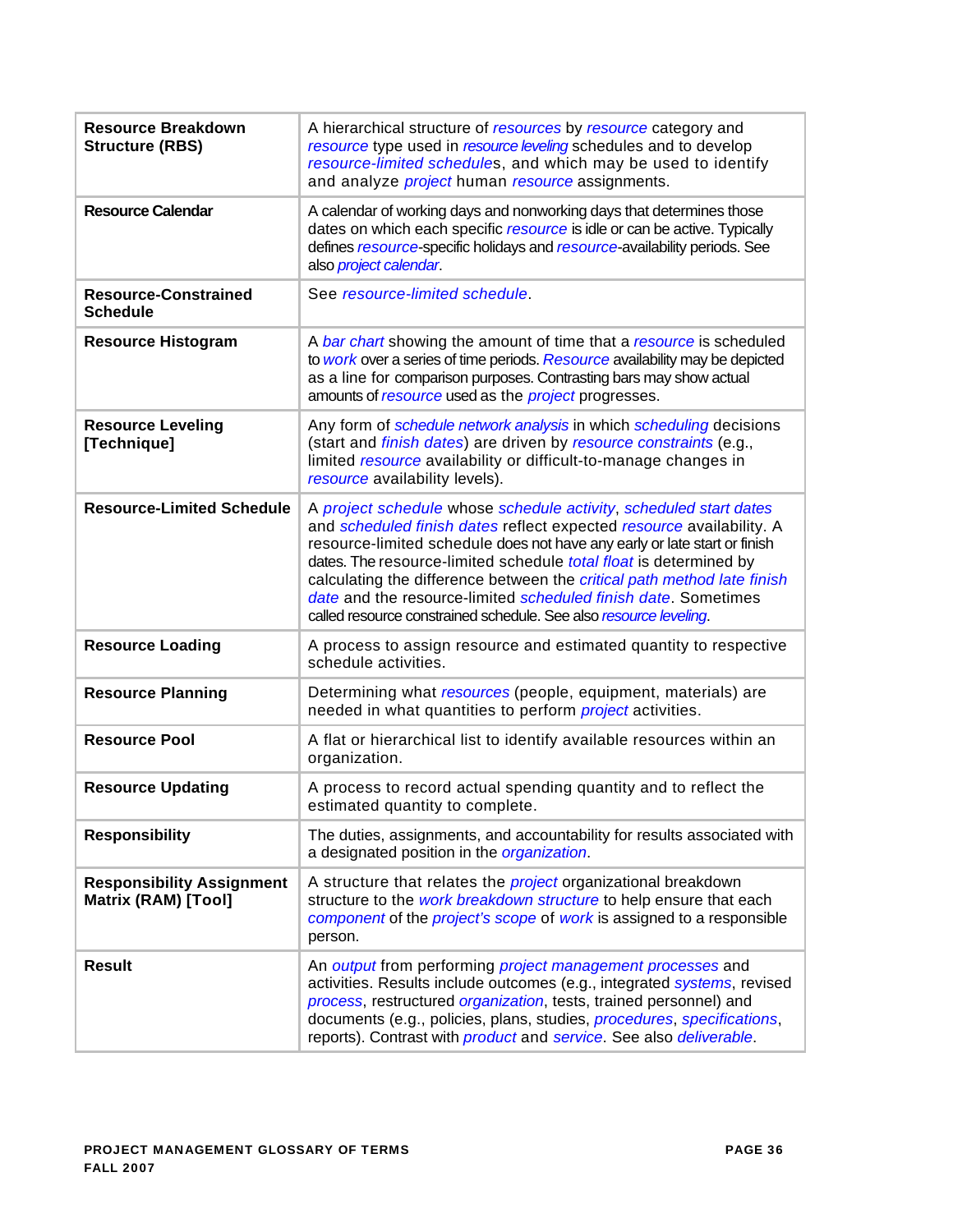| | |
|---|---|
| **Resource Breakdown Structure (RBS)** | A hierarchical structure of *resources* by *resource* category and *resource* type used in *resource leveling* schedules and to develop *resource-limited schedules*, and which may be used to identify and analyze *project* human *resource* assignments. |
| **Resource Calendar** | A calendar of working days and nonworking days that determines those dates on which each specific *resource* is idle or can be active. Typically defines *resource*-specific holidays and *resource*-availability periods. See also *project calendar*. |
| **Resource-Constrained Schedule** | See *resource-limited schedule*. |
| **Resource Histogram** | A *bar chart* showing the amount of time that a *resource* is scheduled to *work* over a series of time periods. *Resource* availability may be depicted as a line for comparison purposes. Contrasting bars may show actual amounts of *resource* used as the *project* progresses. |
| **Resource Leveling [Technique]** | Any form of *schedule network analysis* in which *scheduling* decisions (start and *finish dates*) are driven by *resource constraints* (e.g., limited *resource* availability or difficult-to-manage changes in *resource* availability levels). |
| **Resource-Limited Schedule** | A *project schedule* whose *schedule activity*, *scheduled start dates* and *scheduled finish dates* reflect expected *resource* availability. A resource-limited schedule does not have any early or late start or finish dates. The resource-limited schedule *total float* is determined by calculating the difference between the *critical path method late finish date* and the resource-limited *scheduled finish date*. Sometimes called resource constrained schedule. See also *resource leveling*. |
| **Resource Loading** | A process to assign resource and estimated quantity to respective schedule activities. |
| **Resource Planning** | Determining what *resources* (people, equipment, materials) are needed in what quantities to perform *project* activities. |
| **Resource Pool** | A flat or hierarchical list to identify available resources within an organization. |
| **Resource Updating** | A process to record actual spending quantity and to reflect the estimated quantity to complete. |
| **Responsibility** | The duties, assignments, and accountability for results associated with a designated position in the *organization*. |
| **Responsibility Assignment Matrix (RAM) [Tool]** | A structure that relates the *project* organizational breakdown structure to the *work breakdown structure* to help ensure that each *component* of the *project's scope* of *work* is assigned to a responsible person. |
| **Result** | An *output* from performing *project management processes* and activities. Results include outcomes (e.g., integrated *systems*, revised *process*, restructured *organization*, tests, trained personnel) and documents (e.g., policies, plans, studies, *procedures*, *specifications*, reports). Contrast with *product* and *service*. See also *deliverable*. |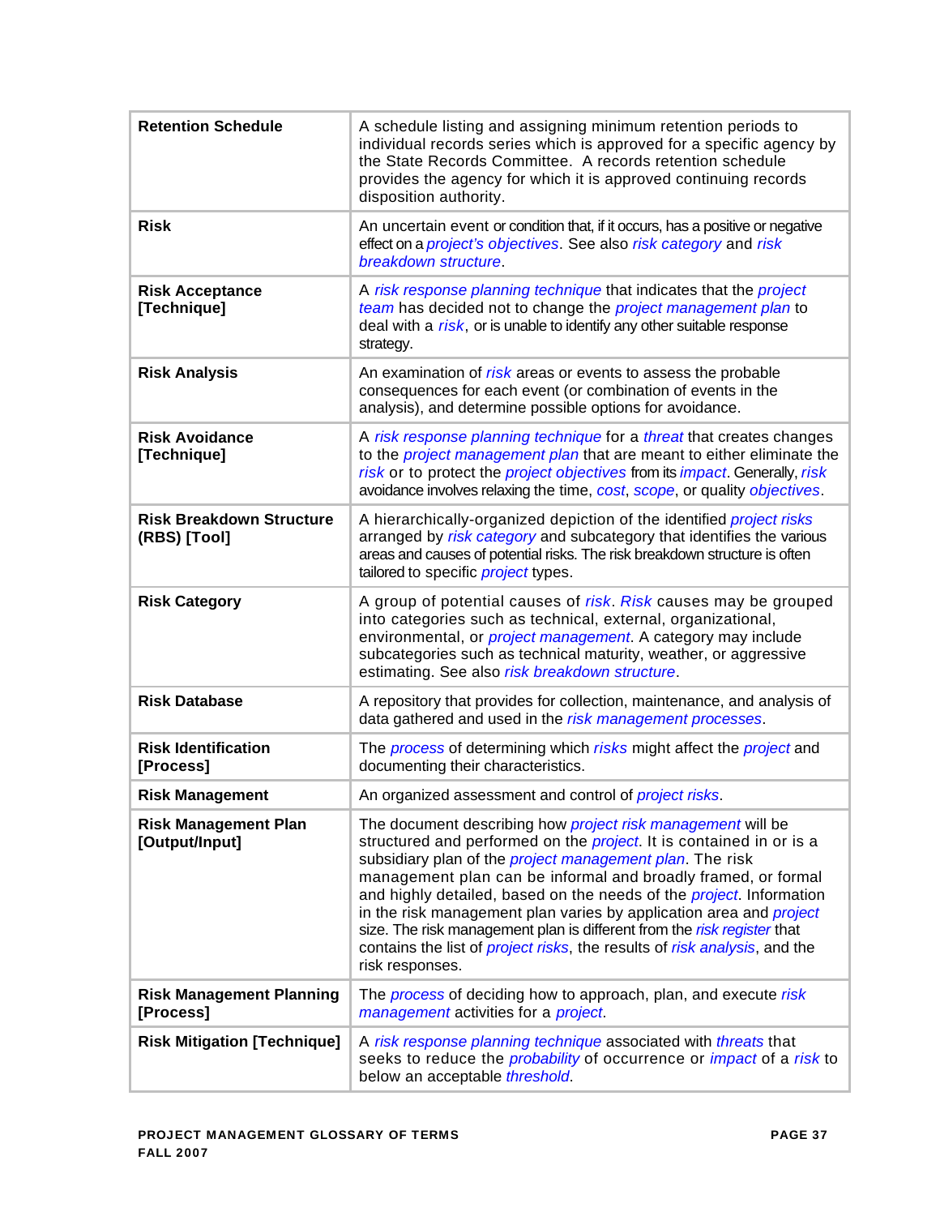| | |
|---|---|
| **Retention Schedule** | A schedule listing and assigning minimum retention periods to individual records series which is approved for a specific agency by the State Records Committee. A records retention schedule provides the agency for which it is approved continuing records disposition authority. |
| **Risk** | An uncertain event or condition that, if it occurs, has a positive or negative effect on a *project's objectives*. See also *risk category* and *risk breakdown structure*. |
| **Risk Acceptance [Technique]** | A *risk response planning technique* that indicates that the *project team* has decided not to change the *project management plan* to deal with a *risk*, or is unable to identify any other suitable response strategy. |
| **Risk Analysis** | An examination of *risk* areas or events to assess the probable consequences for each event (or combination of events in the analysis), and determine possible options for avoidance. |
| **Risk Avoidance [Technique]** | A *risk response planning technique* for a *threat* that creates changes to the *project management plan* that are meant to either eliminate the *risk* or to protect the *project objectives* from its *impact*. Generally, *risk* avoidance involves relaxing the time, *cost*, *scope*, or quality *objectives*. |
| **Risk Breakdown Structure (RBS) [Tool]** | A hierarchically-organized depiction of the identified *project risks* arranged by *risk category* and subcategory that identifies the various areas and causes of potential risks. The risk breakdown structure is often tailored to specific *project* types. |
| **Risk Category** | A group of potential causes of *risk*. *Risk* causes may be grouped into categories such as technical, external, organizational, environmental, or *project management*. A category may include subcategories such as technical maturity, weather, or aggressive estimating. See also *risk breakdown structure*. |
| **Risk Database** | A repository that provides for collection, maintenance, and analysis of data gathered and used in the *risk management processes*. |
| **Risk Identification [Process]** | The *process* of determining which *risks* might affect the *project* and documenting their characteristics. |
| **Risk Management** | An organized assessment and control of *project risks*. |
| **Risk Management Plan [Output/Input]** | The document describing how *project risk management* will be structured and performed on the *project*. It is contained in or is a subsidiary plan of the *project management plan*. The risk management plan can be informal and broadly framed, or formal and highly detailed, based on the needs of the *project*. Information in the risk management plan varies by application area and *project* size. The risk management plan is different from the *risk register* that contains the list of *project risks*, the results of *risk analysis*, and the risk responses. |
| **Risk Management Planning [Process]** | The *process* of deciding how to approach, plan, and execute *risk management* activities for a *project*. |
| **Risk Mitigation [Technique]** | A *risk response planning technique* associated with *threats* that seeks to reduce the *probability* of occurrence or *impact* of a *risk* to below an acceptable *threshold*. |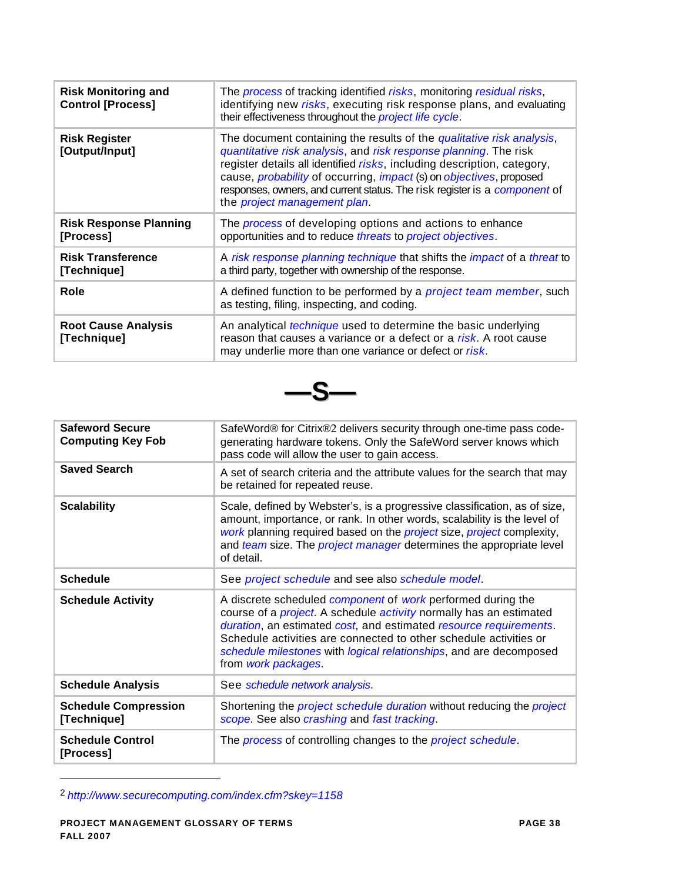| | |
|---|---|
| **Risk Monitoring and Control [Process]** | The *process* of tracking identified *risks*, monitoring *residual risks*, identifying new *risks*, executing risk response plans, and evaluating their effectiveness throughout the *project life cycle*. |
| **Risk Register [Output/Input]** | The document containing the results of the *qualitative risk analysis*, *quantitative risk analysis*, and *risk response planning*. The risk register details all identified *risks*, including description, category, cause, *probability* of occurring, *impact* (s) on *objectives*, proposed responses, owners, and current status. The risk register is a *component* of the *project management plan*. |
| **Risk Response Planning [Process]** | The *process* of developing options and actions to enhance opportunities and to reduce *threats* to *project objectives*. |
| **Risk Transference [Technique]** | A *risk response planning technique* that shifts the *impact* of a *threat* to a third party, together with ownership of the response. |
| **Role** | A defined function to be performed by a *project team member*, such as testing, filing, inspecting, and coding. |
| **Root Cause Analysis [Technique]** | An analytical *technique* used to determine the basic underlying reason that causes a variance or a defect or a *risk*. A root cause may underlie more than one variance or defect or *risk*. |

# —S—

| | |
|---|---|
| **Safeword Secure Computing Key Fob** | SafeWord® for Citrix®2 delivers security through one-time pass code-generating hardware tokens. Only the SafeWord server knows which pass code will allow the user to gain access. |
| **Saved Search** | A set of search criteria and the attribute values for the search that may be retained for repeated reuse. |
| **Scalability** | Scale, defined by Webster's, is a progressive classification, as of size, amount, importance, or rank. In other words, scalability is the level of *work* planning required based on the *project* size, *project* complexity, and *team* size. The *project manager* determines the appropriate level of detail. |
| **Schedule** | See *project schedule* and see also *schedule model*. |
| **Schedule Activity** | A discrete scheduled *component* of *work* performed during the course of a *project*. A schedule *activity* normally has an estimated *duration*, an estimated *cost*, and estimated *resource requirements*. Schedule activities are connected to other schedule activities or *schedule milestones* with *logical relationships*, and are decomposed from *work packages*. |
| **Schedule Analysis** | See *schedule network analysis*. |
| **Schedule Compression [Technique]** | Shortening the *project schedule duration* without reducing the *project scope*. See also *crashing* and *fast tracking*. |
| **Schedule Control [Process]** | The *process* of controlling changes to the *project schedule*. |

[2] *http://www.securecomputing.com/index.cfm?skey=1158*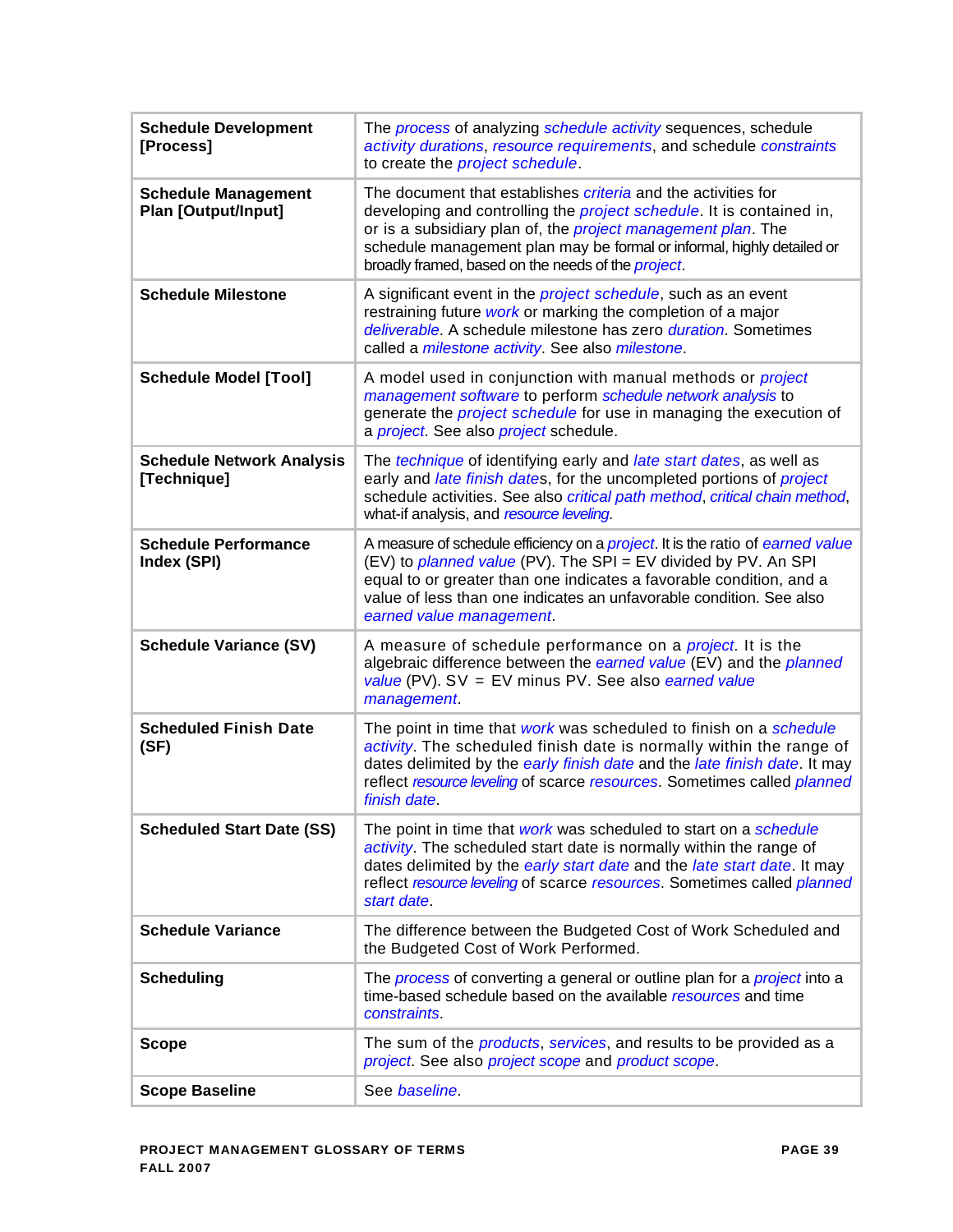| | |
|---|---|
| **Schedule Development [Process]** | The *process* of analyzing *schedule activity* sequences, schedule *activity durations*, *resource requirements*, and schedule *constraints* to create the *project schedule*. |
| **Schedule Management Plan [Output/Input]** | The document that establishes *criteria* and the activities for developing and controlling the *project schedule*. It is contained in, or is a subsidiary plan of, the *project management plan*. The schedule management plan may be formal or informal, highly detailed or broadly framed, based on the needs of the *project*. |
| **Schedule Milestone** | A significant event in the *project schedule*, such as an event restraining future *work* or marking the completion of a major *deliverable*. A schedule milestone has zero *duration*. Sometimes called a *milestone activity*. See also *milestone*. |
| **Schedule Model [Tool]** | A model used in conjunction with manual methods or *project management software* to perform *schedule network analysis* to generate the *project schedule* for use in managing the execution of a *project*. See also *project* schedule. |
| **Schedule Network Analysis [Technique]** | The *technique* of identifying early and *late start dates*, as well as early and *late finish dates*, for the uncompleted portions of *project* schedule activities. See also *critical path method*, *critical chain method*, what-if analysis, and *resource leveling*. |
| **Schedule Performance Index (SPI)** | A measure of schedule efficiency on a *project*. It is the ratio of *earned value* (EV) to *planned value* (PV). The SPI = EV divided by PV. An SPI equal to or greater than one indicates a favorable condition, and a value of less than one indicates an unfavorable condition. See also *earned value management*. |
| **Schedule Variance (SV)** | A measure of schedule performance on a *project*. It is the algebraic difference between the *earned value* (EV) and the *planned value* (PV). SV = EV minus PV. See also *earned value management*. |
| **Scheduled Finish Date (SF)** | The point in time that *work* was scheduled to finish on a *schedule activity*. The scheduled finish date is normally within the range of dates delimited by the *early finish date* and the *late finish date*. It may reflect *resource leveling* of scarce *resources*. Sometimes called *planned finish date*. |
| **Scheduled Start Date (SS)** | The point in time that *work* was scheduled to start on a *schedule activity*. The scheduled start date is normally within the range of dates delimited by the *early start date* and the *late start date*. It may reflect *resource leveling* of scarce *resources*. Sometimes called *planned start date*. |
| **Schedule Variance** | The difference between the Budgeted Cost of Work Scheduled and the Budgeted Cost of Work Performed. |
| **Scheduling** | The *process* of converting a general or outline plan for a *project* into a time-based schedule based on the available *resources* and time *constraints*. |
| **Scope** | The sum of the *products*, *services*, and results to be provided as a *project*. See also *project scope* and *product scope*. |
| **Scope Baseline** | See *baseline*. |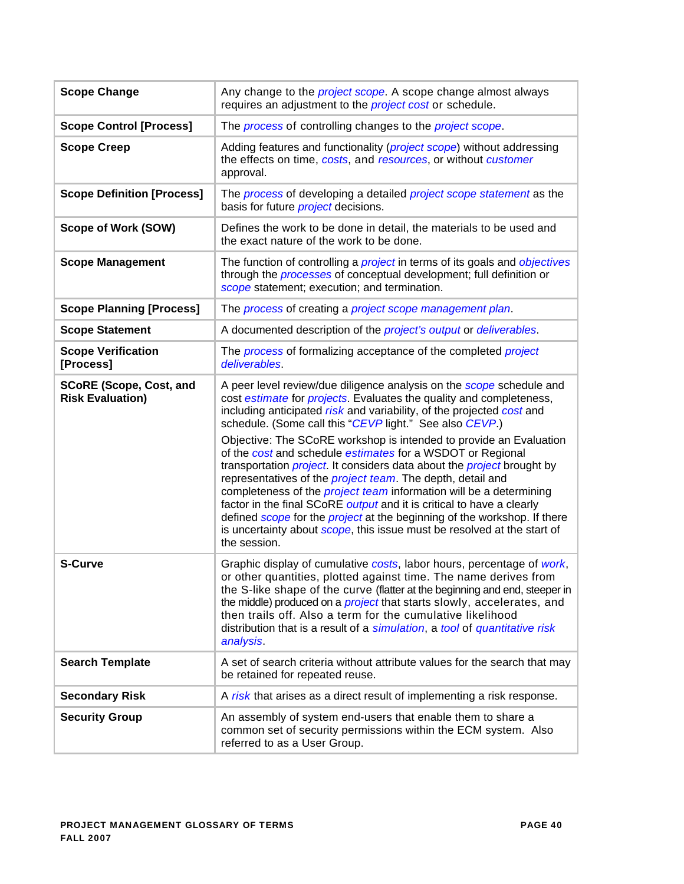| | |
|---|---|
| **Scope Change** | Any change to the *project scope*. A scope change almost always requires an adjustment to the *project cost* or schedule. |
| **Scope Control [Process]** | The *process* of controlling changes to the *project scope*. |
| **Scope Creep** | Adding features and functionality (*project scope*) without addressing the effects on time, *costs*, and *resources*, or without *customer* approval. |
| **Scope Definition [Process]** | The *process* of developing a detailed *project scope statement* as the basis for future *project* decisions. |
| **Scope of Work (SOW)** | Defines the work to be done in detail, the materials to be used and the exact nature of the work to be done. |
| **Scope Management** | The function of controlling a *project* in terms of its goals and *objectives* through the *processes* of conceptual development; full definition or *scope* statement; execution; and termination. |
| **Scope Planning [Process]** | The *process* of creating a *project scope management plan*. |
| **Scope Statement** | A documented description of the *project's output* or *deliverables*. |
| **Scope Verification [Process]** | The *process* of formalizing acceptance of the completed *project deliverables*. |
| **SCoRE (Scope, Cost, and Risk Evaluation)** | A peer level review/due diligence analysis on the *scope* schedule and cost *estimate* for *projects*. Evaluates the quality and completeness, including anticipated *risk* and variability, of the projected *cost* and schedule. (Some call this "*CEVP* light." See also *CEVP*.)<br><br>Objective: The SCoRE workshop is intended to provide an Evaluation of the *cost* and schedule *estimates* for a WSDOT or Regional transportation *project*. It considers data about the *project* brought by representatives of the *project team*. The depth, detail and completeness of the *project team* information will be a determining factor in the final SCoRE *output* and it is critical to have a clearly defined *scope* for the *project* at the beginning of the workshop. If there is uncertainty about *scope*, this issue must be resolved at the start of the session. |
| **S-Curve** | Graphic display of cumulative *costs*, labor hours, percentage of *work*, or other quantities, plotted against time. The name derives from the S-like shape of the curve (flatter at the beginning and end, steeper in the middle) produced on a *project* that starts slowly, accelerates, and then trails off. Also a term for the cumulative likelihood distribution that is a result of a *simulation*, a *tool* of *quantitative risk analysis*. |
| **Search Template** | A set of search criteria without attribute values for the search that may be retained for repeated reuse. |
| **Secondary Risk** | A *risk* that arises as a direct result of implementing a risk response. |
| **Security Group** | An assembly of system end-users that enable them to share a common set of security permissions within the ECM system. Also referred to as a User Group. |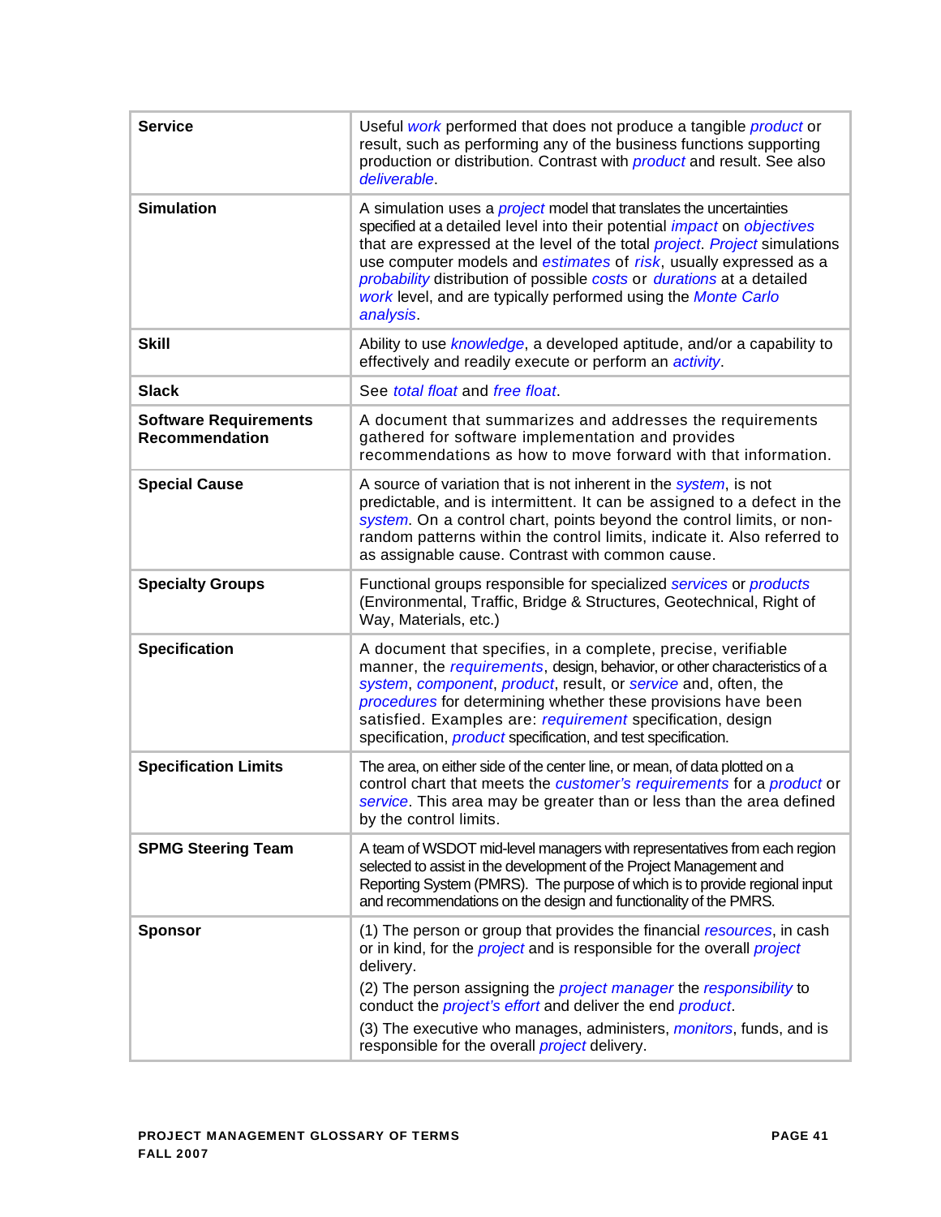| | |
|---|---|
| **Service** | Useful *work* performed that does not produce a tangible *product* or result, such as performing any of the business functions supporting production or distribution. Contrast with *product* and result. See also *deliverable*. |
| **Simulation** | A simulation uses a *project* model that translates the uncertainties specified at a detailed level into their potential *impact* on *objectives* that are expressed at the level of the total *project*. *Project* simulations use computer models and *estimates* of *risk*, usually expressed as a *probability* distribution of possible *costs* or *durations* at a detailed *work* level, and are typically performed using the *Monte Carlo analysis*. |
| **Skill** | Ability to use *knowledge*, a developed aptitude, and/or a capability to effectively and readily execute or perform an *activity*. |
| **Slack** | See *total float* and *free float*. |
| **Software Requirements Recommendation** | A document that summarizes and addresses the requirements gathered for software implementation and provides recommendations as how to move forward with that information. |
| **Special Cause** | A source of variation that is not inherent in the *system*, is not predictable, and is intermittent. It can be assigned to a defect in the *system*. On a control chart, points beyond the control limits, or non-random patterns within the control limits, indicate it. Also referred to as assignable cause. Contrast with common cause. |
| **Specialty Groups** | Functional groups responsible for specialized *services* or *products* (Environmental, Traffic, Bridge & Structures, Geotechnical, Right of Way, Materials, etc.) |
| **Specification** | A document that specifies, in a complete, precise, verifiable manner, the *requirements*, design, behavior, or other characteristics of a *system*, *component*, *product*, result, or *service* and, often, the *procedures* for determining whether these provisions have been satisfied. Examples are: *requirement* specification, design specification, *product* specification, and test specification. |
| **Specification Limits** | The area, on either side of the center line, or mean, of data plotted on a control chart that meets the *customer's requirements* for a *product* or *service*. This area may be greater than or less than the area defined by the control limits. |
| **SPMG Steering Team** | A team of WSDOT mid-level managers with representatives from each region selected to assist in the development of the Project Management and Reporting System (PMRS). The purpose of which is to provide regional input and recommendations on the design and functionality of the PMRS. |
| **Sponsor** | (1) The person or group that provides the financial *resources*, in cash or in kind, for the *project* and is responsible for the overall *project* delivery.<br><br>(2) The person assigning the *project manager* the *responsibility* to conduct the *project's effort* and deliver the end *product*.<br><br>(3) The executive who manages, administers, *monitors*, funds, and is responsible for the overall *project* delivery. |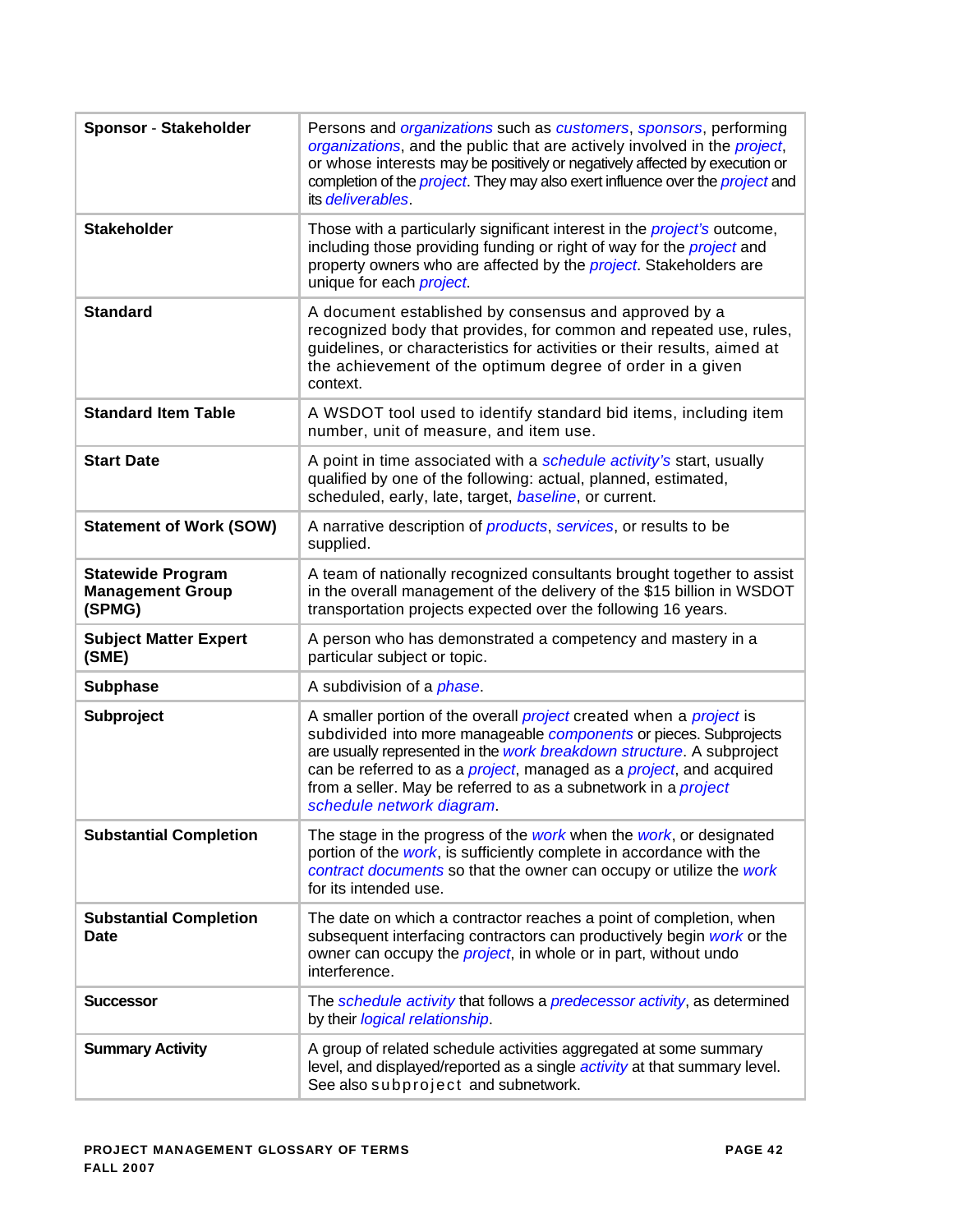| Term | Definition |
| --- | --- |
| **Sponsor - Stakeholder** | Persons and *organizations* such as *customers*, *sponsors*, performing *organizations*, and the public that are actively involved in the *project*, or whose interests may be positively or negatively affected by execution or completion of the *project*. They may also exert influence over the *project* and its *deliverables*. |
| **Stakeholder** | Those with a particularly significant interest in the *project's* outcome, including those providing funding or right of way for the *project* and property owners who are affected by the *project*. Stakeholders are unique for each *project*. |
| **Standard** | A document established by consensus and approved by a recognized body that provides, for common and repeated use, rules, guidelines, or characteristics for activities or their results, aimed at the achievement of the optimum degree of order in a given context. |
| **Standard Item Table** | A WSDOT tool used to identify standard bid items, including item number, unit of measure, and item use. |
| **Start Date** | A point in time associated with a *schedule activity's* start, usually qualified by one of the following: actual, planned, estimated, scheduled, early, late, target, *baseline*, or current. |
| **Statement of Work (SOW)** | A narrative description of *products*, *services*, or results to be supplied. |
| **Statewide Program Management Group (SPMG)** | A team of nationally recognized consultants brought together to assist in the overall management of the delivery of the $15 billion in WSDOT transportation projects expected over the following 16 years. |
| **Subject Matter Expert (SME)** | A person who has demonstrated a competency and mastery in a particular subject or topic. |
| **Subphase** | A subdivision of a *phase*. |
| **Subproject** | A smaller portion of the overall *project* created when a *project* is subdivided into more manageable *components* or pieces. Subprojects are usually represented in the *work breakdown structure*. A subproject can be referred to as a *project*, managed as a *project*, and acquired from a seller. May be referred to as a subnetwork in a *project schedule network diagram*. |
| **Substantial Completion** | The stage in the progress of the *work* when the *work*, or designated portion of the *work*, is sufficiently complete in accordance with the *contract documents* so that the owner can occupy or utilize the *work* for its intended use. |
| **Substantial Completion Date** | The date on which a contractor reaches a point of completion, when subsequent interfacing contractors can productively begin *work* or the owner can occupy the *project*, in whole or in part, without undo interference. |
| **Successor** | The *schedule activity* that follows a *predecessor activity*, as determined by their *logical relationship*. |
| **Summary Activity** | A group of related schedule activities aggregated at some summary level, and displayed/reported as a single *activity* at that summary level. See also subproject and subnetwork. |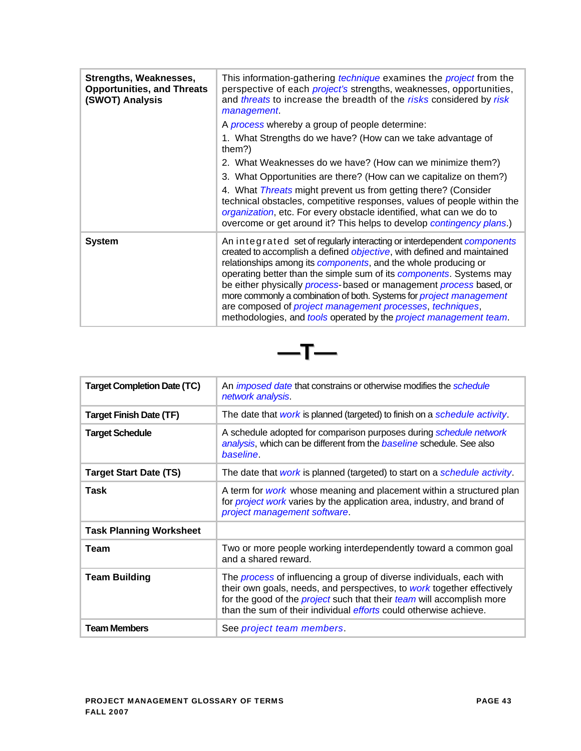| | |
|---|---|
| **Strengths, Weaknesses, Opportunities, and Threats (SWOT) Analysis** | This information-gathering *technique* examines the *project* from the perspective of each *project's* strengths, weaknesses, opportunities, and *threats* to increase the breadth of the *risks* considered by *risk management*.<br>A *process* whereby a group of people determine:<br>1. What Strengths do we have? (How can we take advantage of them?)<br>2. What Weaknesses do we have? (How can we minimize them?)<br>3. What Opportunities are there? (How can we capitalize on them?)<br>4. What *Threats* might prevent us from getting there? (Consider technical obstacles, competitive responses, values of people within the *organization*, etc. For every obstacle identified, what can we do to overcome or get around it? This helps to develop *contingency plans*.) |
| **System** | An integrated set of regularly interacting or interdependent *components* created to accomplish a defined *objective*, with defined and maintained relationships among its *components*, and the whole producing or operating better than the simple sum of its *components*. Systems may be either physically *process*-based or management *process* based, or more commonly a combination of both. Systems for *project management* are composed of *project management processes*, *techniques*, methodologies, and *tools* operated by the *project management team*. |

# —T—

| | |
|---|---|
| **Target Completion Date (TC)** | An *imposed date* that constrains or otherwise modifies the *schedule network analysis*. |
| **Target Finish Date (TF)** | The date that *work* is planned (targeted) to finish on a *schedule activity*. |
| **Target Schedule** | A schedule adopted for comparison purposes during *schedule network analysis*, which can be different from the *baseline* schedule. See also *baseline*. |
| **Target Start Date (TS)** | The date that *work* is planned (targeted) to start on a *schedule activity*. |
| **Task** | A term for *work* whose meaning and placement within a structured plan for *project work* varies by the application area, industry, and brand of *project management software*. |
| **Task Planning Worksheet** | |
| **Team** | Two or more people working interdependently toward a common goal and a shared reward. |
| **Team Building** | The *process* of influencing a group of diverse individuals, each with their own goals, needs, and perspectives, to *work* together effectively for the good of the *project* such that their *team* will accomplish more than the sum of their individual *efforts* could otherwise achieve. |
| **Team Members** | See *project team members*. |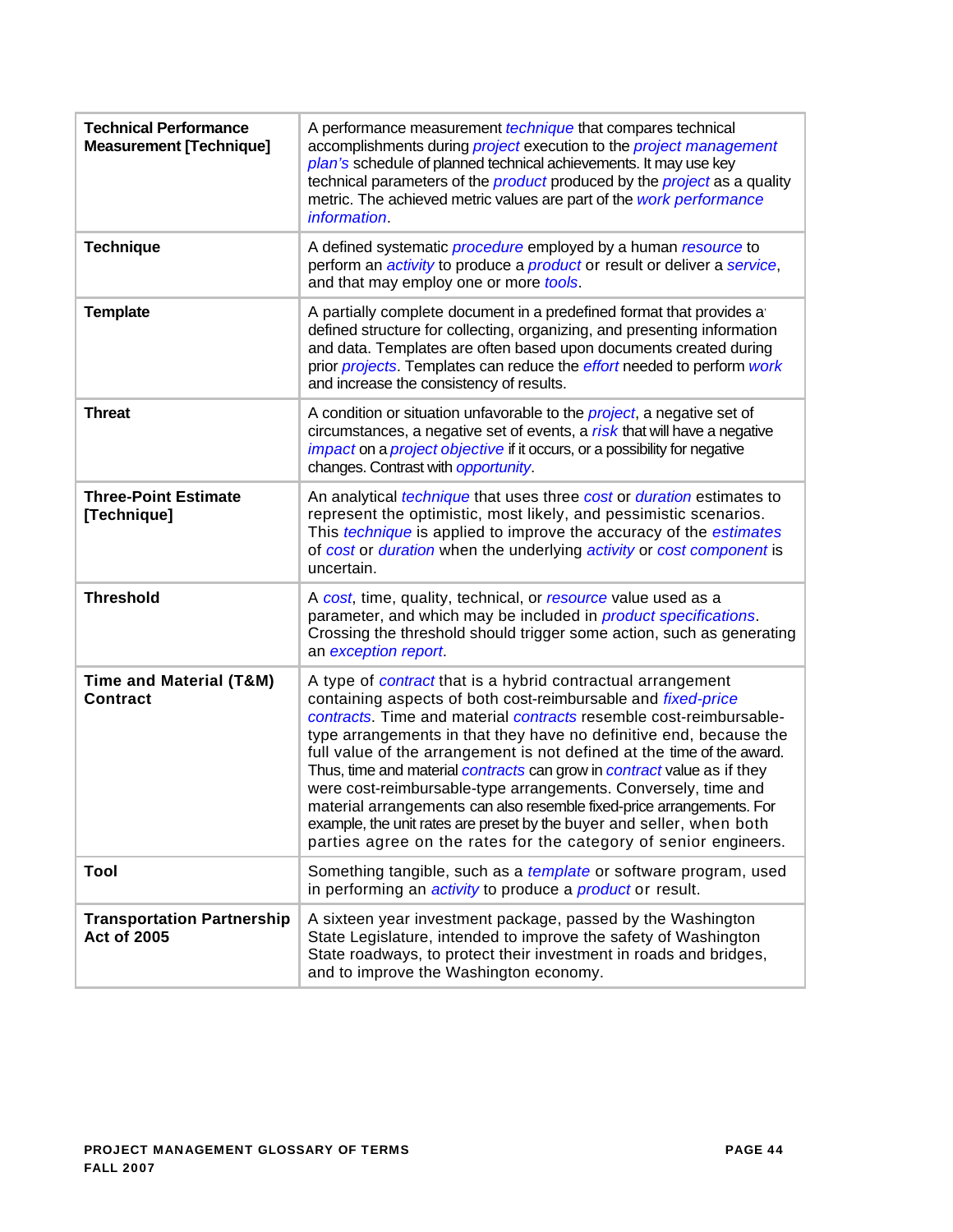| | |
|---|---|
| **Technical Performance Measurement [Technique]** | A performance measurement *technique* that compares technical accomplishments during *project* execution to the *project management plan's* schedule of planned technical achievements. It may use key technical parameters of the *product* produced by the *project* as a quality metric. The achieved metric values are part of the *work performance information*. |
| **Technique** | A defined systematic *procedure* employed by a human *resource* to perform an *activity* to produce a *product* or result or deliver a *service*, and that may employ one or more *tools*. |
| **Template** | A partially complete document in a predefined format that provides a defined structure for collecting, organizing, and presenting information and data. Templates are often based upon documents created during prior *projects*. Templates can reduce the *effort* needed to perform *work* and increase the consistency of results. |
| **Threat** | A condition or situation unfavorable to the *project*, a negative set of circumstances, a negative set of events, a *risk* that will have a negative *impact* on a *project objective* if it occurs, or a possibility for negative changes. Contrast with *opportunity*. |
| **Three-Point Estimate [Technique]** | An analytical *technique* that uses three *cost* or *duration* estimates to represent the optimistic, most likely, and pessimistic scenarios. This *technique* is applied to improve the accuracy of the *estimates* of *cost* or *duration* when the underlying *activity* or *cost component* is uncertain. |
| **Threshold** | A *cost*, time, quality, technical, or *resource* value used as a parameter, and which may be included in *product specifications*. Crossing the threshold should trigger some action, such as generating an *exception report*. |
| **Time and Material (T&M) Contract** | A type of *contract* that is a hybrid contractual arrangement containing aspects of both cost-reimbursable and *fixed-price contracts*. Time and material *contracts* resemble cost-reimbursable-type arrangements in that they have no definitive end, because the full value of the arrangement is not defined at the time of the award. Thus, time and material *contracts* can grow in *contract* value as if they were cost-reimbursable-type arrangements. Conversely, time and material arrangements can also resemble fixed-price arrangements. For example, the unit rates are preset by the buyer and seller, when both parties agree on the rates for the category of senior engineers. |
| **Tool** | Something tangible, such as a *template* or software program, used in performing an *activity* to produce a *product* or result. |
| **Transportation Partnership Act of 2005** | A sixteen year investment package, passed by the Washington State Legislature, intended to improve the safety of Washington State roadways, to protect their investment in roads and bridges, and to improve the Washington economy. |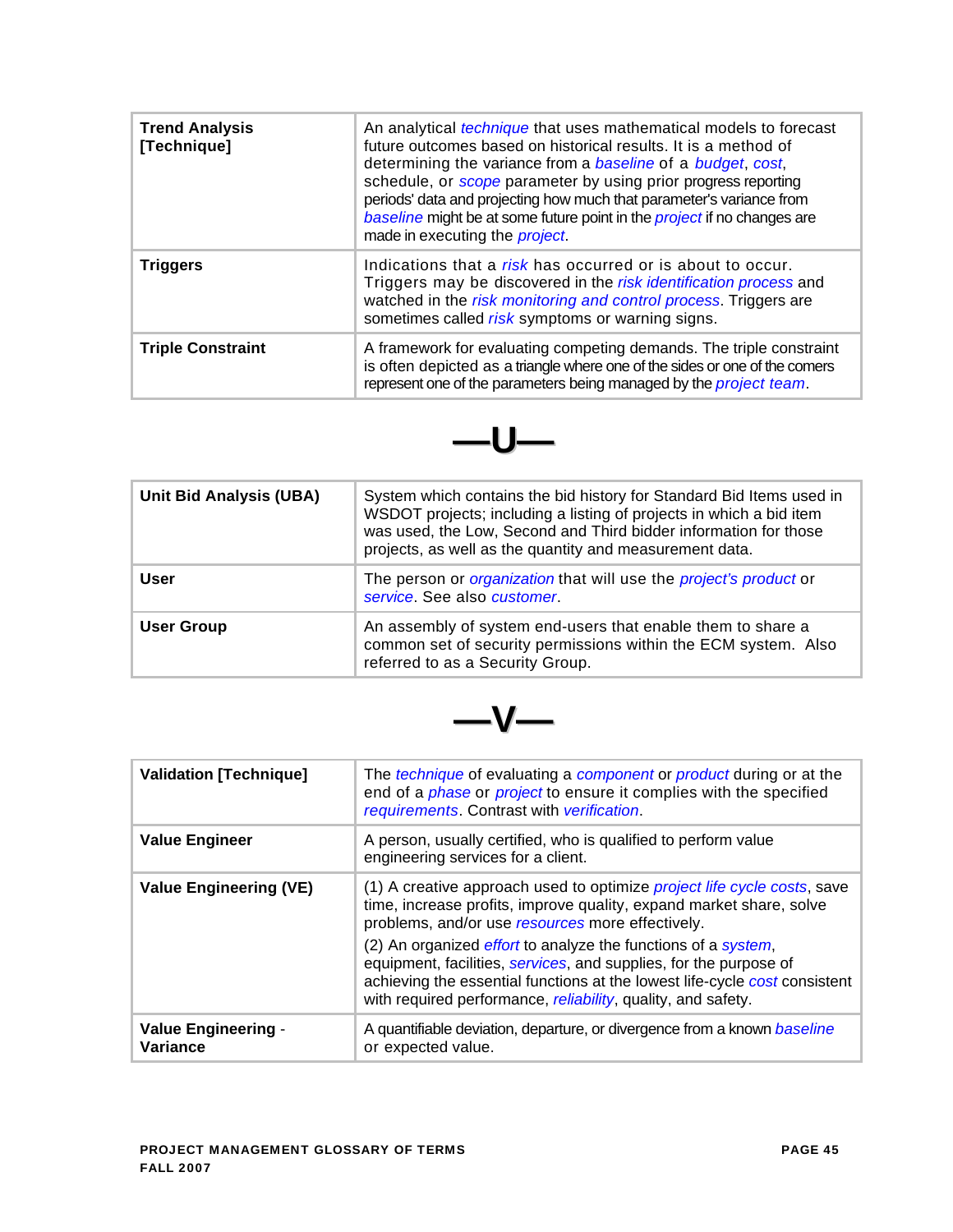| | |
|---|---|
| **Trend Analysis [Technique]** | An analytical *technique* that uses mathematical models to forecast future outcomes based on historical results. It is a method of determining the variance from a *baseline* of a *budget*, *cost*, schedule, or *scope* parameter by using prior progress reporting periods' data and projecting how much that parameter's variance from *baseline* might be at some future point in the *project* if no changes are made in executing the *project*. |
| **Triggers** | Indications that a *risk* has occurred or is about to occur. Triggers may be discovered in the *risk identification process* and watched in the *risk monitoring and control process*. Triggers are sometimes called *risk* symptoms or warning signs. |
| **Triple Constraint** | A framework for evaluating competing demands. The triple constraint is often depicted as a triangle where one of the sides or one of the corners represent one of the parameters being managed by the *project team*. |

## —U—

| | |
|---|---|
| **Unit Bid Analysis (UBA)** | System which contains the bid history for Standard Bid Items used in WSDOT projects; including a listing of projects in which a bid item was used, the Low, Second and Third bidder information for those projects, as well as the quantity and measurement data. |
| **User** | The person or *organization* that will use the *project's product* or *service*. See also *customer*. |
| **User Group** | An assembly of system end-users that enable them to share a common set of security permissions within the ECM system. Also referred to as a Security Group. |

## —V—

| | |
|---|---|
| **Validation [Technique]** | The *technique* of evaluating a *component* or *product* during or at the end of a *phase* or *project* to ensure it complies with the specified *requirements*. Contrast with *verification*. |
| **Value Engineer** | A person, usually certified, who is qualified to perform value engineering services for a client. |
| **Value Engineering (VE)** | (1) A creative approach used to optimize *project life cycle costs*, save time, increase profits, improve quality, expand market share, solve problems, and/or use *resources* more effectively.<br>(2) An organized *effort* to analyze the functions of a *system*, equipment, facilities, *services*, and supplies, for the purpose of achieving the essential functions at the lowest life-cycle *cost* consistent with required performance, *reliability*, quality, and safety. |
| **Value Engineering - Variance** | A quantifiable deviation, departure, or divergence from a known *baseline* or expected value. |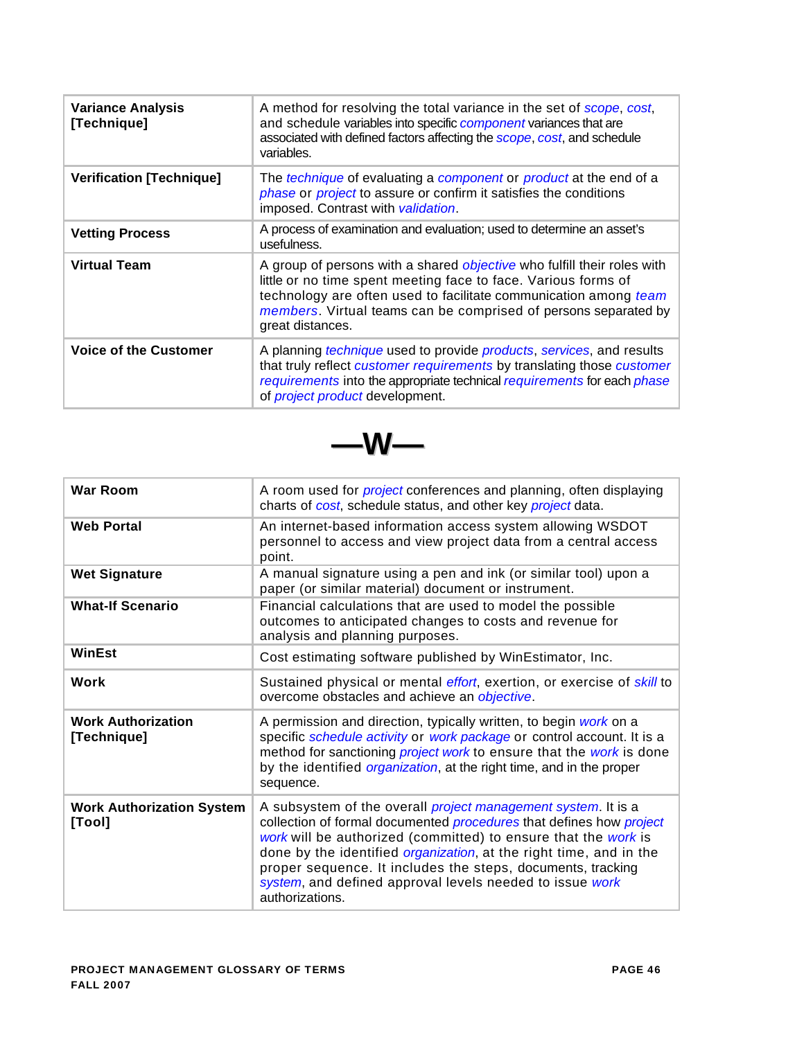| | |
|---|---|
| **Variance Analysis [Technique]** | A method for resolving the total variance in the set of *scope*, *cost*, and schedule variables into specific *component* variances that are associated with defined factors affecting the *scope*, *cost*, and schedule variables. |
| **Verification [Technique]** | The *technique* of evaluating a *component* or *product* at the end of a *phase* or *project* to assure or confirm it satisfies the conditions imposed. Contrast with *validation*. |
| **Vetting Process** | A process of examination and evaluation; used to determine an asset's usefulness. |
| **Virtual Team** | A group of persons with a shared *objective* who fulfill their roles with little or no time spent meeting face to face. Various forms of technology are often used to facilitate communication among *team members*. Virtual teams can be comprised of persons separated by great distances. |
| **Voice of the Customer** | A planning *technique* used to provide *products*, *services*, and results that truly reflect *customer requirements* by translating those *customer requirements* into the appropriate technical *requirements* for each *phase* of *project product* development. |

# —W—

| | |
|---|---|
| **War Room** | A room used for *project* conferences and planning, often displaying charts of *cost*, schedule status, and other key *project* data. |
| **Web Portal** | An internet-based information access system allowing WSDOT personnel to access and view project data from a central access point. |
| **Wet Signature** | A manual signature using a pen and ink (or similar tool) upon a paper (or similar material) document or instrument. |
| **What-If Scenario** | Financial calculations that are used to model the possible outcomes to anticipated changes to costs and revenue for analysis and planning purposes. |
| **WinEst** | Cost estimating software published by WinEstimator, Inc. |
| **Work** | Sustained physical or mental *effort*, exertion, or exercise of *skill* to overcome obstacles and achieve an *objective*. |
| **Work Authorization [Technique]** | A permission and direction, typically written, to begin *work* on a specific *schedule activity* or *work package* or control account. It is a method for sanctioning *project work* to ensure that the *work* is done by the identified *organization*, at the right time, and in the proper sequence. |
| **Work Authorization System [Tool]** | A subsystem of the overall *project management system*. It is a collection of formal documented *procedures* that defines how *project work* will be authorized (committed) to ensure that the *work* is done by the identified *organization*, at the right time, and in the proper sequence. It includes the steps, documents, tracking *system*, and defined approval levels needed to issue *work* authorizations. |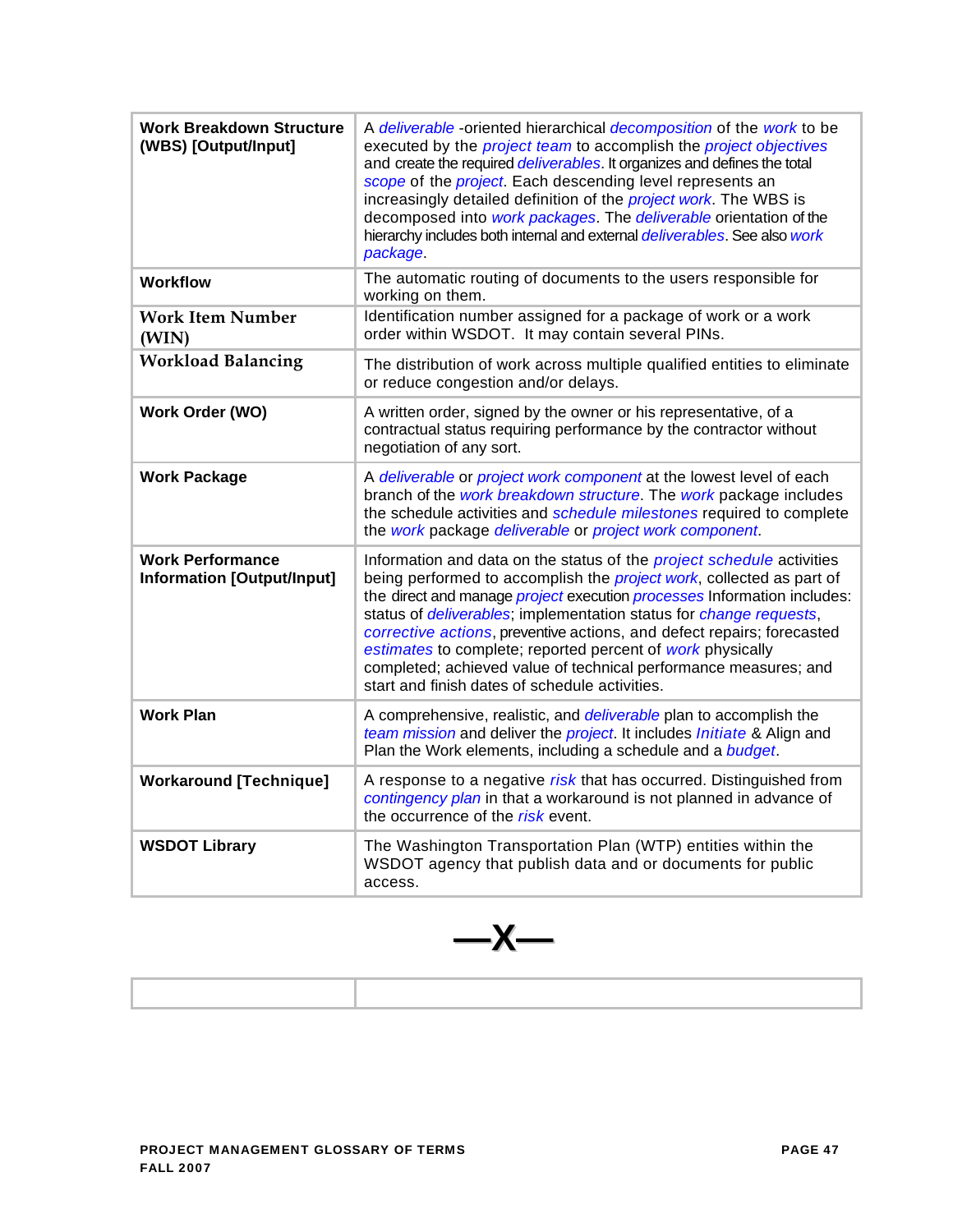| | |
|---|---|
| **Work Breakdown Structure (WBS) [Output/Input]** | A *deliverable* -oriented hierarchical *decomposition* of the *work* to be executed by the *project team* to accomplish the *project objectives* and create the required *deliverables*. It organizes and defines the total *scope* of the *project*. Each descending level represents an increasingly detailed definition of the *project work*. The WBS is decomposed into *work packages*. The *deliverable* orientation of the hierarchy includes both internal and external *deliverables*. See also *work package*. |
| **Workflow** | The automatic routing of documents to the users responsible for working on them. |
| **Work Item Number (WIN)** | Identification number assigned for a package of work or a work order within WSDOT. It may contain several PINs. |
| **Workload Balancing** | The distribution of work across multiple qualified entities to eliminate or reduce congestion and/or delays. |
| **Work Order (WO)** | A written order, signed by the owner or his representative, of a contractual status requiring performance by the contractor without negotiation of any sort. |
| **Work Package** | A *deliverable* or *project work component* at the lowest level of each branch of the *work breakdown structure*. The *work* package includes the schedule activities and *schedule milestones* required to complete the *work* package *deliverable* or *project work component*. |
| **Work Performance Information [Output/Input]** | Information and data on the status of the *project schedule* activities being performed to accomplish the *project work*, collected as part of the direct and manage *project* execution *processes* Information includes: status of *deliverables*; implementation status for *change requests*, *corrective actions*, preventive actions, and defect repairs; forecasted *estimates* to complete; reported percent of *work* physically completed; achieved value of technical performance measures; and start and finish dates of schedule activities. |
| **Work Plan** | A comprehensive, realistic, and *deliverable* plan to accomplish the *team mission* and deliver the *project*. It includes *Initiate* & Align and Plan the Work elements, including a schedule and a *budget*. |
| **Workaround [Technique]** | A response to a negative *risk* that has occurred. Distinguished from *contingency plan* in that a workaround is not planned in advance of the occurrence of the *risk* event. |
| **WSDOT Library** | The Washington Transportation Plan (WTP) entities within the WSDOT agency that publish data and or documents for public access. |

## —X—

| | |
|---|---|
| | |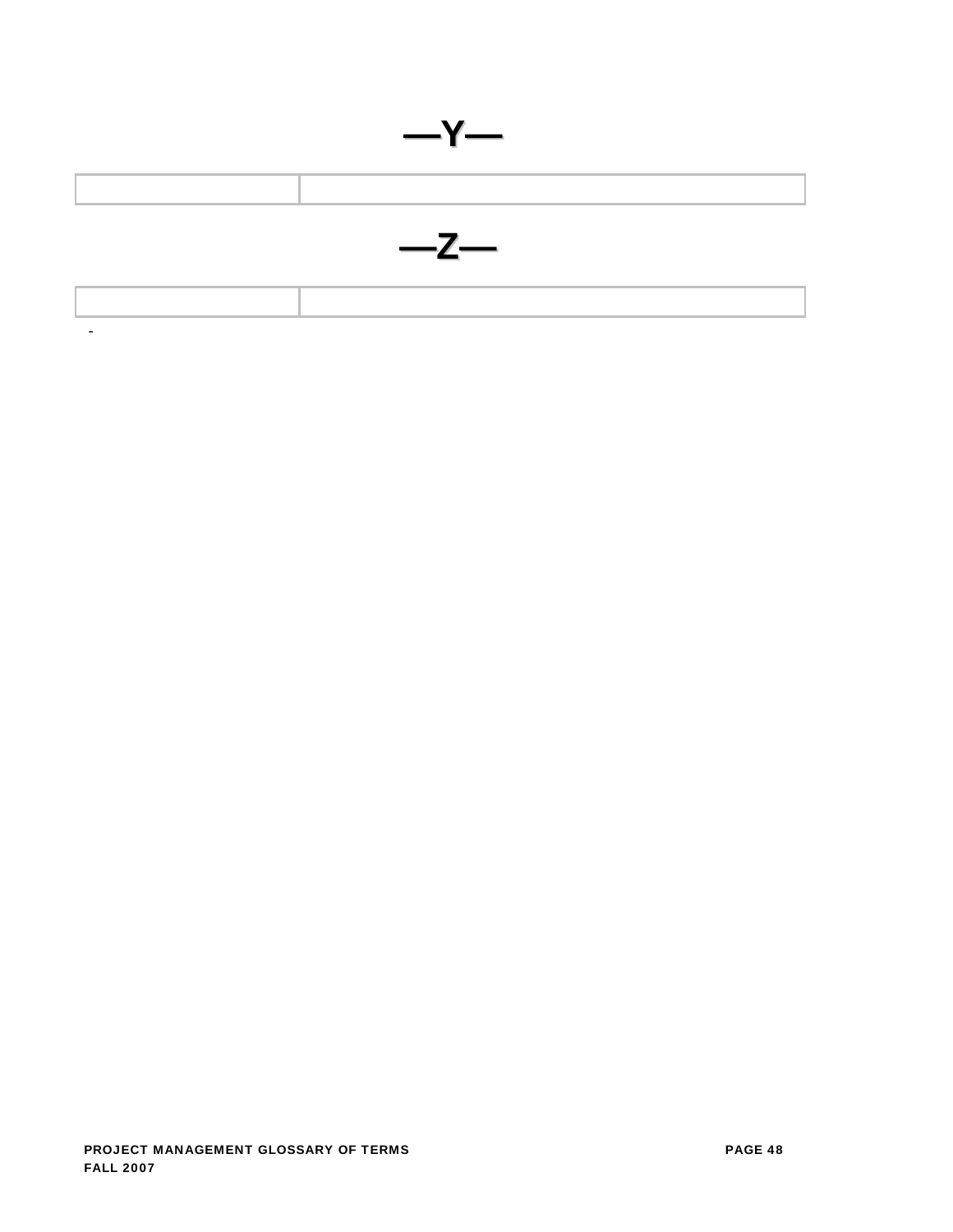## —Y—

| | |
|---|---|
| | |

## —Z—

| | |
|---|---|
| | |

-